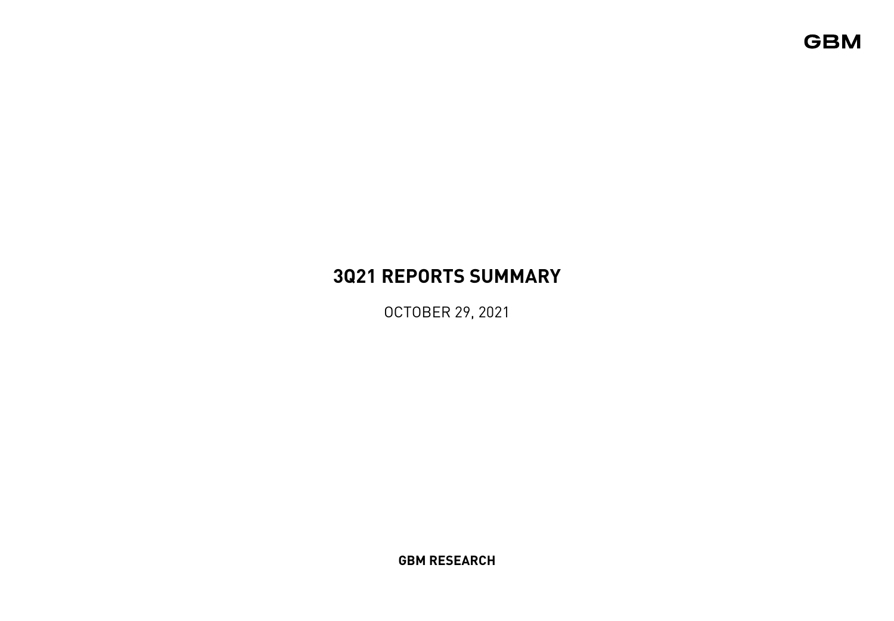GBM

# 3Q21 REPORTS SUMMARY

OCTOBER 29, 2021

**GBM RESEARCH**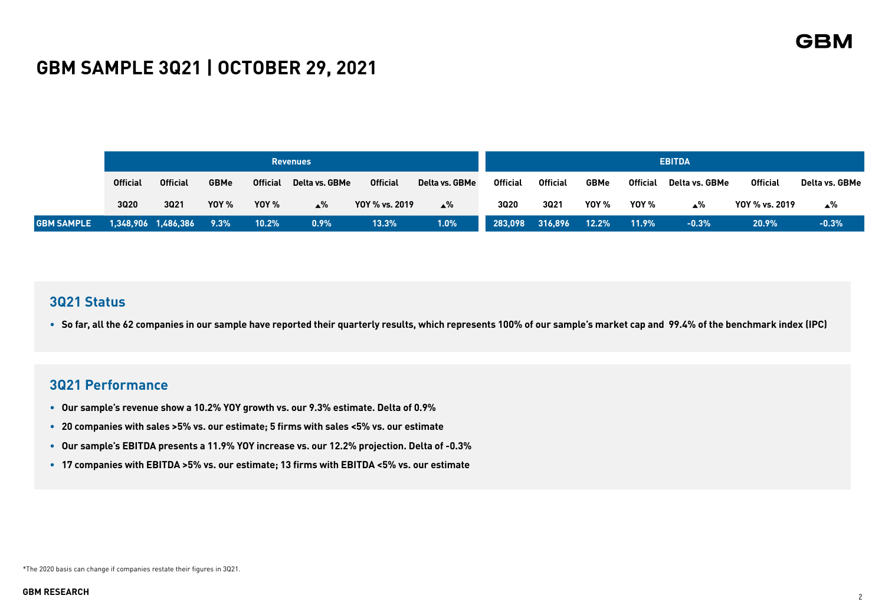# GBM SAMPLE 3Q21 | OCTOBER 29, 2021

| | Revenues | | | | | | | EBITDA | | | | | | |
|---|---|---|---|---|---|---|---|---|---|---|---|---|---|---|
| | Official | Official | GBMe | Official | Delta vs. GBMe | Official | Delta vs. GBMe | Official | Official | GBMe | Official | Delta vs. GBMe | Official | Delta vs. GBMe |
| | 3Q20 | 3Q21 | YOY % | YOY % | ▲% | YOY % vs. 2019 | ▲% | 3Q20 | 3Q21 | YOY % | YOY % | ▲% | YOY % vs. 2019 | ▲% |
| GBM SAMPLE | 1,348,906 | 1,486,386 | 9.3% | 10.2% | 0.9% | 13.3% | 1.0% | 283,098 | 316,896 | 12.2% | 11.9% | -0.3% | 20.9% | -0.3% |

## 3Q21 Status

- So far, all the 62 companies in our sample have reported their quarterly results, which represents 100% of our sample's market cap and 99.4% of the benchmark index (IPC)

## 3Q21 Performance

- Our sample's revenue show a 10.2% YOY growth vs. our 9.3% estimate. Delta of 0.9%
- 20 companies with sales >5% vs. our estimate; 5 firms with sales <5% vs. our estimate
- Our sample's EBITDA presents a 11.9% YOY increase vs. our 12.2% projection. Delta of -0.3%
- 17 companies with EBITDA >5% vs. our estimate; 13 firms with EBITDA <5% vs. our estimate

*The 2020 basis can change if companies restate their figures in 3Q21.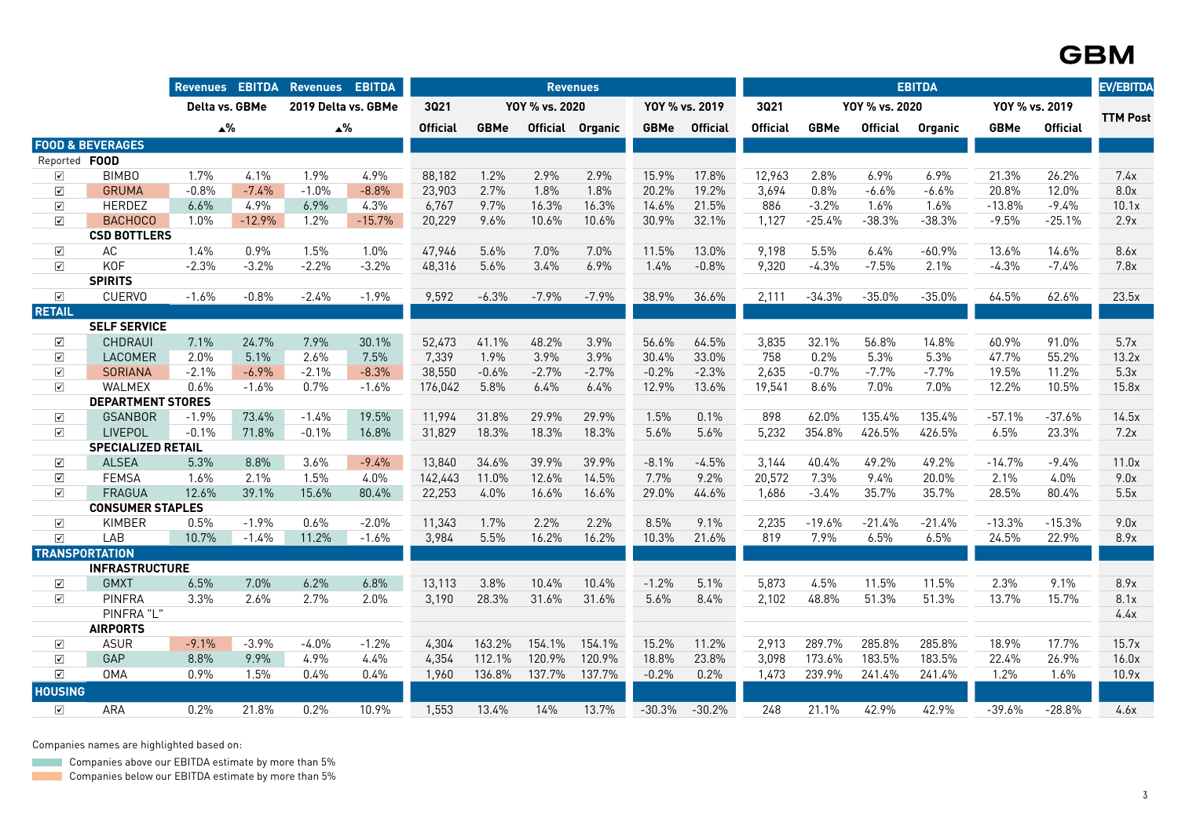| Reported | Company | Revenues Delta vs. GBMe ▲% | EBITDA Delta vs. GBMe ▲% | Revenues 2019 Delta vs. GBMe ▲% | EBITDA 2019 Delta vs. GBMe ▲% | Revenues 3Q21 Official | Revenues YOY % vs. 2020 GBMe | Revenues YOY % vs. 2020 Official | Revenues YOY % vs. 2020 Organic | Revenues YOY % vs. 2019 GBMe | Revenues YOY % vs. 2019 Official | EBITDA 3Q21 Official | EBITDA YOY % vs. 2020 GBMe | EBITDA YOY % vs. 2020 Official | EBITDA YOY % vs. 2020 Organic | EBITDA YOY % vs. 2019 GBMe | EBITDA YOY % vs. 2019 Official | EV/EBITDA TTM Post |
|---|---|---|---|---|---|---|---|---|---|---|---|---|---|---|---|---|---|---|
| **FOOD & BEVERAGES** | | | | | | | | | | | | | | | | | | |
| | **FOOD** | | | | | | | | | | | | | | | | | |
| ☑ | BIMBO | 1.7% | 4.1% | 1.9% | 4.9% | 88,182 | 1.2% | 2.9% | 2.9% | 15.9% | 17.8% | 12,963 | 2.8% | 6.9% | 6.9% | 21.3% | 26.2% | 7.4x |
| ☑ | GRUMA | -0.8% | -7.4% | -1.0% | -8.8% | 23,903 | 2.7% | 1.8% | 1.8% | 20.2% | 19.2% | 3,694 | 0.8% | -6.6% | -6.6% | 20.8% | 12.0% | 8.0x |
| ☑ | HERDEZ | 6.6% | 4.9% | 6.9% | 4.3% | 6,767 | 9.7% | 16.3% | 16.3% | 14.6% | 21.5% | 886 | -3.2% | 1.6% | 1.6% | -13.8% | -9.4% | 10.1x |
| ☑ | BACHOCO | 1.0% | -12.9% | 1.2% | -15.7% | 20,229 | 9.6% | 10.6% | 10.6% | 30.9% | 32.1% | 1,127 | -25.4% | -38.3% | -38.3% | -9.5% | -25.1% | 2.9x |
| | **CSD BOTTLERS** | | | | | | | | | | | | | | | | | |
| ☑ | AC | 1.4% | 0.9% | 1.5% | 1.0% | 47,946 | 5.6% | 7.0% | 7.0% | 11.5% | 13.0% | 9,198 | 5.5% | 6.4% | -60.9% | 13.6% | 14.6% | 8.6x |
| ☑ | KOF | -2.3% | -3.2% | -2.2% | -3.2% | 48,316 | 5.6% | 3.4% | 6.9% | 1.4% | -0.8% | 9,320 | -4.3% | -7.5% | 2.1% | -4.3% | -7.4% | 7.8x |
| | **SPIRITS** | | | | | | | | | | | | | | | | | |
| ☑ | CUERVO | -1.6% | -0.8% | -2.4% | -1.9% | 9,592 | -6.3% | -7.9% | -7.9% | 38.9% | 36.6% | 2,111 | -34.3% | -35.0% | -35.0% | 64.5% | 62.6% | 23.5x |
| **RETAIL** | | | | | | | | | | | | | | | | | | |
| | **SELF SERVICE** | | | | | | | | | | | | | | | | | |
| ☑ | CHDRAUI | 7.1% | 24.7% | 7.9% | 30.1% | 52,473 | 41.1% | 48.2% | 3.9% | 56.6% | 64.5% | 3,835 | 32.1% | 56.8% | 14.8% | 60.9% | 91.0% | 5.7x |
| ☑ | LACOMER | 2.0% | 5.1% | 2.6% | 7.5% | 7,339 | 1.9% | 3.9% | 3.9% | 30.4% | 33.0% | 758 | 0.2% | 5.3% | 5.3% | 47.7% | 55.2% | 13.2x |
| ☑ | SORIANA | -2.1% | -6.9% | -2.1% | -8.3% | 38,550 | -0.6% | -2.7% | -2.7% | -0.2% | -2.3% | 2,635 | -0.7% | -7.7% | -7.7% | 19.5% | 11.2% | 5.3x |
| ☑ | WALMEX | 0.6% | -1.6% | 0.7% | -1.6% | 176,042 | 5.8% | 6.4% | 6.4% | 12.9% | 13.6% | 19,541 | 8.6% | 7.0% | 7.0% | 12.2% | 10.5% | 15.8x |
| | **DEPARTMENT STORES** | | | | | | | | | | | | | | | | | |
| ☑ | GSANBOR | -1.9% | 73.4% | -1.4% | 19.5% | 11,994 | 31.8% | 29.9% | 29.9% | 1.5% | 0.1% | 898 | 62.0% | 135.4% | 135.4% | -57.1% | -37.6% | 14.5x |
| ☑ | LIVEPOL | -0.1% | 71.8% | -0.1% | 16.8% | 31,829 | 18.3% | 18.3% | 18.3% | 5.6% | 5.6% | 5,232 | 354.8% | 426.5% | 426.5% | 6.5% | 23.3% | 7.2x |
| | **SPECIALIZED RETAIL** | | | | | | | | | | | | | | | | | |
| ☑ | ALSEA | 5.3% | 8.8% | 3.6% | -9.4% | 13,840 | 34.6% | 39.9% | 39.9% | -8.1% | -4.5% | 3,144 | 40.4% | 49.2% | 49.2% | -14.7% | -9.4% | 11.0x |
| ☑ | FEMSA | 1.6% | 2.1% | 1.5% | 4.0% | 142,443 | 11.0% | 12.6% | 14.5% | 7.7% | 9.2% | 20,572 | 7.3% | 9.4% | 20.0% | 2.1% | 4.0% | 9.0x |
| ☑ | FRAGUA | 12.6% | 39.1% | 15.6% | 80.4% | 22,253 | 4.0% | 16.6% | 16.6% | 29.0% | 44.6% | 1,686 | -3.4% | 35.7% | 35.7% | 28.5% | 80.4% | 5.5x |
| | **CONSUMER STAPLES** | | | | | | | | | | | | | | | | | |
| ☑ | KIMBER | 0.5% | -1.9% | 0.6% | -2.0% | 11,343 | 1.7% | 2.2% | 2.2% | 8.5% | 9.1% | 2,235 | -19.6% | -21.4% | -21.4% | -13.3% | -15.3% | 9.0x |
| ☑ | LAB | 10.7% | -1.4% | 11.2% | -1.6% | 3,984 | 5.5% | 16.2% | 16.2% | 10.3% | 21.6% | 819 | 7.9% | 6.5% | 6.5% | 24.5% | 22.9% | 8.9x |
| **TRANSPORTATION** | | | | | | | | | | | | | | | | | | |
| | **INFRASTRUCTURE** | | | | | | | | | | | | | | | | | |
| ☑ | GMXT | 6.5% | 7.0% | 6.2% | 6.8% | 13,113 | 3.8% | 10.4% | 10.4% | -1.2% | 5.1% | 5,873 | 4.5% | 11.5% | 11.5% | 2.3% | 9.1% | 8.9x |
| ☑ | PINFRA | 3.3% | 2.6% | 2.7% | 2.0% | 3,190 | 28.3% | 31.6% | 31.6% | 5.6% | 8.4% | 2,102 | 48.8% | 51.3% | 51.3% | 13.7% | 15.7% | 8.1x |
| | PINFRA "L" | | | | | | | | | | | | | | | | | 4.4x |
| | **AIRPORTS** | | | | | | | | | | | | | | | | | |
| ☑ | ASUR | -9.1% | -3.9% | -4.0% | -1.2% | 4,304 | 163.2% | 154.1% | 154.1% | 15.2% | 11.2% | 2,913 | 289.7% | 285.8% | 285.8% | 18.9% | 17.7% | 15.7x |
| ☑ | GAP | 8.8% | 9.9% | 4.9% | 4.4% | 4,354 | 112.1% | 120.9% | 120.9% | 18.8% | 23.8% | 3,098 | 173.6% | 183.5% | 183.5% | 22.4% | 26.9% | 16.0x |
| ☑ | OMA | 0.9% | 1.5% | 0.4% | 0.4% | 1,960 | 136.8% | 137.7% | 137.7% | -0.2% | 0.2% | 1,473 | 239.9% | 241.4% | 241.4% | 1.2% | 1.6% | 10.9x |
| **HOUSING** | | | | | | | | | | | | | | | | | | |
| ☑ | ARA | 0.2% | 21.8% | 0.2% | 10.9% | 1,553 | 13.4% | 14% | 13.7% | -30.3% | -30.2% | 248 | 21.1% | 42.9% | 42.9% | -39.6% | -28.8% | 4.6x |

Companies names are highlighted based on:

- Companies above our EBITDA estimate by more than 5% (green)
- Companies below our EBITDA estimate by more than 5% (orange)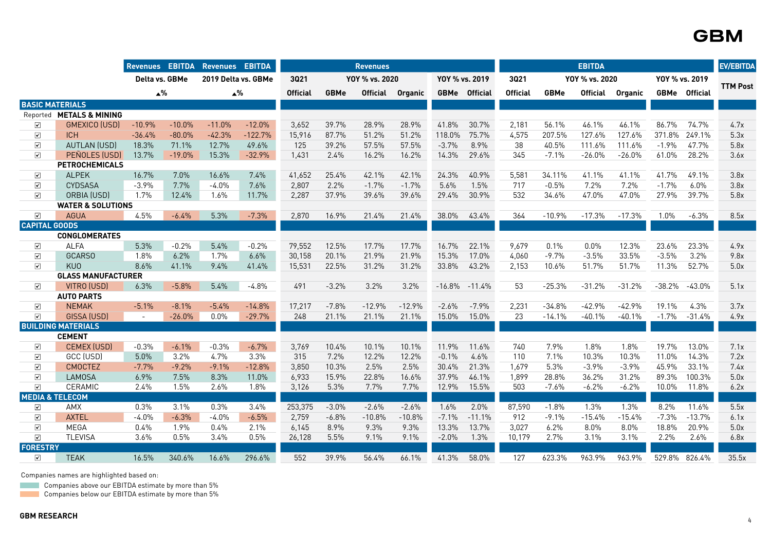| Reported | Company | Revenues Delta vs. GBMe ▲% | EBITDA Delta vs. GBMe ▲% | Revenues 2019 Delta vs. GBMe ▲% | EBITDA 2019 Delta vs. GBMe ▲% | Revenues 3Q21 Official | Revenues YOY % vs. 2020 GBMe | Revenues YOY % vs. 2020 Official | Revenues YOY % vs. 2020 Organic | Revenues YOY % vs. 2019 GBMe | Revenues YOY % vs. 2019 Official | EBITDA 3Q21 Official | EBITDA YOY % vs. 2020 GBMe | EBITDA YOY % vs. 2020 Official | EBITDA YOY % vs. 2020 Organic | EBITDA YOY % vs. 2019 GBMe | EBITDA YOY % vs. 2019 Official | EV/EBITDA TTM Post |
|---|---|---|---|---|---|---|---|---|---|---|---|---|---|---|---|---|---|---|
| **BASIC MATERIALS** | | | | | | | | | | | | | | | | | | |
| | **METALS & MINING** | | | | | | | | | | | | | | | | | |
| ☑ | GMEXICO (USD) | -10.9% | -10.0% | -11.0% | -12.0% | 3,652 | 39.7% | 28.9% | 28.9% | 41.8% | 30.7% | 2,181 | 56.1% | 46.1% | 46.1% | 86.7% | 74.7% | 4.7x |
| ☑ | ICH | -36.4% | -80.0% | -42.3% | -122.7% | 15,916 | 87.7% | 51.2% | 51.2% | 118.0% | 75.7% | 4,575 | 207.5% | 127.6% | 127.6% | 371.8% | 249.1% | 5.3x |
| ☑ | AUTLAN (USD) | 18.3% | 71.1% | 12.7% | 49.6% | 125 | 39.2% | 57.5% | 57.5% | -3.7% | 8.9% | 38 | 40.5% | 111.6% | 111.6% | -1.9% | 47.7% | 5.8x |
| ☑ | PEÑOLES (USD) | 13.7% | -19.0% | 15.3% | -32.9% | 1,431 | 2.4% | 16.2% | 16.2% | 14.3% | 29.6% | 345 | -7.1% | -26.0% | -26.0% | 61.0% | 28.2% | 3.6x |
| | **PETROCHEMICALS** | | | | | | | | | | | | | | | | | |
| ☑ | ALPEK | 16.7% | 7.0% | 16.6% | 7.4% | 41,652 | 25.4% | 42.1% | 42.1% | 24.3% | 40.9% | 5,581 | 34.11% | 41.1% | 41.1% | 41.7% | 49.1% | 3.8x |
| ☑ | CYDSASA | -3.9% | 7.7% | -4.0% | 7.6% | 2,807 | 2.2% | -1.7% | -1.7% | 5.6% | 1.5% | 717 | -0.5% | 7.2% | 7.2% | -1.7% | 6.0% | 3.8x |
| ☑ | ORBIA (USD) | 1.7% | 12.4% | 1.6% | 11.7% | 2,287 | 37.9% | 39.6% | 39.6% | 29.4% | 30.9% | 532 | 34.6% | 47.0% | 47.0% | 27.9% | 39.7% | 5.8x |
| | **WATER & SOLUTIONS** | | | | | | | | | | | | | | | | | |
| ☑ | AGUA | 4.5% | -6.4% | 5.3% | -7.3% | 2,870 | 16.9% | 21.4% | 21.4% | 38.0% | 43.4% | 364 | -10.9% | -17.3% | -17.3% | 1.0% | -6.3% | 8.5x |
| **CAPITAL GOODS** | | | | | | | | | | | | | | | | | | |
| | **CONGLOMERATES** | | | | | | | | | | | | | | | | | |
| ☑ | ALFA | 5.3% | -0.2% | 5.4% | -0.2% | 79,552 | 12.5% | 17.7% | 17.7% | 16.7% | 22.1% | 9,679 | 0.1% | 0.0% | 12.3% | 23.6% | 23.3% | 4.9x |
| ☑ | GCARSO | 1.8% | 6.2% | 1.7% | 6.6% | 30,158 | 20.1% | 21.9% | 21.9% | 15.3% | 17.0% | 4,060 | -9.7% | -3.5% | 33.5% | -3.5% | 3.2% | 9.8x |
| ☑ | KUO | 8.6% | 41.1% | 9.4% | 41.4% | 15,531 | 22.5% | 31.2% | 31.2% | 33.8% | 43.2% | 2,153 | 10.6% | 51.7% | 51.7% | 11.3% | 52.7% | 5.0x |
| | **GLASS MANUFACTURER** | | | | | | | | | | | | | | | | | |
| ☑ | VITRO (USD) | 6.3% | -5.8% | 5.4% | -4.8% | 491 | -3.2% | 3.2% | 3.2% | -16.8% | -11.4% | 53 | -25.3% | -31.2% | -31.2% | -38.2% | -43.0% | 5.1x |
| | **AUTO PARTS** | | | | | | | | | | | | | | | | | |
| ☑ | NEMAK | -5.1% | -8.1% | -5.4% | -14.8% | 17,217 | -7.8% | -12.9% | -12.9% | -2.6% | -7.9% | 2,231 | -34.8% | -42.9% | -42.9% | 19.1% | 4.3% | 3.7x |
| ☑ | GISSA (USD) | - | -26.0% | 0.0% | -29.7% | 248 | 21.1% | 21.1% | 21.1% | 15.0% | 15.0% | 23 | -14.1% | -40.1% | -40.1% | -1.7% | -31.4% | 4.9x |
| **BUILDING MATERIALS** | | | | | | | | | | | | | | | | | | |
| | **CEMENT** | | | | | | | | | | | | | | | | | |
| ☑ | CEMEX (USD) | -0.3% | -6.1% | -0.3% | -6.7% | 3,769 | 10.4% | 10.1% | 10.1% | 11.9% | 11.6% | 740 | 7.9% | 1.8% | 1.8% | 19.7% | 13.0% | 7.1x |
| ☑ | GCC (USD) | 5.0% | 3.2% | 4.7% | 3.3% | 315 | 7.2% | 12.2% | 12.2% | -0.1% | 4.6% | 110 | 7.1% | 10.3% | 10.3% | 11.0% | 14.3% | 7.2x |
| ☑ | CMOCTEZ | -7.7% | -9.2% | -9.1% | -12.8% | 3,850 | 10.3% | 2.5% | 2.5% | 30.4% | 21.3% | 1,679 | 5.3% | -3.9% | -3.9% | 45.9% | 33.1% | 7.4x |
| ☑ | LAMOSA | 6.9% | 7.5% | 8.3% | 11.0% | 6,933 | 15.9% | 22.8% | 16.6% | 37.9% | 46.1% | 1,899 | 28.8% | 36.2% | 31.2% | 89.3% | 100.3% | 5.0x |
| ☑ | CERAMIC | 2.4% | 1.5% | 2.6% | 1.8% | 3,126 | 5.3% | 7.7% | 7.7% | 12.9% | 15.5% | 503 | -7.6% | -6.2% | -6.2% | 10.0% | 11.8% | 6.2x |
| **MEDIA & TELECOM** | | | | | | | | | | | | | | | | | | |
| ☑ | AMX | 0.3% | 3.1% | 0.3% | 3.4% | 253,375 | -3.0% | -2.6% | -2.6% | 1.6% | 2.0% | 87,590 | -1.8% | 1.3% | 1.3% | 8.2% | 11.6% | 5.5x |
| ☑ | AXTEL | -4.0% | -6.3% | -4.0% | -6.5% | 2,759 | -6.8% | -10.8% | -10.8% | -7.1% | -11.1% | 912 | -9.1% | -15.4% | -15.4% | -7.3% | -13.7% | 6.1x |
| ☑ | MEGA | 0.4% | 1.9% | 0.4% | 2.1% | 6,145 | 8.9% | 9.3% | 9.3% | 13.3% | 13.7% | 3,027 | 6.2% | 8.0% | 8.0% | 18.8% | 20.9% | 5.0x |
| ☑ | TLEVISA | 3.6% | 0.5% | 3.4% | 0.5% | 26,128 | 5.5% | 9.1% | 9.1% | -2.0% | 1.3% | 10,179 | 2.7% | 3.1% | 3.1% | 2.2% | 2.6% | 6.8x |
| **FORESTRY** | | | | | | | | | | | | | | | | | | |
| ☑ | TEAK | 16.5% | 340.6% | 16.6% | 296.6% | 552 | 39.9% | 56.4% | 66.1% | 41.3% | 58.0% | 127 | 623.3% | 963.9% | 963.9% | 529.8% | 826.4% | 35.5x |

Companies names are highlighted based on:

- Companies above our EBITDA estimate by more than 5%
- Companies below our EBITDA estimate by more than 5%

**GBM RESEARCH**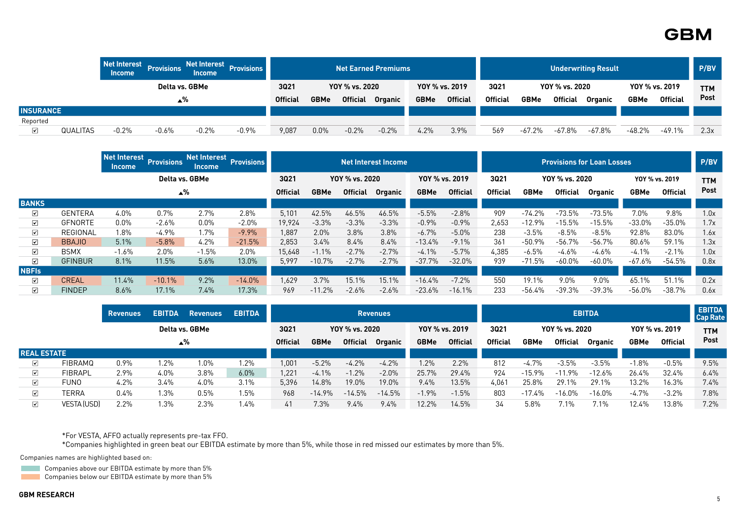| | Net Interest Income | Provisions | Net Interest Income | Provisions | Net Earned Premiums | | | | | | Underwriting Result | | | | | | P/BV |
|---|---|---|---|---|---|---|---|---|---|---|---|---|---|---|---|---|---|
| | Delta vs. GBMe | | | | 3Q21 | YOY % vs. 2020 | | | YOY % vs. 2019 | | 3Q21 | YOY % vs. 2020 | | | YOY % vs. 2019 | | TTM |
| | ▲% | | | | Official | GBMe | Official | Organic | GBMe | Official | Official | GBMe | Official | Organic | GBMe | Official | Post |
| **INSURANCE** | | | | | | | | | | | | | | | | | |
| Reported | | | | | | | | | | | | | | | | | |
| ☑ QUALITAS | -0.2% | -0.6% | -0.2% | -0.9% | 9,087 | 0.0% | -0.2% | -0.2% | 4.2% | 3.9% | 569 | -67.2% | -67.8% | -67.8% | -48.2% | -49.1% | 2.3x |

| | Net Interest Income | Provisions | Net Interest Income | Provisions | Net Interest Income | | | | | | Provisions for Loan Losses | | | | | | P/BV |
|---|---|---|---|---|---|---|---|---|---|---|---|---|---|---|---|---|---|
| | Delta vs. GBMe | | | | 3Q21 | YOY % vs. 2020 | | | YOY % vs. 2019 | | 3Q21 | YOY % vs. 2020 | | | YOY % vs. 2019 | | TTM |
| | ▲% | | | | Official | GBMe | Official | Organic | GBMe | Official | Official | GBMe | Official | Organic | GBMe | Official | Post |
| **BANKS** | | | | | | | | | | | | | | | | | |
| ☑ GENTERA | 4.0% | 0.7% | 2.7% | 2.8% | 5,101 | 42.5% | 46.5% | 46.5% | -5.5% | -2.8% | 909 | -74.2% | -73.5% | -73.5% | 7.0% | 9.8% | 1.0x |
| ☑ GFNORTE | 0.0% | -2.6% | 0.0% | -2.0% | 19,924 | -3.3% | -3.3% | -3.3% | -0.9% | -0.9% | 2,653 | -12.9% | -15.5% | -15.5% | -33.0% | -35.0% | 1.7x |
| ☑ REGIONAL | 1.8% | -4.9% | 1.7% | -9.9% | 1,887 | 2.0% | 3.8% | 3.8% | -6.7% | -5.0% | 238 | -3.5% | -8.5% | -8.5% | 92.8% | 83.0% | 1.6x |
| ☑ BBAJIO | 5.1% | -5.8% | 4.2% | -21.5% | 2,853 | 3.4% | 8.4% | 8.4% | -13.4% | -9.1% | 361 | -50.9% | -56.7% | -56.7% | 80.6% | 59.1% | 1.3x |
| ☑ BSMX | -1.6% | 2.0% | -1.5% | 2.0% | 15,648 | -1.1% | -2.7% | -2.7% | -4.1% | -5.7% | 4,385 | -6.5% | -4.6% | -4.6% | -4.1% | -2.1% | 1.0x |
| ☑ GFINBUR | 8.1% | 11.5% | 5.6% | 13.0% | 5,997 | -10.7% | -2.7% | -2.7% | -37.7% | -32.0% | 939 | -71.5% | -60.0% | -60.0% | -67.6% | -54.5% | 0.8x |
| **NBFIs** | | | | | | | | | | | | | | | | | |
| ☑ CREAL | 11.4% | -10.1% | 9.2% | -14.0% | 1,629 | 3.7% | 15.1% | 15.1% | -16.4% | -7.2% | 550 | 19.1% | 9.0% | 9.0% | 65.1% | 51.1% | 0.2x |
| ☑ FINDEP | 8.6% | 17.1% | 7.4% | 17.3% | 969 | -11.2% | -2.6% | -2.6% | -23.6% | -16.1% | 233 | -56.4% | -39.3% | -39.3% | -56.0% | -38.7% | 0.6x |

| | Revenues | EBITDA | Revenues | EBITDA | Revenues | | | | | | EBITDA | | | | | | EBITDA Cap Rate |
|---|---|---|---|---|---|---|---|---|---|---|---|---|---|---|---|---|---|
| | Delta vs. GBMe | | | | 3Q21 | YOY % vs. 2020 | | | YOY % vs. 2019 | | 3Q21 | YOY % vs. 2020 | | | YOY % vs. 2019 | | TTM |
| | ▲% | | | | Official | GBMe | Official | Organic | GBMe | Official | Official | GBMe | Official | Organic | GBMe | Official | Post |
| **REAL ESTATE** | | | | | | | | | | | | | | | | | |
| ☑ FIBRAMQ | 0.9% | 1.2% | 1.0% | 1.2% | 1,001 | -5.2% | -4.2% | -4.2% | 1.2% | 2.2% | 812 | -4.7% | -3.5% | -3.5% | -1.8% | -0.5% | 9.5% |
| ☑ FIBRAPL | 2.9% | 4.0% | 3.8% | 6.0% | 1,221 | -4.1% | -1.2% | -2.0% | 25.7% | 29.4% | 924 | -15.9% | -11.9% | -12.6% | 26.4% | 32.4% | 6.4% |
| ☑ FUNO | 4.2% | 3.4% | 4.0% | 3.1% | 5,396 | 14.8% | 19.0% | 19.0% | 9.4% | 13.5% | 4,061 | 25.8% | 29.1% | 29.1% | 13.2% | 16.3% | 7.4% |
| ☑ TERRA | 0.4% | 1.3% | 0.5% | 1.5% | 968 | -14.9% | -14.5% | -14.5% | -1.9% | -1.5% | 803 | -17.4% | -16.0% | -16.0% | -4.7% | -3.2% | 7.8% |
| ☑ VESTA (USD) | 2.2% | 1.3% | 2.3% | 1.4% | 41 | 7.3% | 9.4% | 9.4% | 12.2% | 14.5% | 34 | 5.8% | 7.1% | 7.1% | 12.4% | 13.8% | 7.2% |

*For VESTA, AFFO actually represents pre-tax FFO.

*Companies highlighted in green beat our EBITDA estimate by more than 5%, while those in red missed our estimates by more than 5%.

Companies names are highlighted based on:

- Companies above our EBITDA estimate by more than 5% (green)
- Companies below our EBITDA estimate by more than 5% (red)

**GBM RESEARCH**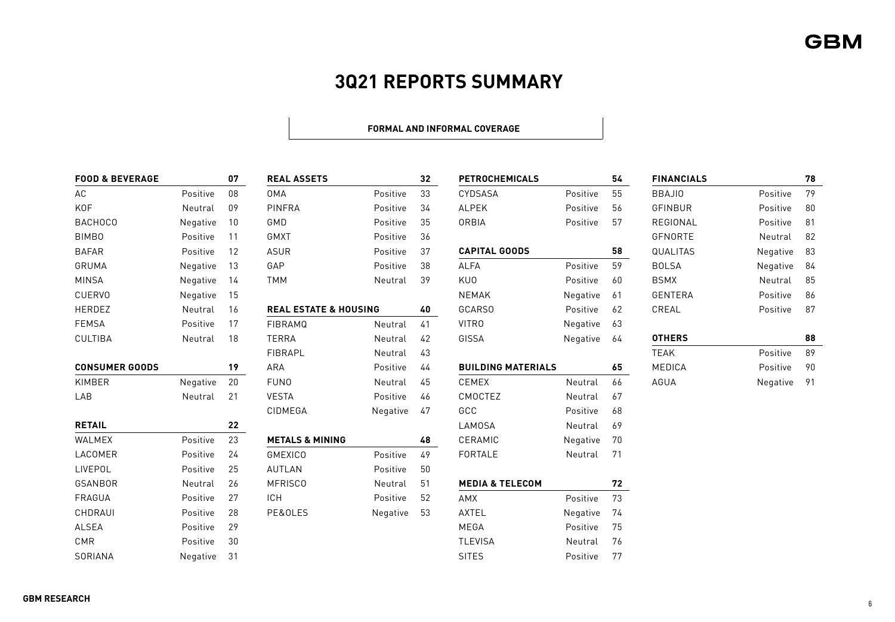# 3Q21 REPORTS SUMMARY

**FORMAL AND INFORMAL COVERAGE**

| FOOD & BEVERAGE | | 07 |
|---|---|---|
| AC | Positive | 08 |
| KOF | Neutral | 09 |
| BACHOCO | Negative | 10 |
| BIMBO | Positive | 11 |
| BAFAR | Positive | 12 |
| GRUMA | Negative | 13 |
| MINSA | Negative | 14 |
| CUERVO | Negative | 15 |
| HERDEZ | Neutral | 16 |
| FEMSA | Positive | 17 |
| CULTIBA | Neutral | 18 |

| CONSUMER GOODS | | 19 |
|---|---|---|
| KIMBER | Negative | 20 |
| LAB | Neutral | 21 |

| RETAIL | | 22 |
|---|---|---|
| WALMEX | Positive | 23 |
| LACOMER | Positive | 24 |
| LIVEPOL | Positive | 25 |
| GSANBOR | Neutral | 26 |
| FRAGUA | Positive | 27 |
| CHDRAUI | Positive | 28 |
| ALSEA | Positive | 29 |
| CMR | Positive | 30 |
| SORIANA | Negative | 31 |

| REAL ASSETS | | 32 |
|---|---|---|
| OMA | Positive | 33 |
| PINFRA | Positive | 34 |
| GMD | Positive | 35 |
| GMXT | Positive | 36 |
| ASUR | Positive | 37 |
| GAP | Positive | 38 |
| TMM | Neutral | 39 |

| REAL ESTATE & HOUSING | | 40 |
|---|---|---|
| FIBRAMQ | Neutral | 41 |
| TERRA | Neutral | 42 |
| FIBRAPL | Neutral | 43 |
| ARA | Positive | 44 |
| FUNO | Neutral | 45 |
| VESTA | Positive | 46 |
| CIDMEGA | Negative | 47 |

| METALS & MINING | | 48 |
|---|---|---|
| GMEXICO | Positive | 49 |
| AUTLAN | Positive | 50 |
| MFRISCO | Neutral | 51 |
| ICH | Positive | 52 |
| PE&OLES | Negative | 53 |

| PETROCHEMICALS | | 54 |
|---|---|---|
| CYDSASA | Positive | 55 |
| ALPEK | Positive | 56 |
| ORBIA | Positive | 57 |

| CAPITAL GOODS | | 58 |
|---|---|---|
| ALFA | Positive | 59 |
| KUO | Positive | 60 |
| NEMAK | Negative | 61 |
| GCARSO | Positive | 62 |
| VITRO | Negative | 63 |
| GISSA | Negative | 64 |

| BUILDING MATERIALS | | 65 |
|---|---|---|
| CEMEX | Neutral | 66 |
| CMOCTEZ | Neutral | 67 |
| GCC | Positive | 68 |
| LAMOSA | Neutral | 69 |
| CERAMIC | Negative | 70 |
| FORTALE | Neutral | 71 |

| MEDIA & TELECOM | | 72 |
|---|---|---|
| AMX | Positive | 73 |
| AXTEL | Negative | 74 |
| MEGA | Positive | 75 |
| TLEVISA | Neutral | 76 |
| SITES | Positive | 77 |

| FINANCIALS | | 78 |
|---|---|---|
| BBAJIO | Positive | 79 |
| GFINBUR | Positive | 80 |
| REGIONAL | Positive | 81 |
| GFNORTE | Neutral | 82 |
| QUALITAS | Negative | 83 |
| BOLSA | Negative | 84 |
| BSMX | Neutral | 85 |
| GENTERA | Positive | 86 |
| CREAL | Positive | 87 |

| OTHERS | | 88 |
|---|---|---|
| TEAK | Positive | 89 |
| MEDICA | Positive | 90 |
| AGUA | Negative | 91 |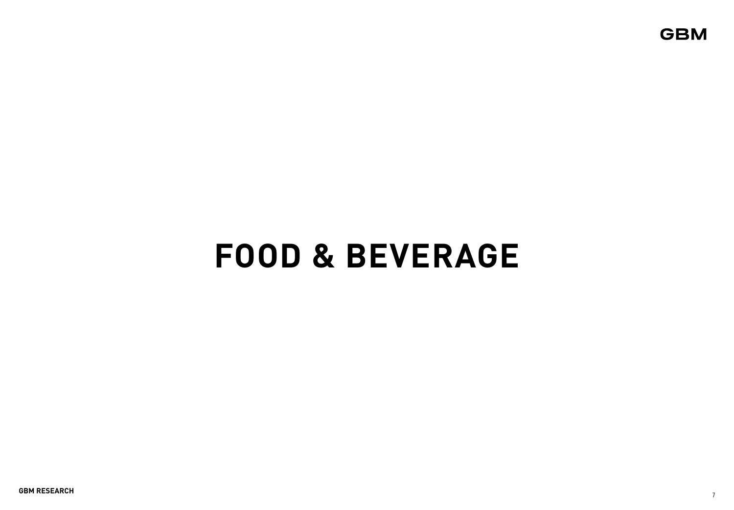# FOOD & BEVERAGE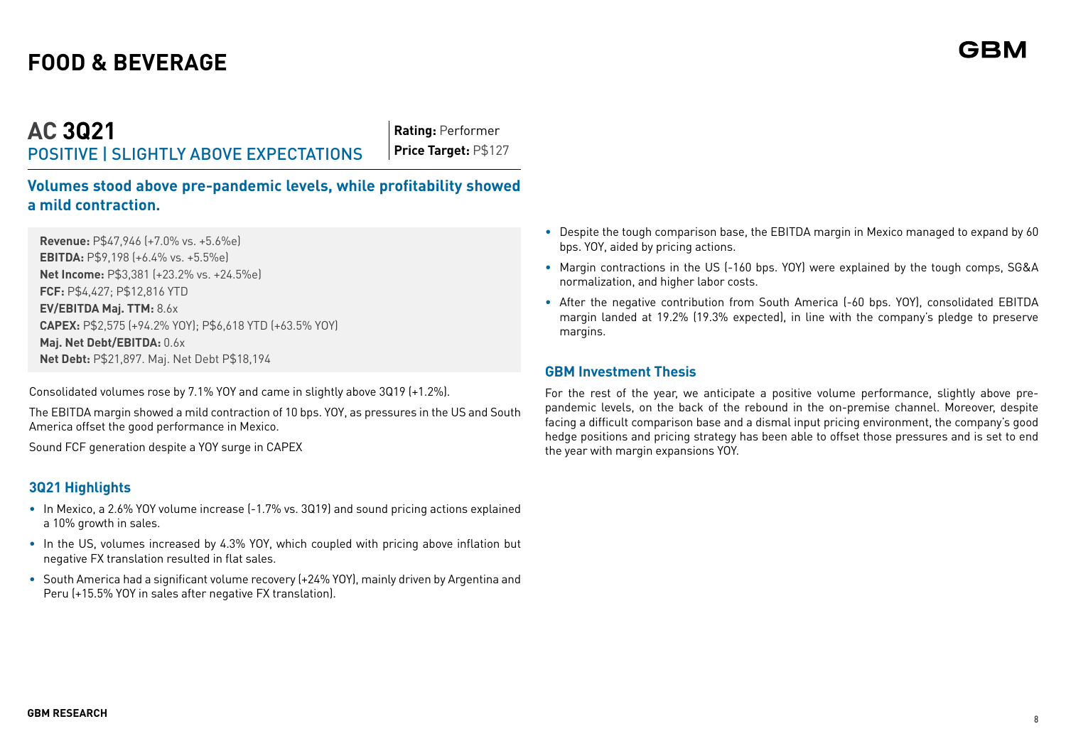# FOOD & BEVERAGE

## AC 3Q21

POSITIVE | SLIGHTLY ABOVE EXPECTATIONS

**Rating:** Performer
**Price Target:** P$127

### Volumes stood above pre-pandemic levels, while profitability showed a mild contraction.

**Revenue:** P$47,946 (+7.0% vs. +5.6%e)
**EBITDA:** P$9,198 (+6.4% vs. +5.5%e)
**Net Income:** P$3,381 (+23.2% vs. +24.5%e)
**FCF:** P$4,427; P$12,816 YTD
**EV/EBITDA Maj. TTM:** 8.6x
**CAPEX:** P$2,575 (+94.2% YOY); P$6,618 YTD (+63.5% YOY)
**Maj. Net Debt/EBITDA:** 0.6x
**Net Debt:** P$21,897. Maj. Net Debt P$18,194

Consolidated volumes rose by 7.1% YOY and came in slightly above 3Q19 (+1.2%).

The EBITDA margin showed a mild contraction of 10 bps. YOY, as pressures in the US and South America offset the good performance in Mexico.

Sound FCF generation despite a YOY surge in CAPEX

### 3Q21 Highlights

- In Mexico, a 2.6% YOY volume increase (-1.7% vs. 3Q19) and sound pricing actions explained a 10% growth in sales.
- In the US, volumes increased by 4.3% YOY, which coupled with pricing above inflation but negative FX translation resulted in flat sales.
- South America had a significant volume recovery (+24% YOY), mainly driven by Argentina and Peru (+15.5% YOY in sales after negative FX translation).
- Despite the tough comparison base, the EBITDA margin in Mexico managed to expand by 60 bps. YOY, aided by pricing actions.
- Margin contractions in the US (-160 bps. YOY) were explained by the tough comps, SG&A normalization, and higher labor costs.
- After the negative contribution from South America (-60 bps. YOY), consolidated EBITDA margin landed at 19.2% (19.3% expected), in line with the company's pledge to preserve margins.

### GBM Investment Thesis

For the rest of the year, we anticipate a positive volume performance, slightly above pre-pandemic levels, on the back of the rebound in the on-premise channel. Moreover, despite facing a difficult comparison base and a dismal input pricing environment, the company's good hedge positions and pricing strategy has been able to offset those pressures and is set to end the year with margin expansions YOY.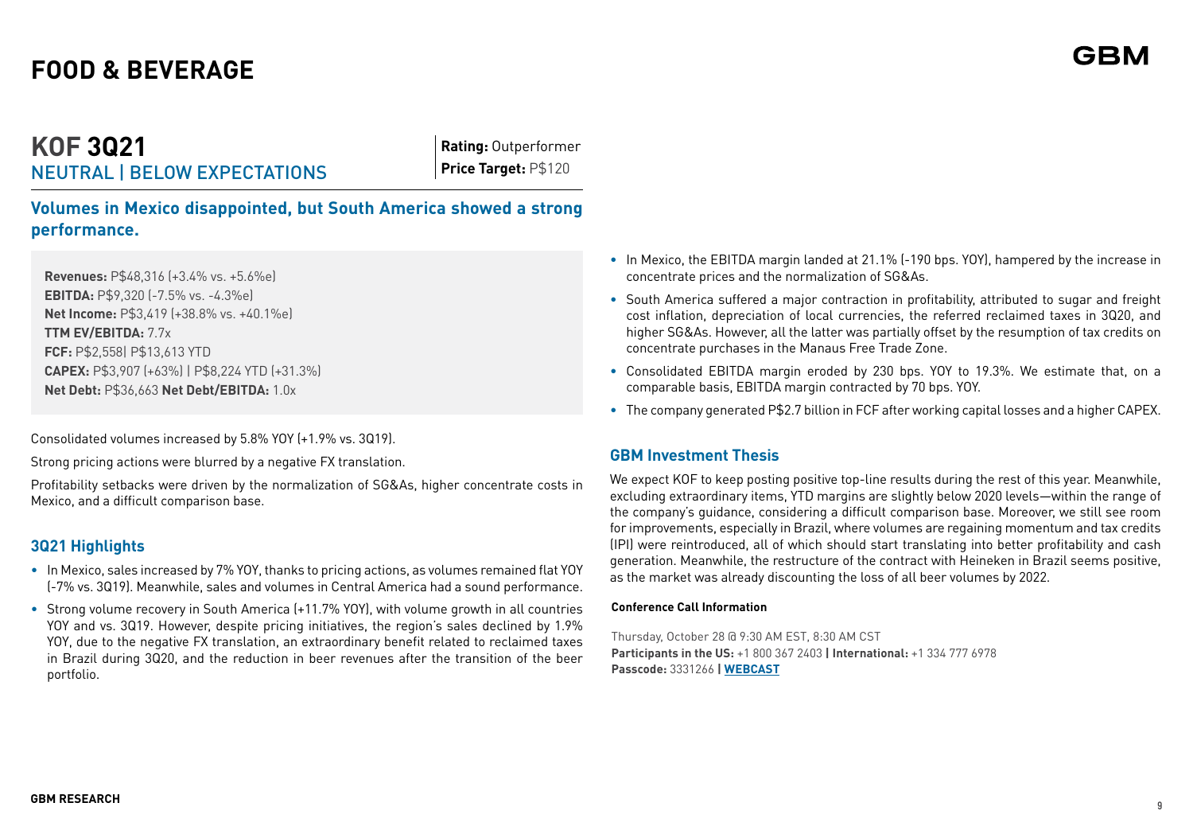# FOOD & BEVERAGE

## KOF 3Q21

NEUTRAL | BELOW EXPECTATIONS

**Rating:** Outperformer
**Price Target:** P$120

### Volumes in Mexico disappointed, but South America showed a strong performance.

**Revenues:** P$48,316 (+3.4% vs. +5.6%e)
**EBITDA:** P$9,320 (-7.5% vs. -4.3%e)
**Net Income:** P$3,419 (+38.8% vs. +40.1%e)
**TTM EV/EBITDA:** 7.7x
**FCF:** P$2,558| P$13,613 YTD
**CAPEX:** P$3,907 (+63%) | P$8,224 YTD (+31.3%)
**Net Debt:** P$36,663 **Net Debt/EBITDA:** 1.0x

Consolidated volumes increased by 5.8% YOY (+1.9% vs. 3Q19).

Strong pricing actions were blurred by a negative FX translation.

Profitability setbacks were driven by the normalization of SG&As, higher concentrate costs in Mexico, and a difficult comparison base.

### 3Q21 Highlights

- In Mexico, sales increased by 7% YOY, thanks to pricing actions, as volumes remained flat YOY (-7% vs. 3Q19). Meanwhile, sales and volumes in Central America had a sound performance.
- Strong volume recovery in South America (+11.7% YOY), with volume growth in all countries YOY and vs. 3Q19. However, despite pricing initiatives, the region's sales declined by 1.9% YOY, due to the negative FX translation, an extraordinary benefit related to reclaimed taxes in Brazil during 3Q20, and the reduction in beer revenues after the transition of the beer portfolio.
- In Mexico, the EBITDA margin landed at 21.1% (-190 bps. YOY), hampered by the increase in concentrate prices and the normalization of SG&As.
- South America suffered a major contraction in profitability, attributed to sugar and freight cost inflation, depreciation of local currencies, the referred reclaimed taxes in 3Q20, and higher SG&As. However, all the latter was partially offset by the resumption of tax credits on concentrate purchases in the Manaus Free Trade Zone.
- Consolidated EBITDA margin eroded by 230 bps. YOY to 19.3%. We estimate that, on a comparable basis, EBITDA margin contracted by 70 bps. YOY.
- The company generated P$2.7 billion in FCF after working capital losses and a higher CAPEX.

### GBM Investment Thesis

We expect KOF to keep posting positive top-line results during the rest of this year. Meanwhile, excluding extraordinary items, YTD margins are slightly below 2020 levels—within the range of the company's guidance, considering a difficult comparison base. Moreover, we still see room for improvements, especially in Brazil, where volumes are regaining momentum and tax credits (IPI) were reintroduced, all of which should start translating into better profitability and cash generation. Meanwhile, the restructure of the contract with Heineken in Brazil seems positive, as the market was already discounting the loss of all beer volumes by 2022.

#### Conference Call Information

Thursday, October 28 @ 9:30 AM EST, 8:30 AM CST
**Participants in the US:** +1 800 367 2403 **| International:** +1 334 777 6978
**Passcode:** 3331266 **| WEBCAST**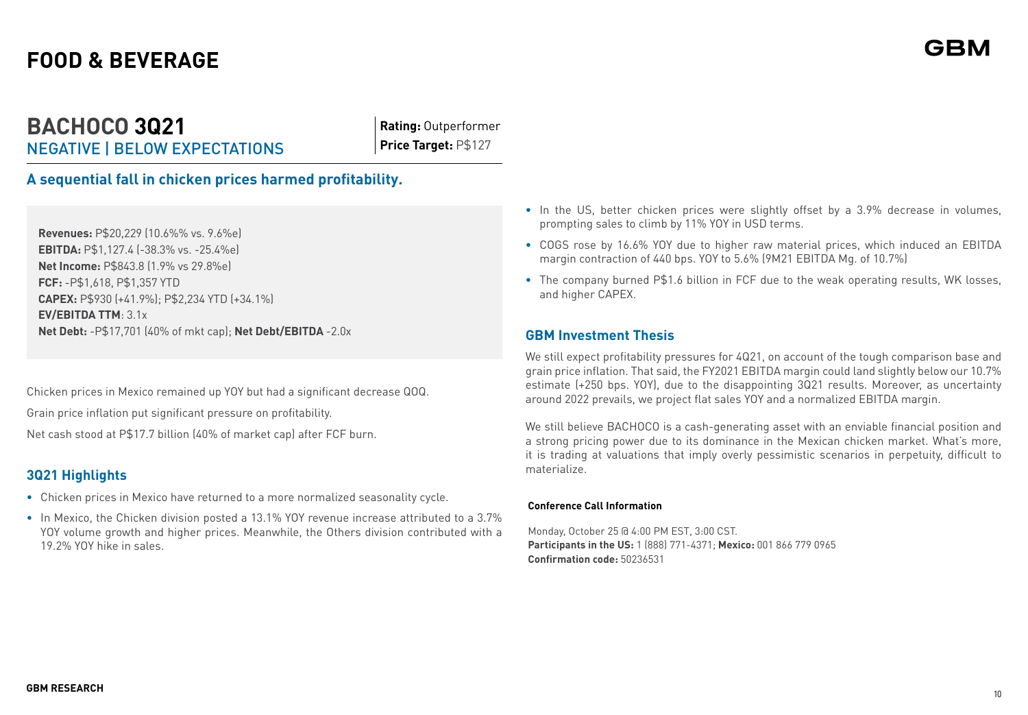# FOOD & BEVERAGE

## BACHOCO 3Q21

### NEGATIVE | BELOW EXPECTATIONS

**Rating:** Outperformer
**Price Target:** P$127

### A sequential fall in chicken prices harmed profitability.

**Revenues:** P$20,229 (10.6%% vs. 9.6%e)
**EBITDA:** P$1,127.4 (-38.3% vs. -25.4%e)
**Net Income:** P$843.8 (1.9% vs 29.8%e)
**FCF:** -P$1,618, P$1,357 YTD
**CAPEX:** P$930 (+41.9%); P$2,234 YTD (+34.1%)
**EV/EBITDA TTM**: 3.1x
**Net Debt:** -P$17,701 (40% of mkt cap); **Net Debt/EBITDA** -2.0x

Chicken prices in Mexico remained up YOY but had a significant decrease QOQ.

Grain price inflation put significant pressure on profitability.

Net cash stood at P$17.7 billion (40% of market cap) after FCF burn.

### 3Q21 Highlights

- Chicken prices in Mexico have returned to a more normalized seasonality cycle.
- In Mexico, the Chicken division posted a 13.1% YOY revenue increase attributed to a 3.7% YOY volume growth and higher prices. Meanwhile, the Others division contributed with a 19.2% YOY hike in sales.
- In the US, better chicken prices were slightly offset by a 3.9% decrease in volumes, prompting sales to climb by 11% YOY in USD terms.
- COGS rose by 16.6% YOY due to higher raw material prices, which induced an EBITDA margin contraction of 440 bps. YOY to 5.6% (9M21 EBITDA Mg. of 10.7%)
- The company burned P$1.6 billion in FCF due to the weak operating results, WK losses, and higher CAPEX.

### GBM Investment Thesis

We still expect profitability pressures for 4Q21, on account of the tough comparison base and grain price inflation. That said, the FY2021 EBITDA margin could land slightly below our 10.7% estimate (+250 bps. YOY), due to the disappointing 3Q21 results. Moreover, as uncertainty around 2022 prevails, we project flat sales YOY and a normalized EBITDA margin.

We still believe BACHOCO is a cash-generating asset with an enviable financial position and a strong pricing power due to its dominance in the Mexican chicken market. What's more, it is trading at valuations that imply overly pessimistic scenarios in perpetuity, difficult to materialize.

**Conference Call Information**

Monday, October 25 @ 4:00 PM EST, 3:00 CST.
**Participants in the US:** 1 (888) 771-4371; **Mexico:** 001 866 779 0965
**Confirmation code:** 50236531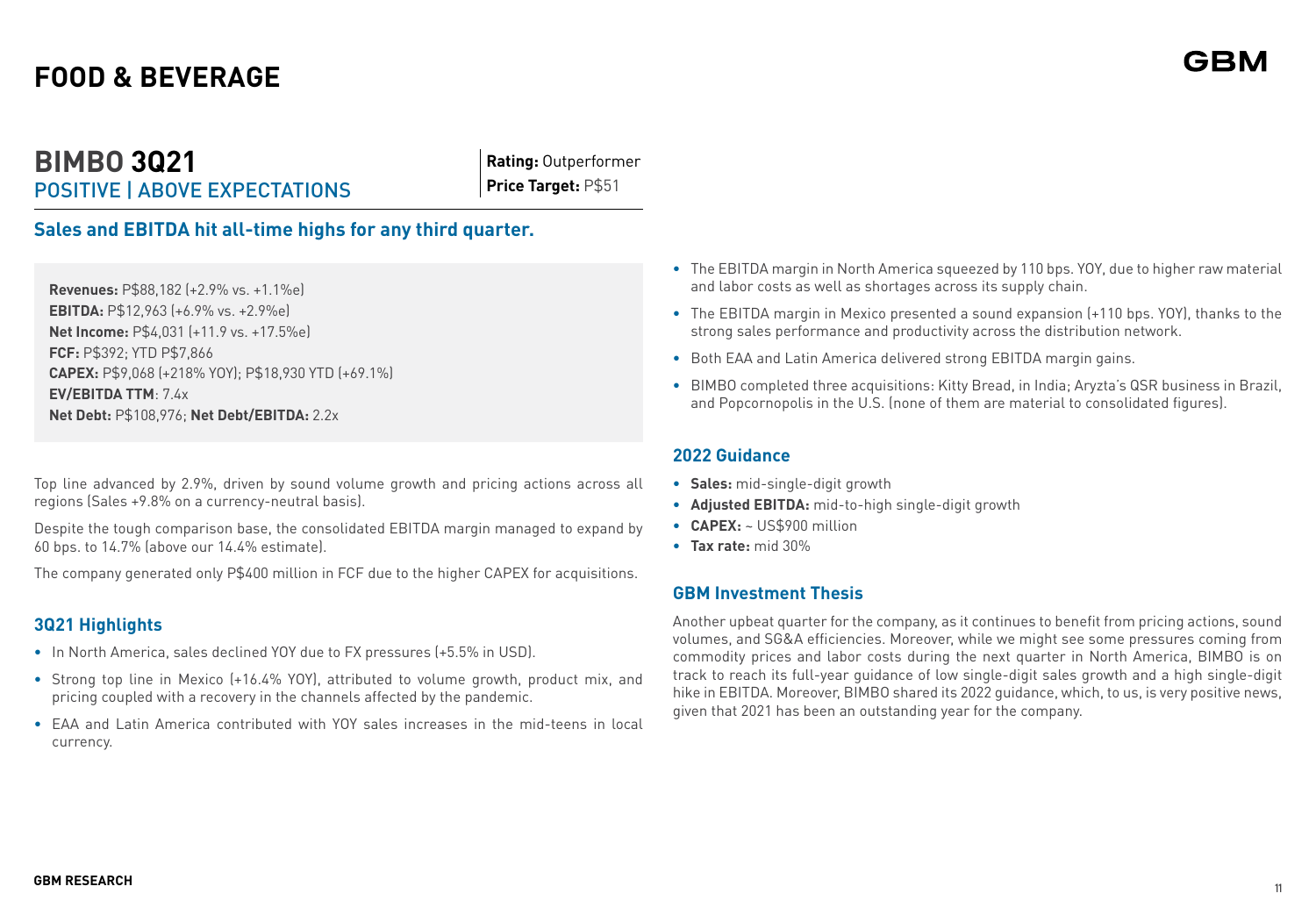# FOOD & BEVERAGE

## BIMBO 3Q21

POSITIVE | ABOVE EXPECTATIONS

**Rating:** Outperformer
**Price Target:** P$51

### Sales and EBITDA hit all-time highs for any third quarter.

**Revenues:** P$88,182 (+2.9% vs. +1.1%e)
**EBITDA:** P$12,963 (+6.9% vs. +2.9%e)
**Net Income:** P$4,031 (+11.9 vs. +17.5%e)
**FCF:** P$392; YTD P$7,866
**CAPEX:** P$9,068 (+218% YOY); P$18,930 YTD (+69.1%)
**EV/EBITDA TTM**: 7.4x
**Net Debt:** P$108,976; **Net Debt/EBITDA:** 2.2x

Top line advanced by 2.9%, driven by sound volume growth and pricing actions across all regions (Sales +9.8% on a currency-neutral basis).

Despite the tough comparison base, the consolidated EBITDA margin managed to expand by 60 bps. to 14.7% (above our 14.4% estimate).

The company generated only P$400 million in FCF due to the higher CAPEX for acquisitions.

### 3Q21 Highlights

- In North America, sales declined YOY due to FX pressures (+5.5% in USD).
- Strong top line in Mexico (+16.4% YOY), attributed to volume growth, product mix, and pricing coupled with a recovery in the channels affected by the pandemic.
- EAA and Latin America contributed with YOY sales increases in the mid-teens in local currency.
- The EBITDA margin in North America squeezed by 110 bps. YOY, due to higher raw material and labor costs as well as shortages across its supply chain.
- The EBITDA margin in Mexico presented a sound expansion (+110 bps. YOY), thanks to the strong sales performance and productivity across the distribution network.
- Both EAA and Latin America delivered strong EBITDA margin gains.
- BIMBO completed three acquisitions: Kitty Bread, in India; Aryzta's QSR business in Brazil, and Popcornopolis in the U.S. (none of them are material to consolidated figures).

### 2022 Guidance

- **Sales:** mid-single-digit growth
- **Adjusted EBITDA:** mid-to-high single-digit growth
- **CAPEX:** ~ US$900 million
- **Tax rate:** mid 30%

### GBM Investment Thesis

Another upbeat quarter for the company, as it continues to benefit from pricing actions, sound volumes, and SG&A efficiencies. Moreover, while we might see some pressures coming from commodity prices and labor costs during the next quarter in North America, BIMBO is on track to reach its full-year guidance of low single-digit sales growth and a high single-digit hike in EBITDA. Moreover, BIMBO shared its 2022 guidance, which, to us, is very positive news, given that 2021 has been an outstanding year for the company.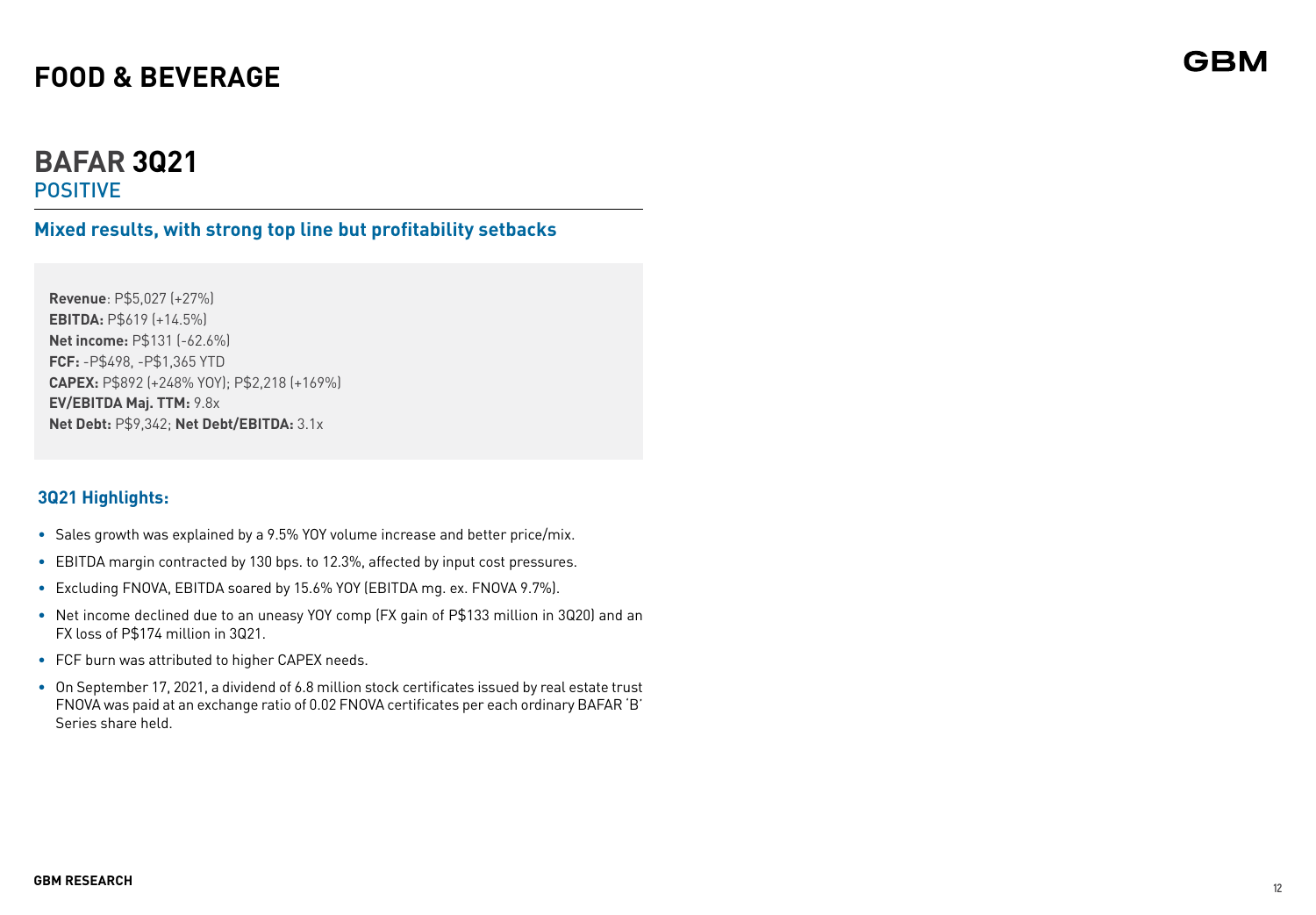# FOOD & BEVERAGE

## BAFAR 3Q21

POSITIVE

### Mixed results, with strong top line but profitability setbacks

**Revenue**: P$5,027 (+27%)
**EBITDA:** P$619 (+14.5%)
**Net income:** P$131 (-62.6%)
**FCF:** -P$498, -P$1,365 YTD
**CAPEX:** P$892 (+248% YOY); P$2,218 (+169%)
**EV/EBITDA Maj. TTM:** 9.8x
**Net Debt:** P$9,342; **Net Debt/EBITDA:** 3.1x

### 3Q21 Highlights:

- Sales growth was explained by a 9.5% YOY volume increase and better price/mix.
- EBITDA margin contracted by 130 bps. to 12.3%, affected by input cost pressures.
- Excluding FNOVA, EBITDA soared by 15.6% YOY (EBITDA mg. ex. FNOVA 9.7%).
- Net income declined due to an uneasy YOY comp (FX gain of P$133 million in 3Q20) and an FX loss of P$174 million in 3Q21.
- FCF burn was attributed to higher CAPEX needs.
- On September 17, 2021, a dividend of 6.8 million stock certificates issued by real estate trust FNOVA was paid at an exchange ratio of 0.02 FNOVA certificates per each ordinary BAFAR 'B' Series share held.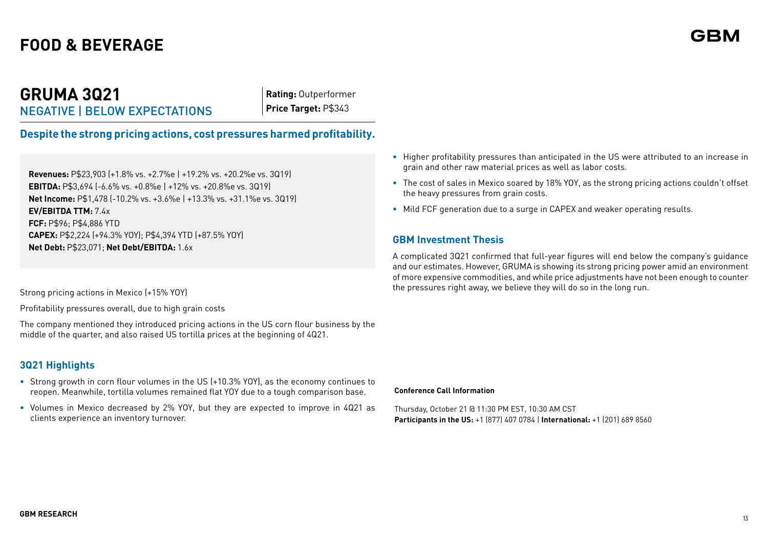# FOOD & BEVERAGE

## GRUMA 3Q21

NEGATIVE | BELOW EXPECTATIONS

**Rating:** Outperformer
**Price Target:** P$343

### Despite the strong pricing actions, cost pressures harmed profitability.

**Revenues:** P$23,903 (+1.8% vs. +2.7%e | +19.2% vs. +20.2%e vs. 3Q19)
**EBITDA:** P$3,694 (-6.6% vs. +0.8%e | +12% vs. +20.8%e vs. 3Q19)
**Net Income:** P$1,478 (-10.2% vs. +3.6%e | +13.3% vs. +31.1%e vs. 3Q19)
**EV/EBITDA TTM:** 7.4x
**FCF:** P$96; P$4,886 YTD
**CAPEX:** P$2,224 (+94.3% YOY); P$4,394 YTD (+87.5% YOY)
**Net Debt:** P$23,071; **Net Debt/EBITDA:** 1.6x

Strong pricing actions in Mexico (+15% YOY)

Profitability pressures overall, due to high grain costs

The company mentioned they introduced pricing actions in the US corn flour business by the middle of the quarter, and also raised US tortilla prices at the beginning of 4Q21.

### 3Q21 Highlights

- Strong growth in corn flour volumes in the US (+10.3% YOY), as the economy continues to reopen. Meanwhile, tortilla volumes remained flat YOY due to a tough comparison base.
- Volumes in Mexico decreased by 2% YOY, but they are expected to improve in 4Q21 as clients experience an inventory turnover.
- Higher profitability pressures than anticipated in the US were attributed to an increase in grain and other raw material prices as well as labor costs.
- The cost of sales in Mexico soared by 18% YOY, as the strong pricing actions couldn't offset the heavy pressures from grain costs.
- Mild FCF generation due to a surge in CAPEX and weaker operating results.

### GBM Investment Thesis

A complicated 3Q21 confirmed that full-year figures will end below the company's guidance and our estimates. However, GRUMA is showing its strong pricing power amid an environment of more expensive commodities, and while price adjustments have not been enough to counter the pressures right away, we believe they will do so in the long run.

**Conference Call Information**

Thursday, October 21 @ 11:30 PM EST, 10:30 AM CST
**Participants in the US:** +1 (877) 407 0784 | **International:** +1 (201) 689 8560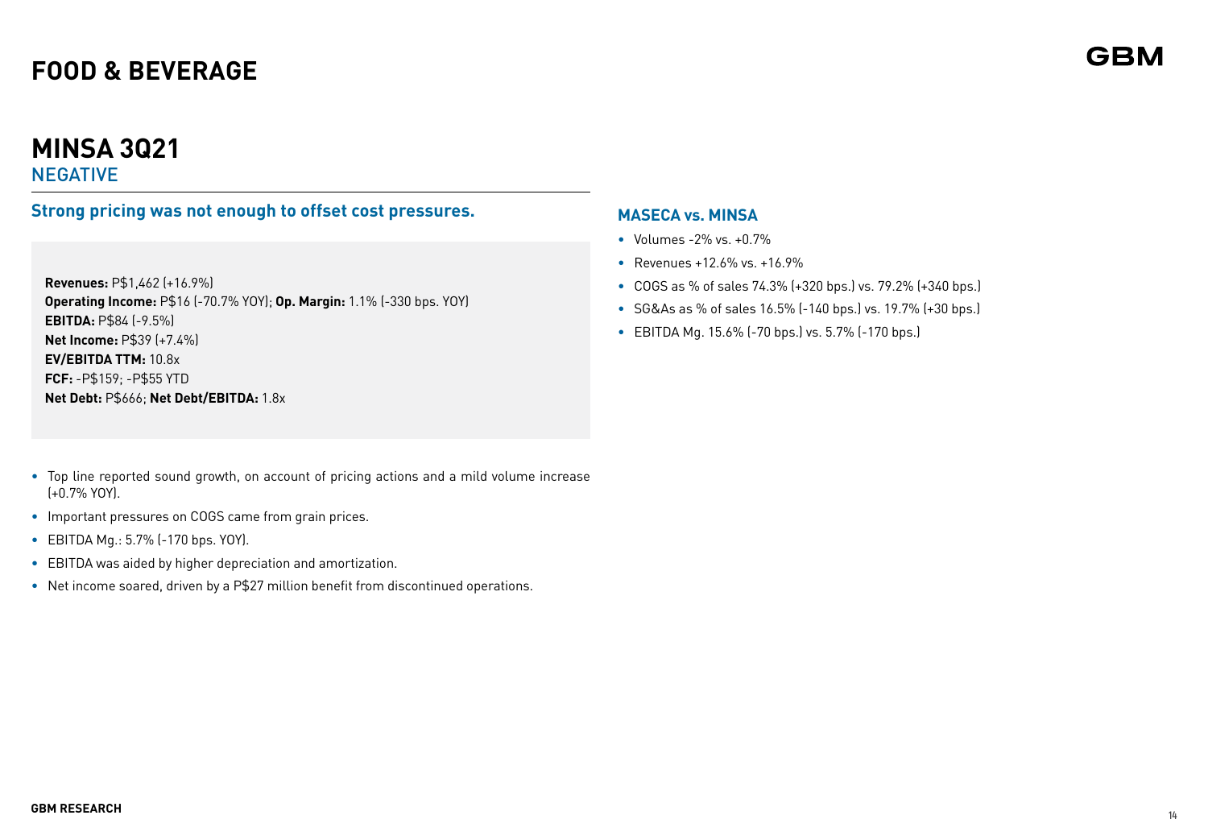# FOOD & BEVERAGE

## MINSA 3Q21

NEGATIVE

### Strong pricing was not enough to offset cost pressures.

**Revenues:** P$1,462 (+16.9%)
**Operating Income:** P$16 (-70.7% YOY); **Op. Margin:** 1.1% (-330 bps. YOY)
**EBITDA:** P$84 (-9.5%)
**Net Income:** P$39 (+7.4%)
**EV/EBITDA TTM:** 10.8x
**FCF:** -P$159; -P$55 YTD
**Net Debt:** P$666; **Net Debt/EBITDA:** 1.8x

- Top line reported sound growth, on account of pricing actions and a mild volume increase (+0.7% YOY).
- Important pressures on COGS came from grain prices.
- EBITDA Mg.: 5.7% (-170 bps. YOY).
- EBITDA was aided by higher depreciation and amortization.
- Net income soared, driven by a P$27 million benefit from discontinued operations.

### MASECA vs. MINSA

- Volumes -2% vs. +0.7%
- Revenues +12.6% vs. +16.9%
- COGS as % of sales 74.3% (+320 bps.) vs. 79.2% (+340 bps.)
- SG&As as % of sales 16.5% (-140 bps.) vs. 19.7% (+30 bps.)
- EBITDA Mg. 15.6% (-70 bps.) vs. 5.7% (-170 bps.)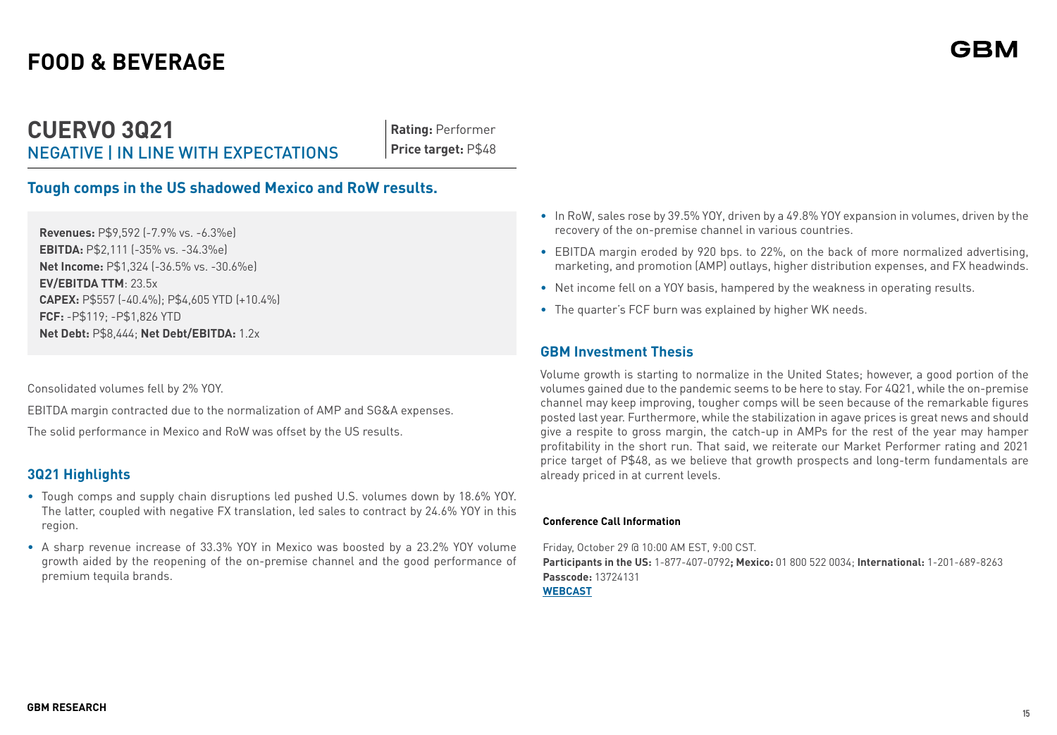# FOOD & BEVERAGE

## CUERVO 3Q21

NEGATIVE | IN LINE WITH EXPECTATIONS

**Rating:** Performer
**Price target:** P$48

### Tough comps in the US shadowed Mexico and RoW results.

**Revenues:** P$9,592 (-7.9% vs. -6.3%e)
**EBITDA:** P$2,111 (-35% vs. -34.3%e)
**Net Income:** P$1,324 (-36.5% vs. -30.6%e)
**EV/EBITDA TTM**: 23.5x
**CAPEX:** P$557 (-40.4%); P$4,605 YTD (+10.4%)
**FCF:** -P$119; -P$1,826 YTD
**Net Debt:** P$8,444; **Net Debt/EBITDA:** 1.2x

Consolidated volumes fell by 2% YOY.

EBITDA margin contracted due to the normalization of AMP and SG&A expenses.

The solid performance in Mexico and RoW was offset by the US results.

### 3Q21 Highlights

- Tough comps and supply chain disruptions led pushed U.S. volumes down by 18.6% YOY. The latter, coupled with negative FX translation, led sales to contract by 24.6% YOY in this region.
- A sharp revenue increase of 33.3% YOY in Mexico was boosted by a 23.2% YOY volume growth aided by the reopening of the on-premise channel and the good performance of premium tequila brands.
- In RoW, sales rose by 39.5% YOY, driven by a 49.8% YOY expansion in volumes, driven by the recovery of the on-premise channel in various countries.
- EBITDA margin eroded by 920 bps. to 22%, on the back of more normalized advertising, marketing, and promotion (AMP) outlays, higher distribution expenses, and FX headwinds.
- Net income fell on a YOY basis, hampered by the weakness in operating results.
- The quarter's FCF burn was explained by higher WK needs.

### GBM Investment Thesis

Volume growth is starting to normalize in the United States; however, a good portion of the volumes gained due to the pandemic seems to be here to stay. For 4Q21, while the on-premise channel may keep improving, tougher comps will be seen because of the remarkable figures posted last year. Furthermore, while the stabilization in agave prices is great news and should give a respite to gross margin, the catch-up in AMPs for the rest of the year may hamper profitability in the short run. That said, we reiterate our Market Performer rating and 2021 price target of P$48, as we believe that growth prospects and long-term fundamentals are already priced in at current levels.

**Conference Call Information**

Friday, October 29 @ 10:00 AM EST, 9:00 CST.
**Participants in the US:** 1-877-407-0792**; Mexico:** 01 800 522 0034; **International:** 1-201-689-8263
**Passcode:** 13724131
**WEBCAST**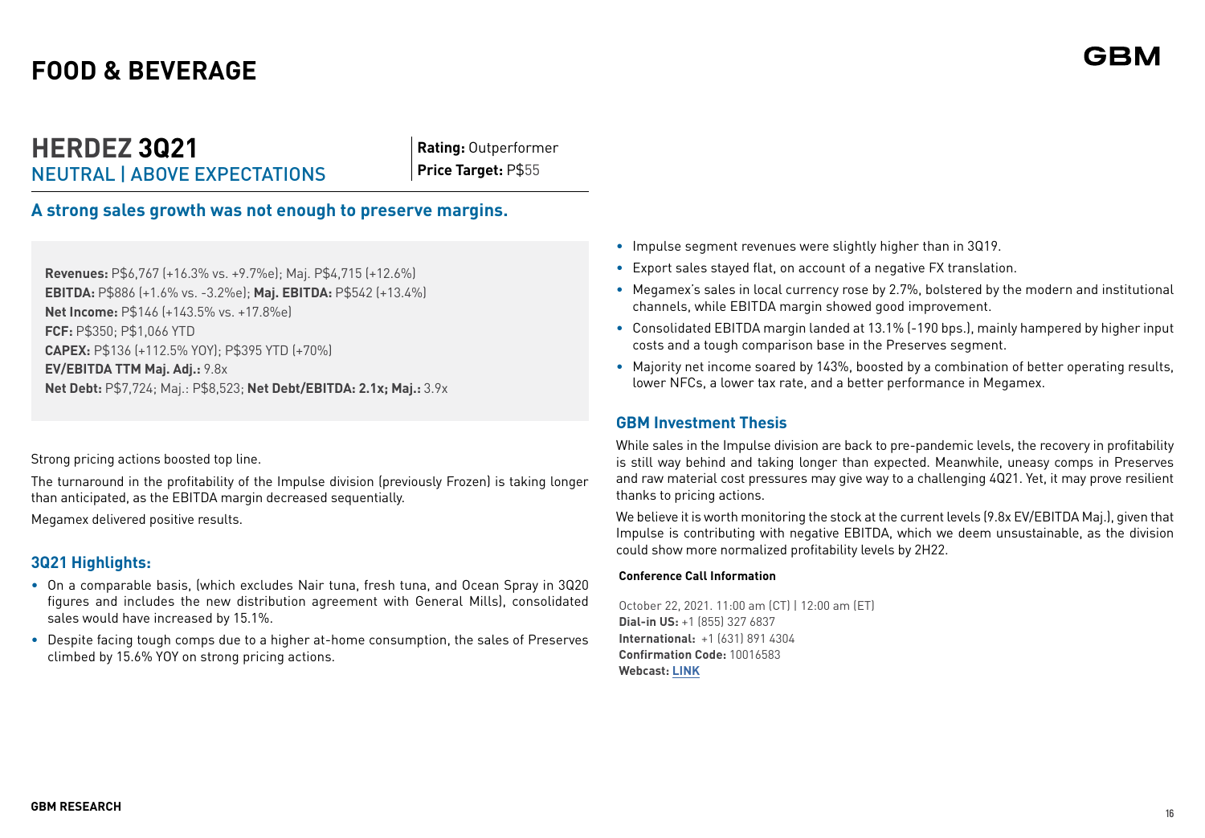# FOOD & BEVERAGE

## HERDEZ 3Q21

NEUTRAL | ABOVE EXPECTATIONS

**Rating:** Outperformer
**Price Target:** P$55

### A strong sales growth was not enough to preserve margins.

**Revenues:** P$6,767 (+16.3% vs. +9.7%e); Maj. P$4,715 (+12.6%)
**EBITDA:** P$886 (+1.6% vs. -3.2%e); **Maj. EBITDA:** P$542 (+13.4%)
**Net Income:** P$146 (+143.5% vs. +17.8%e)
**FCF:** P$350; P$1,066 YTD
**CAPEX:** P$136 (+112.5% YOY); P$395 YTD (+70%)
**EV/EBITDA TTM Maj. Adj.:** 9.8x
**Net Debt:** P$7,724; Maj.: P$8,523; **Net Debt/EBITDA: 2.1x; Maj.:** 3.9x

Strong pricing actions boosted top line.

The turnaround in the profitability of the Impulse division (previously Frozen) is taking longer than anticipated, as the EBITDA margin decreased sequentially.

Megamex delivered positive results.

### 3Q21 Highlights:

- On a comparable basis, (which excludes Nair tuna, fresh tuna, and Ocean Spray in 3Q20 figures and includes the new distribution agreement with General Mills), consolidated sales would have increased by 15.1%.
- Despite facing tough comps due to a higher at-home consumption, the sales of Preserves climbed by 15.6% YOY on strong pricing actions.
- Impulse segment revenues were slightly higher than in 3Q19.
- Export sales stayed flat, on account of a negative FX translation.
- Megamex's sales in local currency rose by 2.7%, bolstered by the modern and institutional channels, while EBITDA margin showed good improvement.
- Consolidated EBITDA margin landed at 13.1% (-190 bps.), mainly hampered by higher input costs and a tough comparison base in the Preserves segment.
- Majority net income soared by 143%, boosted by a combination of better operating results, lower NFCs, a lower tax rate, and a better performance in Megamex.

### GBM Investment Thesis

While sales in the Impulse division are back to pre-pandemic levels, the recovery in profitability is still way behind and taking longer than expected. Meanwhile, uneasy comps in Preserves and raw material cost pressures may give way to a challenging 4Q21. Yet, it may prove resilient thanks to pricing actions.

We believe it is worth monitoring the stock at the current levels (9.8x EV/EBITDA Maj.), given that Impulse is contributing with negative EBITDA, which we deem unsustainable, as the division could show more normalized profitability levels by 2H22.

**Conference Call Information**

October 22, 2021. 11:00 am (CT) | 12:00 am (ET)
**Dial-in US:** +1 (855) 327 6837
**International:** +1 (631) 891 4304
**Confirmation Code:** 10016583
**Webcast:** **LINK**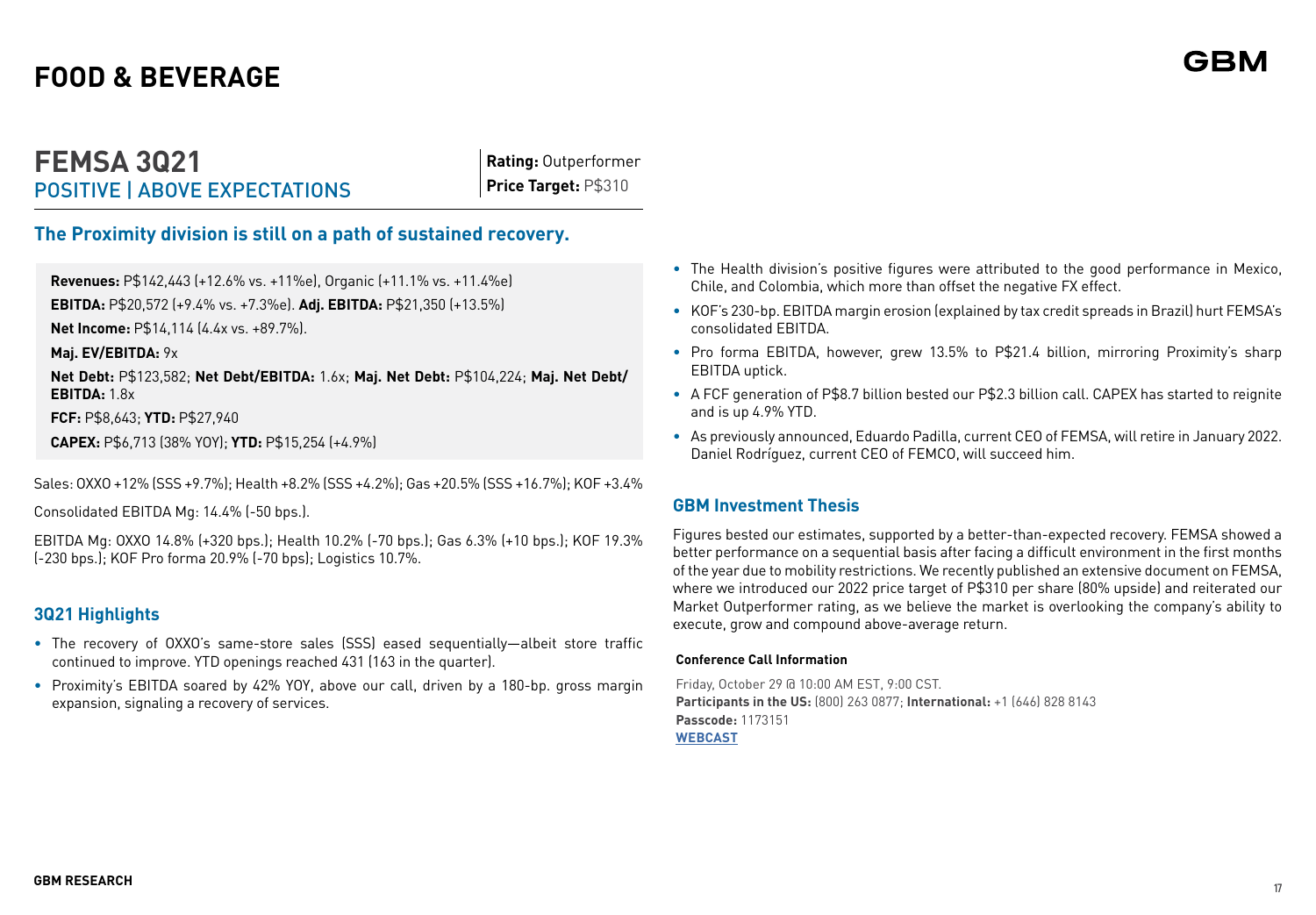# FOOD & BEVERAGE

## FEMSA 3Q21

POSITIVE | ABOVE EXPECTATIONS

**Rating:** Outperformer
**Price Target:** P$310

### The Proximity division is still on a path of sustained recovery.

**Revenues:** P$142,443 (+12.6% vs. +11%e), Organic (+11.1% vs. +11.4%e)

**EBITDA:** P$20,572 (+9.4% vs. +7.3%e). **Adj. EBITDA:** P$21,350 (+13.5%)

**Net Income:** P$14,114 (4.4x vs. +89.7%).

**Maj. EV/EBITDA:** 9x

**Net Debt:** P$123,582; **Net Debt/EBITDA:** 1.6x; **Maj. Net Debt:** P$104,224; **Maj. Net Debt/ EBITDA:** 1.8x

**FCF:** P$8,643; **YTD:** P$27,940

**CAPEX:** P$6,713 (38% YOY); **YTD:** P$15,254 (+4.9%)

Sales: OXXO +12% (SSS +9.7%); Health +8.2% (SSS +4.2%); Gas +20.5% (SSS +16.7%); KOF +3.4%

Consolidated EBITDA Mg: 14.4% (-50 bps.).

EBITDA Mg: OXXO 14.8% (+320 bps.); Health 10.2% (-70 bps.); Gas 6.3% (+10 bps.); KOF 19.3% (-230 bps.); KOF Pro forma 20.9% (-70 bps); Logistics 10.7%.

### 3Q21 Highlights

- The recovery of OXXO's same-store sales (SSS) eased sequentially—albeit store traffic continued to improve. YTD openings reached 431 (163 in the quarter).
- Proximity's EBITDA soared by 42% YOY, above our call, driven by a 180-bp. gross margin expansion, signaling a recovery of services.
- The Health division's positive figures were attributed to the good performance in Mexico, Chile, and Colombia, which more than offset the negative FX effect.
- KOF's 230-bp. EBITDA margin erosion (explained by tax credit spreads in Brazil) hurt FEMSA's consolidated EBITDA.
- Pro forma EBITDA, however, grew 13.5% to P$21.4 billion, mirroring Proximity's sharp EBITDA uptick.
- A FCF generation of P$8.7 billion bested our P$2.3 billion call. CAPEX has started to reignite and is up 4.9% YTD.
- As previously announced, Eduardo Padilla, current CEO of FEMSA, will retire in January 2022. Daniel Rodríguez, current CEO of FEMCO, will succeed him.

### GBM Investment Thesis

Figures bested our estimates, supported by a better-than-expected recovery. FEMSA showed a better performance on a sequential basis after facing a difficult environment in the first months of the year due to mobility restrictions. We recently published an extensive document on FEMSA, where we introduced our 2022 price target of P$310 per share (80% upside) and reiterated our Market Outperformer rating, as we believe the market is overlooking the company's ability to execute, grow and compound above-average return.

**Conference Call Information**

Friday, October 29 @ 10:00 AM EST, 9:00 CST.
**Participants in the US:** (800) 263 0877; **International:** +1 (646) 828 8143
**Passcode:** 1173151
**WEBCAST**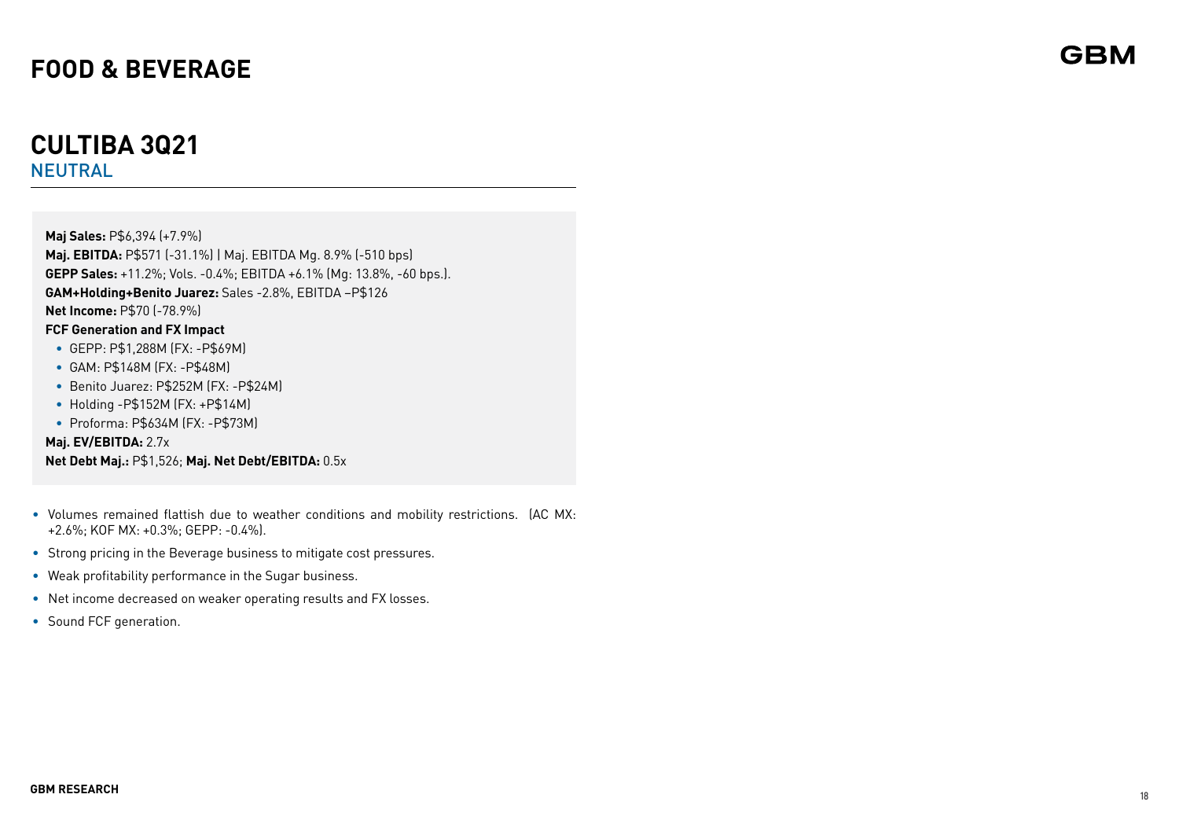# FOOD & BEVERAGE

## CULTIBA 3Q21

NEUTRAL

**Maj Sales:** P$6,394 (+7.9%)
**Maj. EBITDA:** P$571 (-31.1%) | Maj. EBITDA Mg. 8.9% (-510 bps)
**GEPP Sales:** +11.2%; Vols. -0.4%; EBITDA +6.1% (Mg: 13.8%, -60 bps.).
**GAM+Holding+Benito Juarez:** Sales -2.8%, EBITDA –P$126
**Net Income:** P$70 (-78.9%)
**FCF Generation and FX Impact**

- GEPP: P$1,288M (FX: -P$69M)
- GAM: P$148M (FX: -P$48M)
- Benito Juarez: P$252M (FX: -P$24M)
- Holding -P$152M (FX: +P$14M)
- Proforma: P$634M (FX: -P$73M)

**Maj. EV/EBITDA:** 2.7x
**Net Debt Maj.:** P$1,526; **Maj. Net Debt/EBITDA:** 0.5x

- Volumes remained flattish due to weather conditions and mobility restrictions. (AC MX: +2.6%; KOF MX: +0.3%; GEPP: -0.4%).
- Strong pricing in the Beverage business to mitigate cost pressures.
- Weak profitability performance in the Sugar business.
- Net income decreased on weaker operating results and FX losses.
- Sound FCF generation.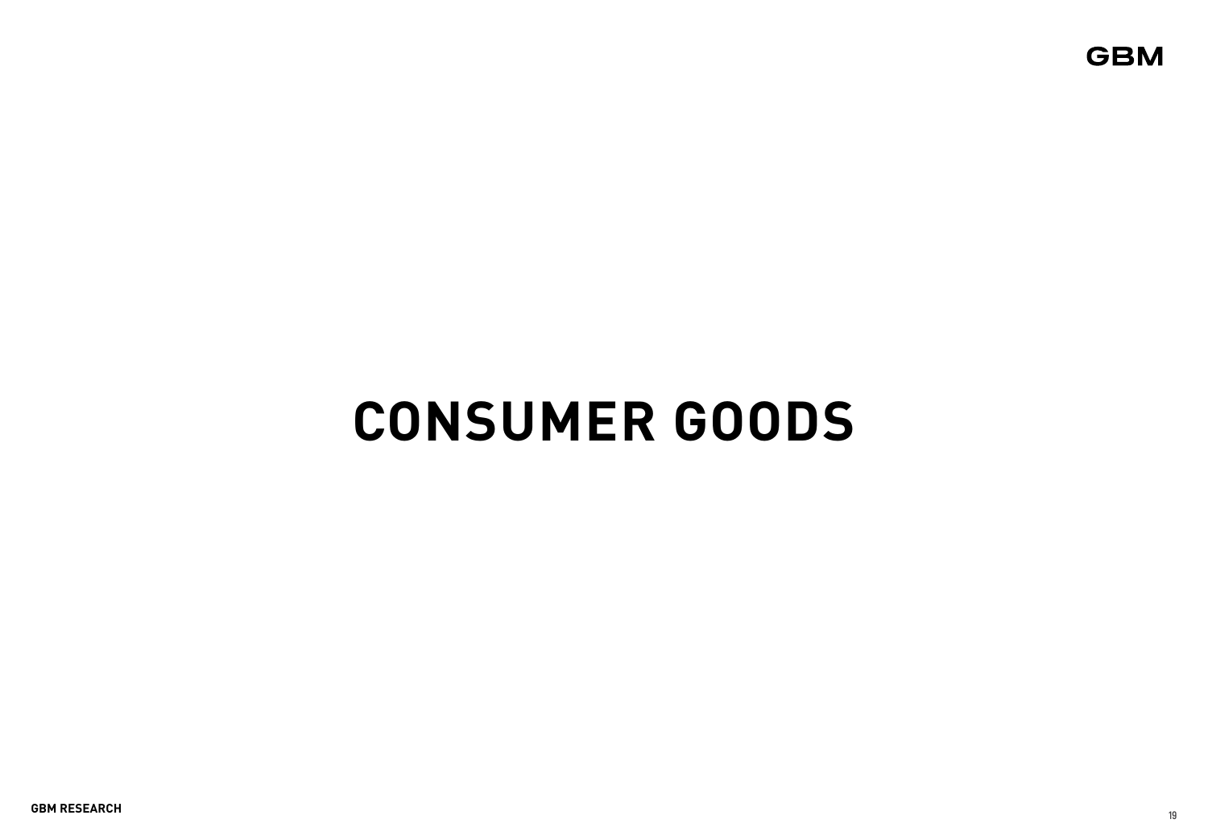# CONSUMER GOODS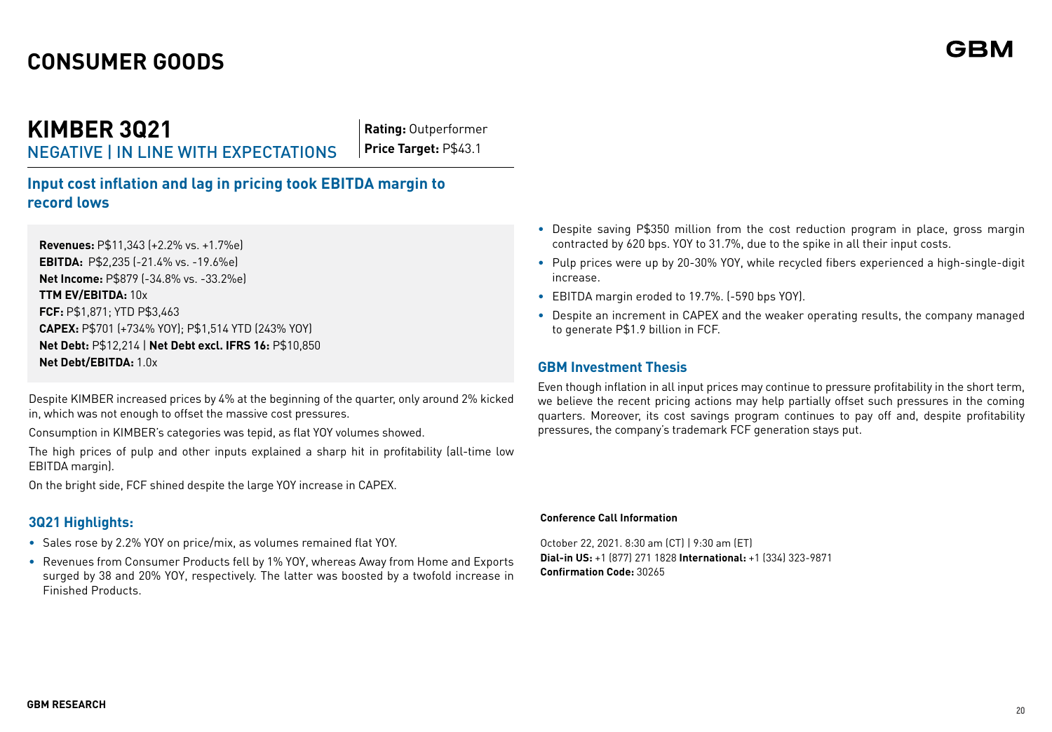# CONSUMER GOODS

## KIMBER 3Q21

NEGATIVE | IN LINE WITH EXPECTATIONS

**Rating:** Outperformer
**Price Target:** P$43.1

### Input cost inflation and lag in pricing took EBITDA margin to record lows

**Revenues:** P$11,343 (+2.2% vs. +1.7%e)
**EBITDA:** P$2,235 (-21.4% vs. -19.6%e)
**Net Income:** P$879 (-34.8% vs. -33.2%e)
**TTM EV/EBITDA:** 10x
**FCF:** P$1,871; YTD P$3,463
**CAPEX:** P$701 (+734% YOY); P$1,514 YTD (243% YOY)
**Net Debt:** P$12,214 | **Net Debt excl. IFRS 16:** P$10,850
**Net Debt/EBITDA:** 1.0x

Despite KIMBER increased prices by 4% at the beginning of the quarter, only around 2% kicked in, which was not enough to offset the massive cost pressures.

Consumption in KIMBER's categories was tepid, as flat YOY volumes showed.

The high prices of pulp and other inputs explained a sharp hit in profitability (all-time low EBITDA margin).

On the bright side, FCF shined despite the large YOY increase in CAPEX.

### 3Q21 Highlights:

- Sales rose by 2.2% YOY on price/mix, as volumes remained flat YOY.
- Revenues from Consumer Products fell by 1% YOY, whereas Away from Home and Exports surged by 38 and 20% YOY, respectively. The latter was boosted by a twofold increase in Finished Products.
- Despite saving P$350 million from the cost reduction program in place, gross margin contracted by 620 bps. YOY to 31.7%, due to the spike in all their input costs.
- Pulp prices were up by 20-30% YOY, while recycled fibers experienced a high-single-digit increase.
- EBITDA margin eroded to 19.7%. (-590 bps YOY).
- Despite an increment in CAPEX and the weaker operating results, the company managed to generate P$1.9 billion in FCF.

### GBM Investment Thesis

Even though inflation in all input prices may continue to pressure profitability in the short term, we believe the recent pricing actions may help partially offset such pressures in the coming quarters. Moreover, its cost savings program continues to pay off and, despite profitability pressures, the company's trademark FCF generation stays put.

**Conference Call Information**

October 22, 2021. 8:30 am (CT) | 9:30 am (ET)
**Dial-in US:** +1 (877) 271 1828 **International:** +1 (334) 323-9871
**Confirmation Code:** 30265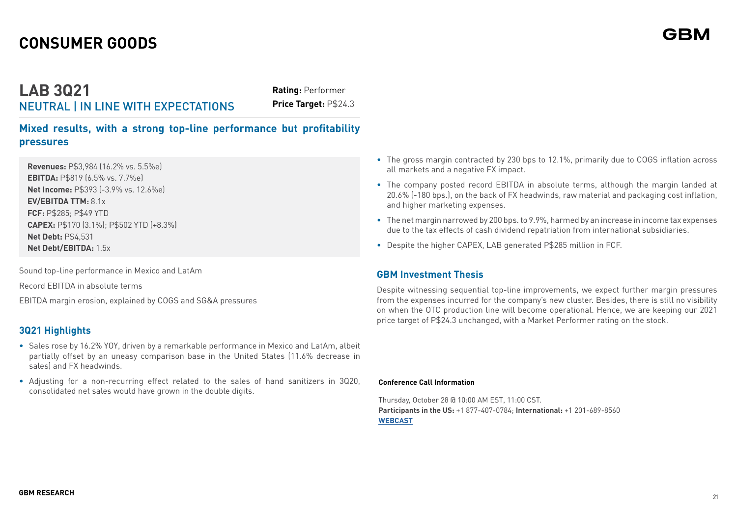# CONSUMER GOODS

## LAB 3Q21

NEUTRAL | IN LINE WITH EXPECTATIONS

**Rating:** Performer
**Price Target:** P$24.3

### Mixed results, with a strong top-line performance but profitability pressures

**Revenues:** P$3,984 (16.2% vs. 5.5%e)
**EBITDA:** P$819 (6.5% vs. 7.7%e)
**Net Income:** P$393 (-3.9% vs. 12.6%e)
**EV/EBITDA TTM:** 8.1x
**FCF:** P$285; P$49 YTD
**CAPEX:** P$170 (3.1%); P$502 YTD (+8.3%)
**Net Debt:** P$4,531
**Net Debt/EBITDA:** 1.5x

Sound top-line performance in Mexico and LatAm

Record EBITDA in absolute terms

EBITDA margin erosion, explained by COGS and SG&A pressures

### 3Q21 Highlights

- Sales rose by 16.2% YOY, driven by a remarkable performance in Mexico and LatAm, albeit partially offset by an uneasy comparison base in the United States (11.6% decrease in sales) and FX headwinds.
- Adjusting for a non-recurring effect related to the sales of hand sanitizers in 3Q20, consolidated net sales would have grown in the double digits.
- The gross margin contracted by 230 bps to 12.1%, primarily due to COGS inflation across all markets and a negative FX impact.
- The company posted record EBITDA in absolute terms, although the margin landed at 20.6% (-180 bps.), on the back of FX headwinds, raw material and packaging cost inflation, and higher marketing expenses.
- The net margin narrowed by 200 bps. to 9.9%, harmed by an increase in income tax expenses due to the tax effects of cash dividend repatriation from international subsidiaries.
- Despite the higher CAPEX, LAB generated P$285 million in FCF.

### GBM Investment Thesis

Despite witnessing sequential top-line improvements, we expect further margin pressures from the expenses incurred for the company's new cluster. Besides, there is still no visibility on when the OTC production line will become operational. Hence, we are keeping our 2021 price target of P$24.3 unchanged, with a Market Performer rating on the stock.

**Conference Call Information**

Thursday, October 28 @ 10:00 AM EST, 11:00 CST.
**Participants in the US:** +1 877-407-0784; **International:** +1 201-689-8560
**WEBCAST**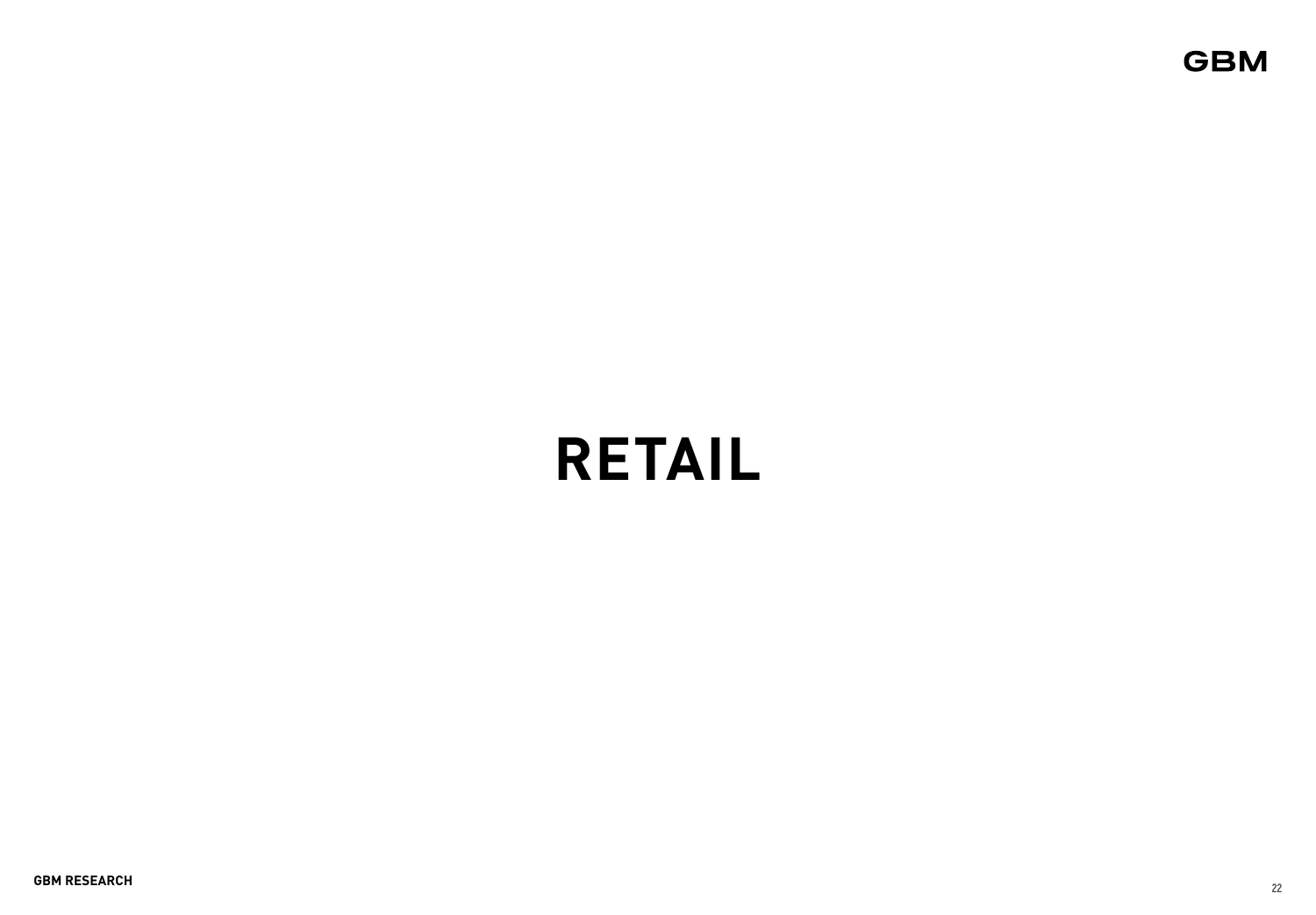# RETAIL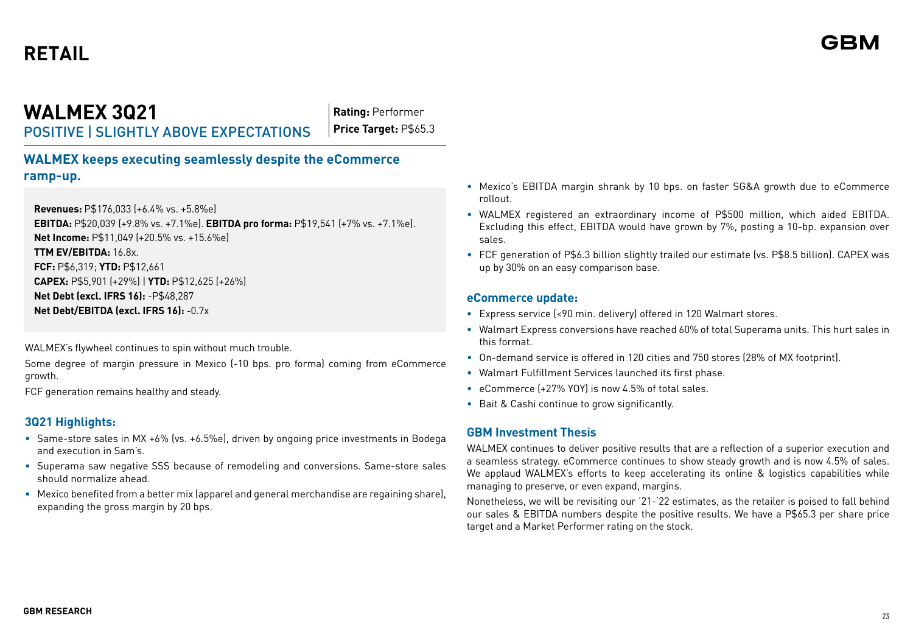# RETAIL

## WALMEX 3Q21

POSITIVE | SLIGHTLY ABOVE EXPECTATIONS

**Rating:** Performer
**Price Target:** P$65.3

### WALMEX keeps executing seamlessly despite the eCommerce ramp-up.

**Revenues:** P$176,033 (+6.4% vs. +5.8%e)
**EBITDA:** P$20,039 (+9.8% vs. +7.1%e). **EBITDA pro forma:** P$19,541 (+7% vs. +7.1%e).
**Net Income:** P$11,049 (+20.5% vs. +15.6%e)
**TTM EV/EBITDA:** 16.8x.
**FCF:** P$6,319; **YTD:** P$12,661
**CAPEX:** P$5,901 (+29%) | **YTD:** P$12,625 (+26%)
**Net Debt (excl. IFRS 16):** -P$48,287
**Net Debt/EBITDA (excl. IFRS 16):** -0.7x

WALMEX's flywheel continues to spin without much trouble.

Some degree of margin pressure in Mexico (-10 bps. pro forma) coming from eCommerce growth.

FCF generation remains healthy and steady.

### 3Q21 Highlights:

- Same-store sales in MX +6% (vs. +6.5%e), driven by ongoing price investments in Bodega and execution in Sam's.
- Superama saw negative SSS because of remodeling and conversions. Same-store sales should normalize ahead.
- Mexico benefited from a better mix (apparel and general merchandise are regaining share), expanding the gross margin by 20 bps.
- Mexico's EBITDA margin shrank by 10 bps. on faster SG&A growth due to eCommerce rollout.
- WALMEX registered an extraordinary income of P$500 million, which aided EBITDA. Excluding this effect, EBITDA would have grown by 7%, posting a 10-bp. expansion over sales.
- FCF generation of P$6.3 billion slightly trailed our estimate (vs. P$8.5 billion). CAPEX was up by 30% on an easy comparison base.

### eCommerce update:

- Express service (<90 min. delivery) offered in 120 Walmart stores.
- Walmart Express conversions have reached 60% of total Superama units. This hurt sales in this format.
- On-demand service is offered in 120 cities and 750 stores (28% of MX footprint).
- Walmart Fulfillment Services launched its first phase.
- eCommerce (+27% YOY) is now 4.5% of total sales.
- Bait & Cashi continue to grow significantly.

### GBM Investment Thesis

WALMEX continues to deliver positive results that are a reflection of a superior execution and a seamless strategy. eCommerce continues to show steady growth and is now 4.5% of sales. We applaud WALMEX's efforts to keep accelerating its online & logistics capabilities while managing to preserve, or even expand, margins.

Nonetheless, we will be revisiting our '21-'22 estimates, as the retailer is poised to fall behind our sales & EBITDA numbers despite the positive results. We have a P$65.3 per share price target and a Market Performer rating on the stock.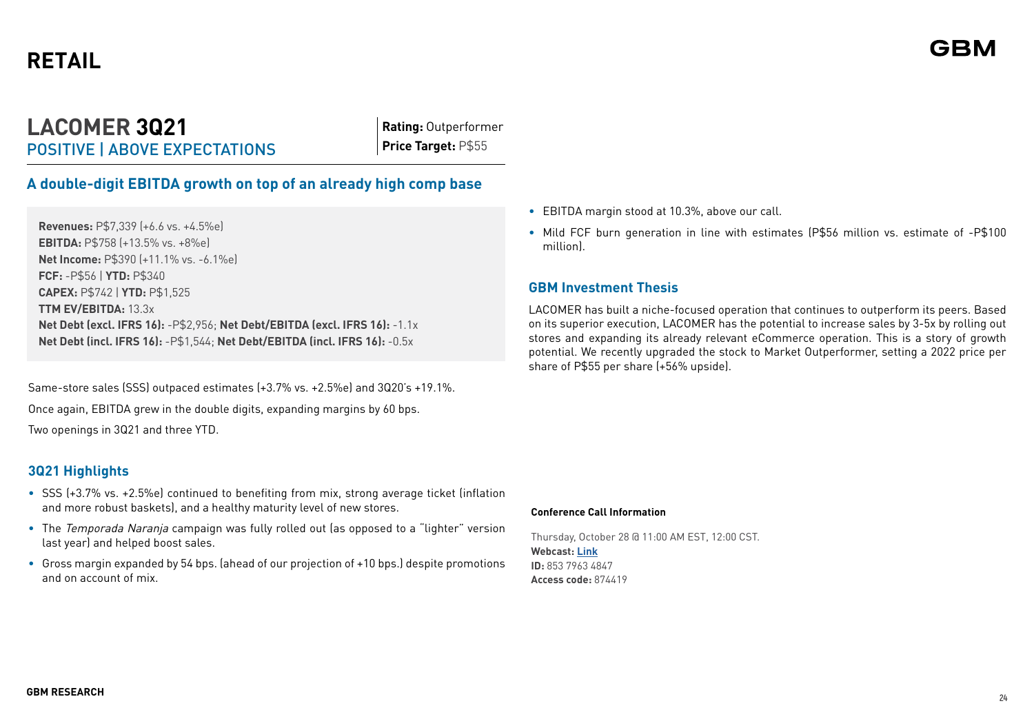# RETAIL

## LACOMER 3Q21

POSITIVE | ABOVE EXPECTATIONS

**Rating:** Outperformer
**Price Target:** P$55

### A double-digit EBITDA growth on top of an already high comp base

**Revenues:** P$7,339 (+6.6 vs. +4.5%e)
**EBITDA:** P$758 (+13.5% vs. +8%e)
**Net Income:** P$390 (+11.1% vs. -6.1%e)
**FCF:** -P$56 | **YTD:** P$340
**CAPEX:** P$742 | **YTD:** P$1,525
**TTM EV/EBITDA:** 13.3x
**Net Debt (excl. IFRS 16):** -P$2,956; **Net Debt/EBITDA (excl. IFRS 16):** -1.1x
**Net Debt (incl. IFRS 16):** -P$1,544; **Net Debt/EBITDA (incl. IFRS 16):** -0.5x

Same-store sales (SSS) outpaced estimates (+3.7% vs. +2.5%e) and 3Q20's +19.1%.

Once again, EBITDA grew in the double digits, expanding margins by 60 bps.

Two openings in 3Q21 and three YTD.

### 3Q21 Highlights

- SSS (+3.7% vs. +2.5%e) continued to benefiting from mix, strong average ticket (inflation and more robust baskets), and a healthy maturity level of new stores.
- The *Temporada Naranja* campaign was fully rolled out (as opposed to a "lighter" version last year) and helped boost sales.
- Gross margin expanded by 54 bps. (ahead of our projection of +10 bps.) despite promotions and on account of mix.
- EBITDA margin stood at 10.3%, above our call.
- Mild FCF burn generation in line with estimates (P$56 million vs. estimate of -P$100 million).

### GBM Investment Thesis

LACOMER has built a niche-focused operation that continues to outperform its peers. Based on its superior execution, LACOMER has the potential to increase sales by 3-5x by rolling out stores and expanding its already relevant eCommerce operation. This is a story of growth potential. We recently upgraded the stock to Market Outperformer, setting a 2022 price per share of P$55 per share (+56% upside).

**Conference Call Information**

Thursday, October 28 @ 11:00 AM EST, 12:00 CST.
**Webcast:** Link
**ID:** 853 7963 4847
**Access code:** 874419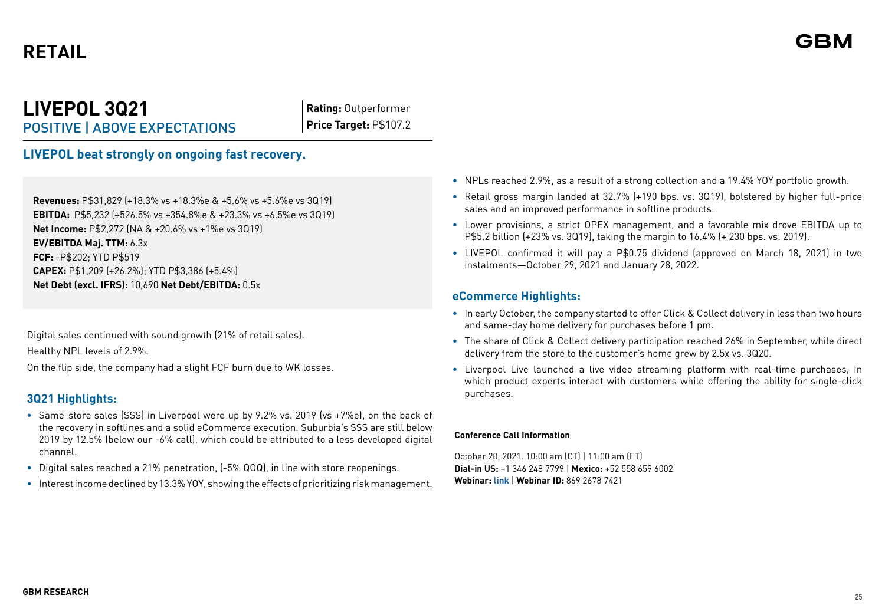# RETAIL

## LIVEPOL 3Q21

POSITIVE | ABOVE EXPECTATIONS

**Rating:** Outperformer
**Price Target:** P$107.2

### LIVEPOL beat strongly on ongoing fast recovery.

**Revenues:** P$31,829 (+18.3% vs +18.3%e & +5.6% vs +5.6%e vs 3Q19)
**EBITDA:** P$5,232 (+526.5% vs +354.8%e & +23.3% vs +6.5%e vs 3Q19)
**Net Income:** P$2,272 (NA & +20.6% vs +1%e vs 3Q19)
**EV/EBITDA Maj. TTM:** 6.3x
**FCF:** -P$202; YTD P$519
**CAPEX:** P$1,209 (+26.2%); YTD P$3,386 (+5.4%)
**Net Debt (excl. IFRS):** 10,690 **Net Debt/EBITDA:** 0.5x

Digital sales continued with sound growth (21% of retail sales).

Healthy NPL levels of 2.9%.

On the flip side, the company had a slight FCF burn due to WK losses.

### 3Q21 Highlights:

- Same-store sales (SSS) in Liverpool were up by 9.2% vs. 2019 (vs +7%e), on the back of the recovery in softlines and a solid eCommerce execution. Suburbia's SSS are still below 2019 by 12.5% (below our -6% call), which could be attributed to a less developed digital channel.
- Digital sales reached a 21% penetration, (-5% QOQ), in line with store reopenings.
- Interest income declined by 13.3% YOY, showing the effects of prioritizing risk management.
- NPLs reached 2.9%, as a result of a strong collection and a 19.4% YOY portfolio growth.
- Retail gross margin landed at 32.7% (+190 bps. vs. 3Q19), bolstered by higher full-price sales and an improved performance in softline products.
- Lower provisions, a strict OPEX management, and a favorable mix drove EBITDA up to P$5.2 billion (+23% vs. 3Q19), taking the margin to 16.4% (+ 230 bps. vs. 2019).
- LIVEPOL confirmed it will pay a P$0.75 dividend (approved on March 18, 2021) in two instalments—October 29, 2021 and January 28, 2022.

### eCommerce Highlights:

- In early October, the company started to offer Click & Collect delivery in less than two hours and same-day home delivery for purchases before 1 pm.
- The share of Click & Collect delivery participation reached 26% in September, while direct delivery from the store to the customer's home grew by 2.5x vs. 3Q20.
- Liverpool Live launched a live video streaming platform with real-time purchases, in which product experts interact with customers while offering the ability for single-click purchases.

**Conference Call Information**

October 20, 2021. 10:00 am (CT) | 11:00 am (ET)
**Dial-in US:** +1 346 248 7799 | **Mexico:** +52 558 659 6002
**Webinar:** link | **Webinar ID:** 869 2678 7421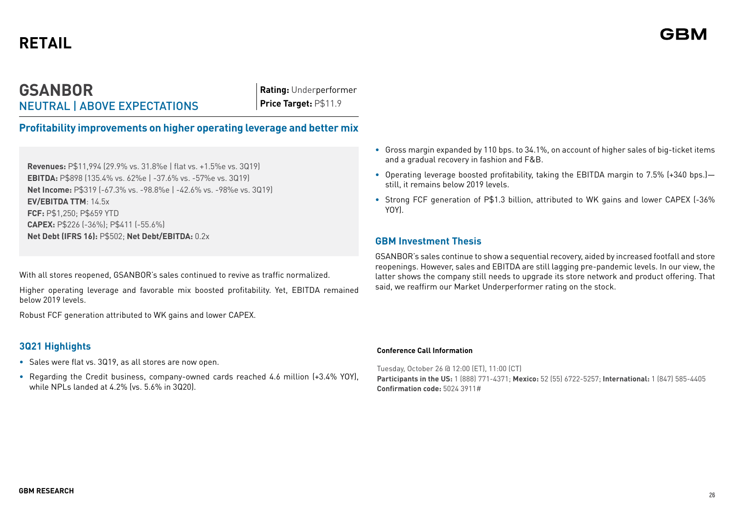# RETAIL

## GSANBOR

NEUTRAL | ABOVE EXPECTATIONS

**Rating:** Underperformer
**Price Target:** P$11.9

### Profitability improvements on higher operating leverage and better mix

**Revenues:** P$11,994 (29.9% vs. 31.8%e | flat vs. +1.5%e vs. 3Q19)
**EBITDA:** P$898 (135.4% vs. 62%e | -37.6% vs. -57%e vs. 3Q19)
**Net Income:** P$319 (-67.3% vs. -98.8%e | -42.6% vs. -98%e vs. 3Q19)
**EV/EBITDA TTM**: 14.5x
**FCF:** P$1,250; P$659 YTD
**CAPEX:** P$226 (-36%); P$411 (-55.6%)
**Net Debt (IFRS 16):** P$502; **Net Debt/EBITDA:** 0.2x

With all stores reopened, GSANBOR's sales continued to revive as traffic normalized.

Higher operating leverage and favorable mix boosted profitability. Yet, EBITDA remained below 2019 levels.

Robust FCF generation attributed to WK gains and lower CAPEX.

### 3Q21 Highlights

- Sales were flat vs. 3Q19, as all stores are now open.
- Regarding the Credit business, company-owned cards reached 4.6 million (+3.4% YOY), while NPLs landed at 4.2% (vs. 5.6% in 3Q20).
- Gross margin expanded by 110 bps. to 34.1%, on account of higher sales of big-ticket items and a gradual recovery in fashion and F&B.
- Operating leverage boosted profitability, taking the EBITDA margin to 7.5% (+340 bps.)—still, it remains below 2019 levels.
- Strong FCF generation of P$1.3 billion, attributed to WK gains and lower CAPEX (-36% YOY).

### GBM Investment Thesis

GSANBOR's sales continue to show a sequential recovery, aided by increased footfall and store reopenings. However, sales and EBITDA are still lagging pre-pandemic levels. In our view, the latter shows the company still needs to upgrade its store network and product offering. That said, we reaffirm our Market Underperformer rating on the stock.

**Conference Call Information**

Tuesday, October 26 @ 12:00 (ET), 11:00 (CT)
**Participants in the US:** 1 (888) 771-4371; **Mexico:** 52 (55) 6722-5257; **International:** 1 (847) 585-4405
**Confirmation code:** 5024 3911#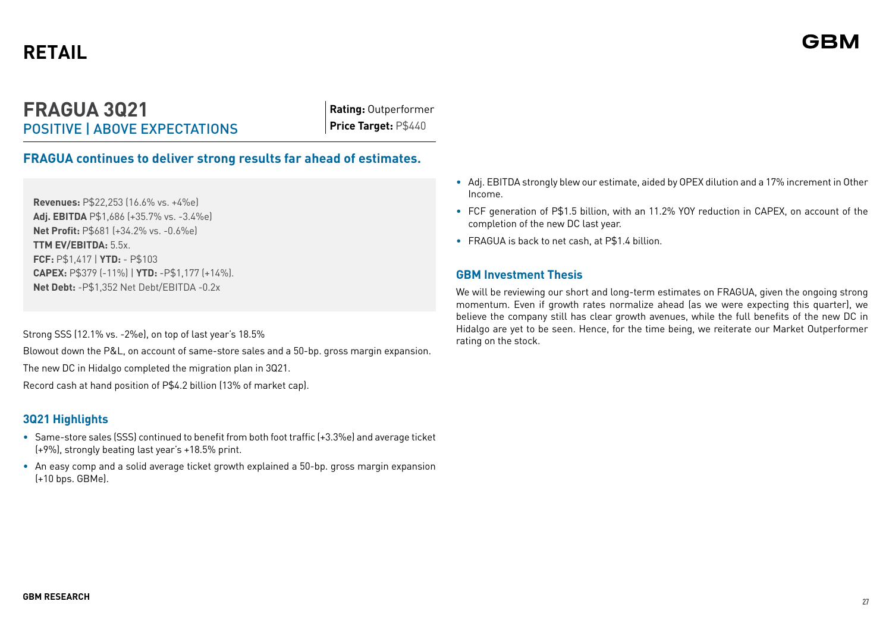# RETAIL

## FRAGUA 3Q21

POSITIVE | ABOVE EXPECTATIONS

**Rating:** Outperformer
**Price Target:** P$440

### FRAGUA continues to deliver strong results far ahead of estimates.

**Revenues:** P$22,253 (16.6% vs. +4%e)
**Adj. EBITDA** P$1,686 (+35.7% vs. -3.4%e)
**Net Profit:** P$681 (+34.2% vs. -0.6%e)
**TTM EV/EBITDA:** 5.5x.
**FCF:** P$1,417 | **YTD:** - P$103
**CAPEX:** P$379 (-11%) | **YTD:** -P$1,177 (+14%).
**Net Debt:** -P$1,352 Net Debt/EBITDA -0.2x

Strong SSS (12.1% vs. -2%e), on top of last year's 18.5%

Blowout down the P&L, on account of same-store sales and a 50-bp. gross margin expansion.

The new DC in Hidalgo completed the migration plan in 3Q21.

Record cash at hand position of P$4.2 billion (13% of market cap).

### 3Q21 Highlights

- Same-store sales (SSS) continued to benefit from both foot traffic (+3.3%e) and average ticket (+9%), strongly beating last year's +18.5% print.
- An easy comp and a solid average ticket growth explained a 50-bp. gross margin expansion (+10 bps. GBMe).
- Adj. EBITDA strongly blew our estimate, aided by OPEX dilution and a 17% increment in Other Income.
- FCF generation of P$1.5 billion, with an 11.2% YOY reduction in CAPEX, on account of the completion of the new DC last year.
- FRAGUA is back to net cash, at P$1.4 billion.

### GBM Investment Thesis

We will be reviewing our short and long-term estimates on FRAGUA, given the ongoing strong momentum. Even if growth rates normalize ahead (as we were expecting this quarter), we believe the company still has clear growth avenues, while the full benefits of the new DC in Hidalgo are yet to be seen. Hence, for the time being, we reiterate our Market Outperformer rating on the stock.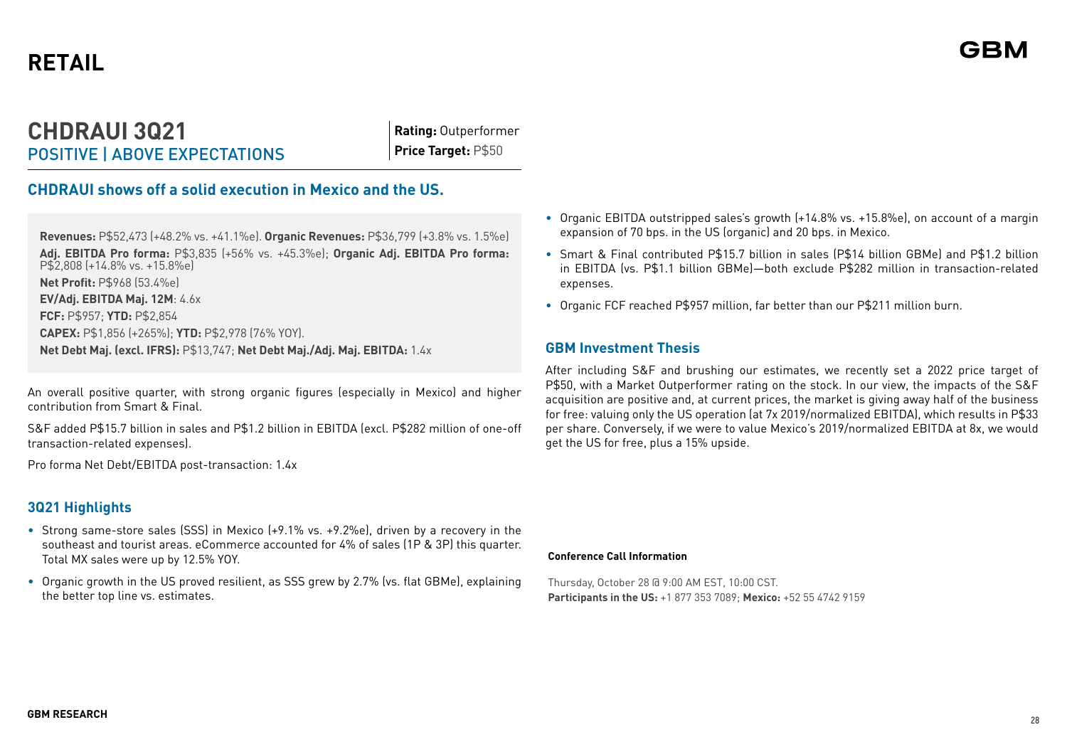# RETAIL

## CHDRAUI 3Q21

POSITIVE | ABOVE EXPECTATIONS

**Rating:** Outperformer
**Price Target:** P$50

### CHDRAUI shows off a solid execution in Mexico and the US.

**Revenues:** P$52,473 (+48.2% vs. +41.1%e). **Organic Revenues:** P$36,799 (+3.8% vs. 1.5%e)
**Adj. EBITDA Pro forma:** P$3,835 (+56% vs. +45.3%e); **Organic Adj. EBITDA Pro forma:** P$2,808 (+14.8% vs. +15.8%e)
**Net Profit:** P$968 (53.4%e)
**EV/Adj. EBITDA Maj. 12M**: 4.6x
**FCF:** P$957; **YTD:** P$2,854
**CAPEX:** P$1,856 (+265%); **YTD:** P$2,978 (76% YOY).
**Net Debt Maj. (excl. IFRS):** P$13,747; **Net Debt Maj./Adj. Maj. EBITDA:** 1.4x

An overall positive quarter, with strong organic figures (especially in Mexico) and higher contribution from Smart & Final.

S&F added P$15.7 billion in sales and P$1.2 billion in EBITDA (excl. P$282 million of one-off transaction-related expenses).

Pro forma Net Debt/EBITDA post-transaction: 1.4x

### 3Q21 Highlights

- Strong same-store sales (SSS) in Mexico (+9.1% vs. +9.2%e), driven by a recovery in the southeast and tourist areas. eCommerce accounted for 4% of sales (1P & 3P) this quarter. Total MX sales were up by 12.5% YOY.
- Organic growth in the US proved resilient, as SSS grew by 2.7% (vs. flat GBMe), explaining the better top line vs. estimates.
- Organic EBITDA outstripped sales's growth (+14.8% vs. +15.8%e), on account of a margin expansion of 70 bps. in the US (organic) and 20 bps. in Mexico.
- Smart & Final contributed P$15.7 billion in sales (P$14 billion GBMe) and P$1.2 billion in EBITDA (vs. P$1.1 billion GBMe)—both exclude P$282 million in transaction-related expenses.
- Organic FCF reached P$957 million, far better than our P$211 million burn.

### GBM Investment Thesis

After including S&F and brushing our estimates, we recently set a 2022 price target of P$50, with a Market Outperformer rating on the stock. In our view, the impacts of the S&F acquisition are positive and, at current prices, the market is giving away half of the business for free: valuing only the US operation (at 7x 2019/normalized EBITDA), which results in P$33 per share. Conversely, if we were to value Mexico's 2019/normalized EBITDA at 8x, we would get the US for free, plus a 15% upside.

**Conference Call Information**

Thursday, October 28 @ 9:00 AM EST, 10:00 CST.
**Participants in the US:** +1 877 353 7089; **Mexico:** +52 55 4742 9159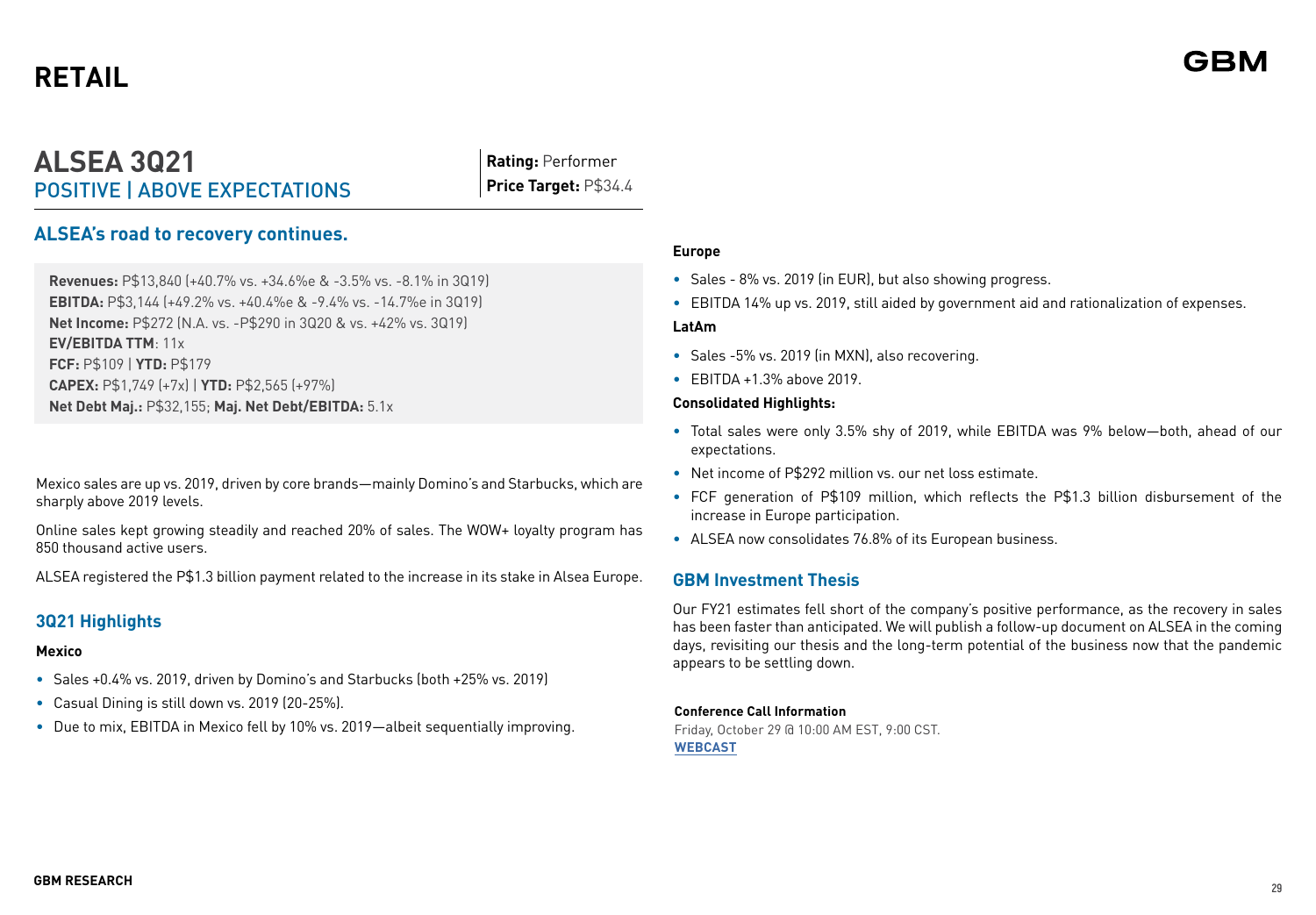# RETAIL

## ALSEA 3Q21

POSITIVE | ABOVE EXPECTATIONS

**Rating:** Performer
**Price Target:** P$34.4

### ALSEA's road to recovery continues.

**Revenues:** P$13,840 (+40.7% vs. +34.6%e & -3.5% vs. -8.1% in 3Q19)
**EBITDA:** P$3,144 (+49.2% vs. +40.4%e & -9.4% vs. -14.7%e in 3Q19)
**Net Income:** P$272 (N.A. vs. -P$290 in 3Q20 & vs. +42% vs. 3Q19)
**EV/EBITDA TTM**: 11x
**FCF:** P$109 | **YTD:** P$179
**CAPEX:** P$1,749 (+7x) | **YTD:** P$2,565 (+97%)
**Net Debt Maj.:** P$32,155; **Maj. Net Debt/EBITDA:** 5.1x

Mexico sales are up vs. 2019, driven by core brands—mainly Domino's and Starbucks, which are sharply above 2019 levels.

Online sales kept growing steadily and reached 20% of sales. The WOW+ loyalty program has 850 thousand active users.

ALSEA registered the P$1.3 billion payment related to the increase in its stake in Alsea Europe.

### 3Q21 Highlights

**Mexico**

- Sales +0.4% vs. 2019, driven by Domino's and Starbucks (both +25% vs. 2019)
- Casual Dining is still down vs. 2019 (20-25%).
- Due to mix, EBITDA in Mexico fell by 10% vs. 2019—albeit sequentially improving.

**Europe**

- Sales - 8% vs. 2019 (in EUR), but also showing progress.
- EBITDA 14% up vs. 2019, still aided by government aid and rationalization of expenses.

**LatAm**

- Sales -5% vs. 2019 (in MXN), also recovering.
- EBITDA +1.3% above 2019.

**Consolidated Highlights:**

- Total sales were only 3.5% shy of 2019, while EBITDA was 9% below—both, ahead of our expectations.
- Net income of P$292 million vs. our net loss estimate.
- FCF generation of P$109 million, which reflects the P$1.3 billion disbursement of the increase in Europe participation.
- ALSEA now consolidates 76.8% of its European business.

### GBM Investment Thesis

Our FY21 estimates fell short of the company's positive performance, as the recovery in sales has been faster than anticipated. We will publish a follow-up document on ALSEA in the coming days, revisiting our thesis and the long-term potential of the business now that the pandemic appears to be settling down.

**Conference Call Information**
Friday, October 29 @ 10:00 AM EST, 9:00 CST.
**WEBCAST**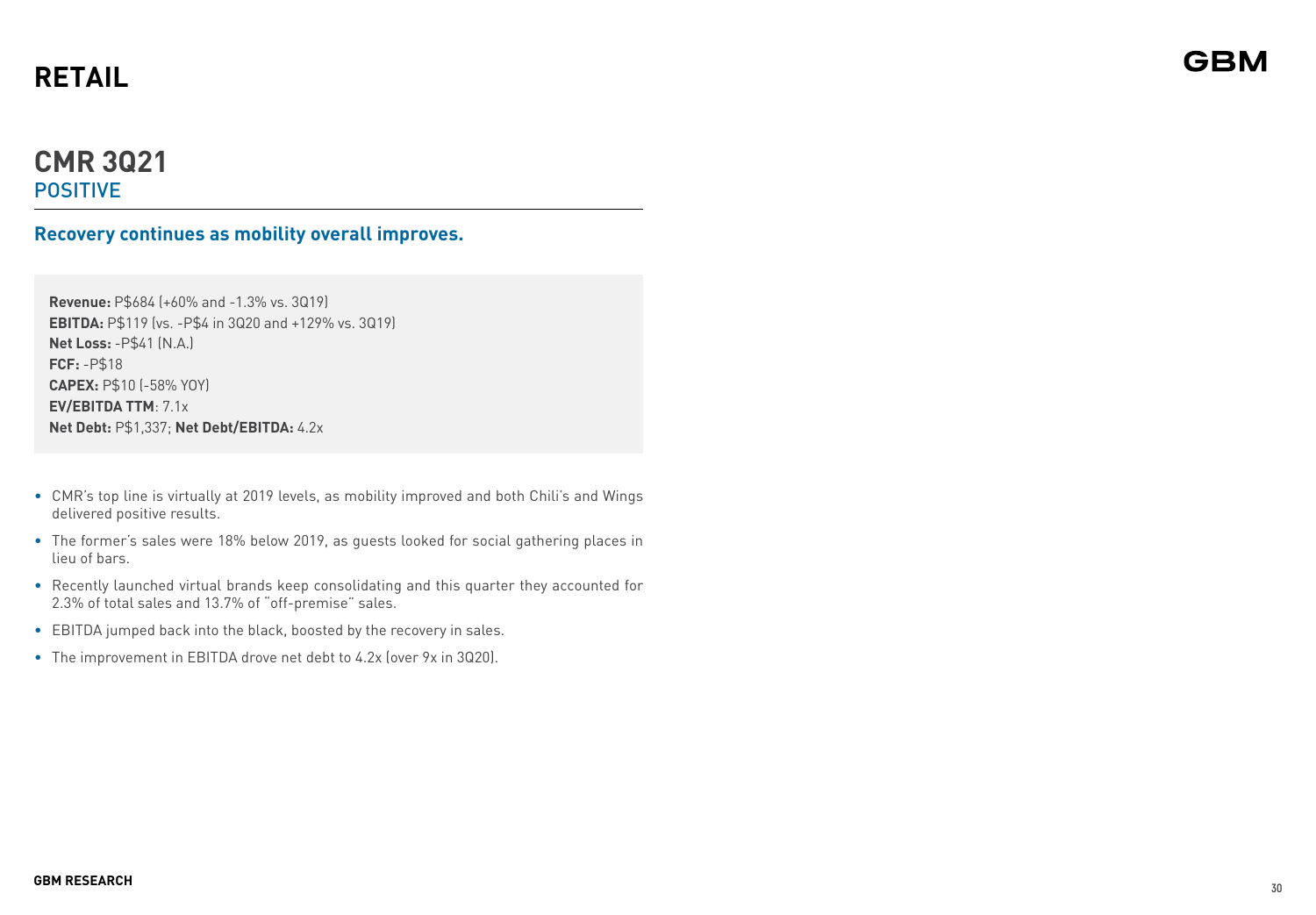# RETAIL

## CMR 3Q21
POSITIVE

### Recovery continues as mobility overall improves.

**Revenue:** P$684 (+60% and -1.3% vs. 3Q19)
**EBITDA:** P$119 (vs. -P$4 in 3Q20 and +129% vs. 3Q19)
**Net Loss:** -P$41 (N.A.)
**FCF:** -P$18
**CAPEX:** P$10 (-58% YOY)
**EV/EBITDA TTM**: 7.1x
**Net Debt:** P$1,337; **Net Debt/EBITDA:** 4.2x

- CMR's top line is virtually at 2019 levels, as mobility improved and both Chili's and Wings delivered positive results.
- The former's sales were 18% below 2019, as guests looked for social gathering places in lieu of bars.
- Recently launched virtual brands keep consolidating and this quarter they accounted for 2.3% of total sales and 13.7% of "off-premise" sales.
- EBITDA jumped back into the black, boosted by the recovery in sales.
- The improvement in EBITDA drove net debt to 4.2x (over 9x in 3Q20).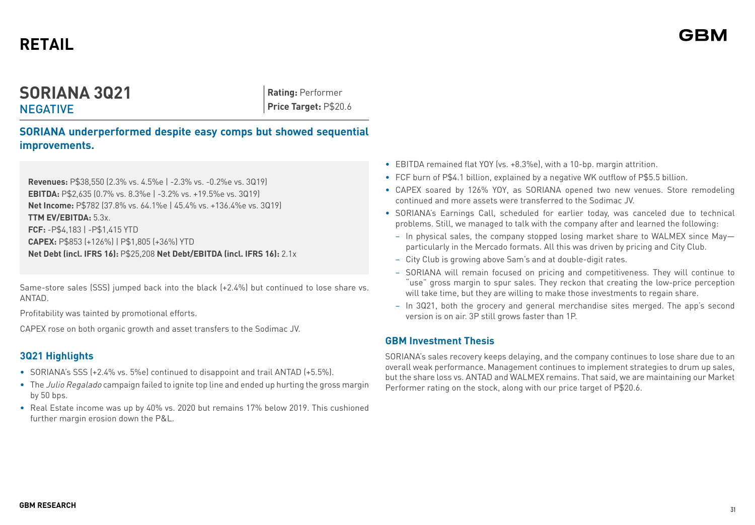# RETAIL

## SORIANA 3Q21

NEGATIVE

**Rating:** Performer
**Price Target:** P$20.6

### SORIANA underperformed despite easy comps but showed sequential improvements.

**Revenues:** P$38,550 (2.3% vs. 4.5%e | -2.3% vs. -0.2%e vs. 3Q19)
**EBITDA:** P$2,635 (0.7% vs. 8.3%e | -3.2% vs. +19.5%e vs. 3Q19)
**Net Income:** P$782 (37.8% vs. 64.1%e | 45.4% vs. +136.4%e vs. 3Q19)
**TTM EV/EBITDA:** 5.3x.
**FCF:** -P$4,183 | -P$1,415 YTD
**CAPEX:** P$853 (+126%) | P$1,805 (+36%) YTD
**Net Debt (incl. IFRS 16):** P$25,208 **Net Debt/EBITDA (incl. IFRS 16):** 2.1x

Same-store sales (SSS) jumped back into the black (+2.4%) but continued to lose share vs. ANTAD.

Profitability was tainted by promotional efforts.

CAPEX rose on both organic growth and asset transfers to the Sodimac JV.

### 3Q21 Highlights

- SORIANA's SSS (+2.4% vs. 5%e) continued to disappoint and trail ANTAD (+5.5%).
- The *Julio Regalado* campaign failed to ignite top line and ended up hurting the gross margin by 50 bps.
- Real Estate income was up by 40% vs. 2020 but remains 17% below 2019. This cushioned further margin erosion down the P&L.
- EBITDA remained flat YOY (vs. +8.3%e), with a 10-bp. margin attrition.
- FCF burn of P$4.1 billion, explained by a negative WK outflow of P$5.5 billion.
- CAPEX soared by 126% YOY, as SORIANA opened two new venues. Store remodeling continued and more assets were transferred to the Sodimac JV.
- SORIANA's Earnings Call, scheduled for earlier today, was canceled due to technical problems. Still, we managed to talk with the company after and learned the following:
  - In physical sales, the company stopped losing market share to WALMEX since May—particularly in the Mercado formats. All this was driven by pricing and City Club.
  - City Club is growing above Sam's and at double-digit rates.
  - SORIANA will remain focused on pricing and competitiveness. They will continue to "use" gross margin to spur sales. They reckon that creating the low-price perception will take time, but they are willing to make those investments to regain share.
  - In 3Q21, both the grocery and general merchandise sites merged. The app's second version is on air. 3P still grows faster than 1P.

### GBM Investment Thesis

SORIANA's sales recovery keeps delaying, and the company continues to lose share due to an overall weak performance. Management continues to implement strategies to drum up sales, but the share loss vs. ANTAD and WALMEX remains. That said, we are maintaining our Market Performer rating on the stock, along with our price target of P$20.6.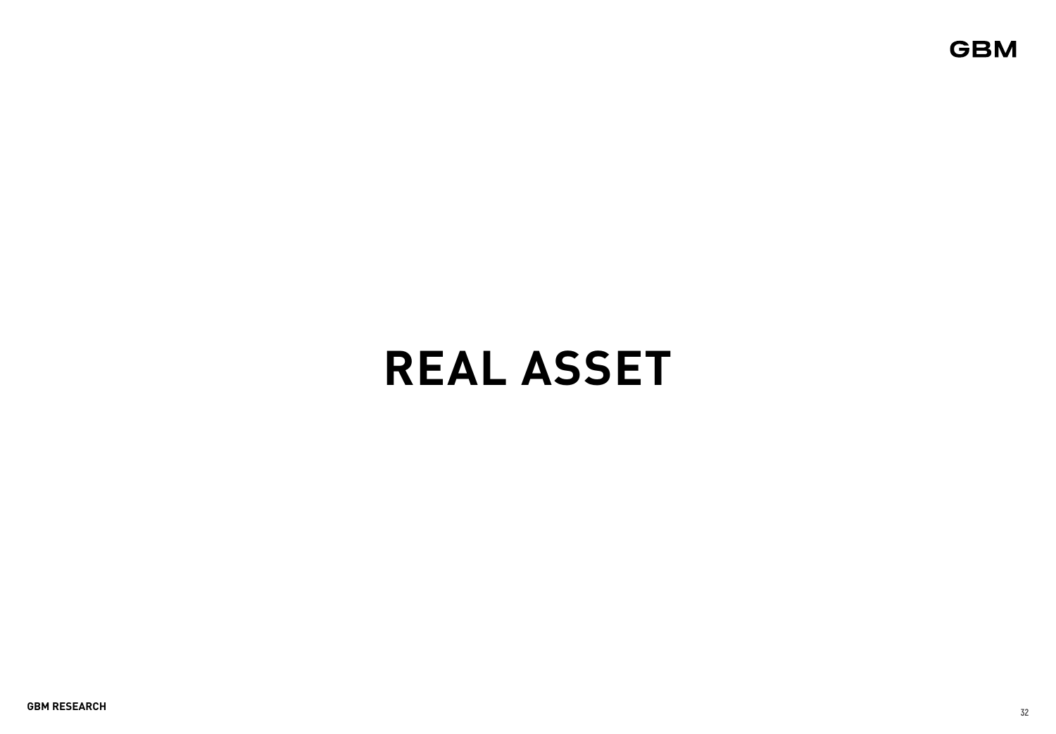# REAL ASSET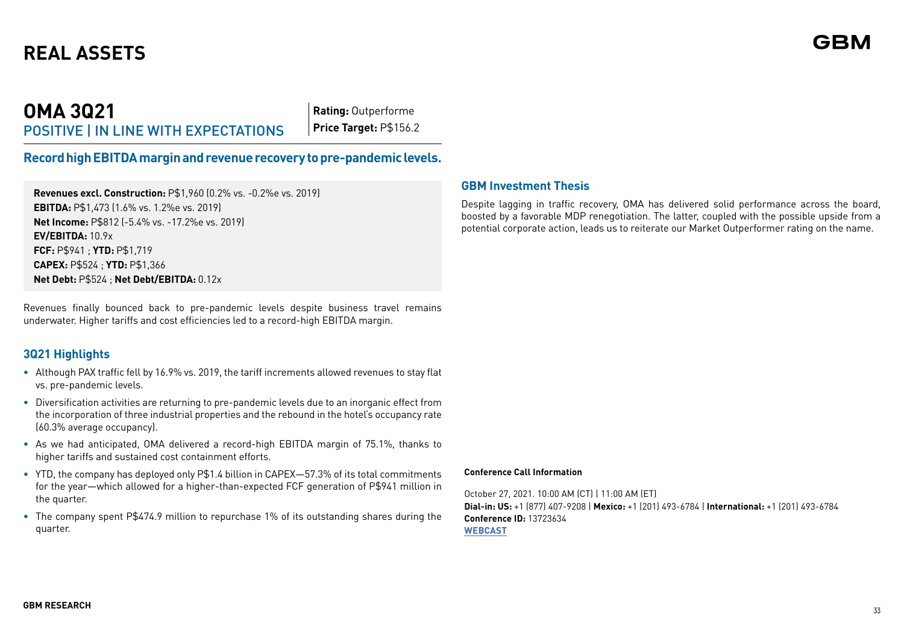# REAL ASSETS

## OMA 3Q21

POSITIVE | IN LINE WITH EXPECTATIONS

**Rating:** Outperforme
**Price Target:** P$156.2

### Record high EBITDA margin and revenue recovery to pre-pandemic levels.

**Revenues excl. Construction:** P$1,960 (0.2% vs. -0.2%e vs. 2019)
**EBITDA:** P$1,473 (1.6% vs. 1.2%e vs. 2019)
**Net Income:** P$812 (-5.4% vs. -17.2%e vs. 2019)
**EV/EBITDA:** 10.9x
**FCF:** P$941 ; **YTD:** P$1,719
**CAPEX:** P$524 ; **YTD:** P$1,366
**Net Debt:** P$524 ; **Net Debt/EBITDA:** 0.12x

Revenues finally bounced back to pre-pandemic levels despite business travel remains underwater. Higher tariffs and cost efficiencies led to a record-high EBITDA margin.

### 3Q21 Highlights

- Although PAX traffic fell by 16.9% vs. 2019, the tariff increments allowed revenues to stay flat vs. pre-pandemic levels.
- Diversification activities are returning to pre-pandemic levels due to an inorganic effect from the incorporation of three industrial properties and the rebound in the hotel's occupancy rate (60.3% average occupancy).
- As we had anticipated, OMA delivered a record-high EBITDA margin of 75.1%, thanks to higher tariffs and sustained cost containment efforts.
- YTD, the company has deployed only P$1.4 billion in CAPEX—57.3% of its total commitments for the year—which allowed for a higher-than-expected FCF generation of P$941 million in the quarter.
- The company spent P$474.9 million to repurchase 1% of its outstanding shares during the quarter.

### GBM Investment Thesis

Despite lagging in traffic recovery, OMA has delivered solid performance across the board, boosted by a favorable MDP renegotiation. The latter, coupled with the possible upside from a potential corporate action, leads us to reiterate our Market Outperformer rating on the name.

**Conference Call Information**

October 27, 2021. 10:00 AM (CT) | 11:00 AM (ET)
**Dial-in: US:** +1 (877) 407-9208 | **Mexico:** +1 (201) 493-6784 | **International:** +1 (201) 493-6784
**Conference ID:** 13723634
**WEBCAST**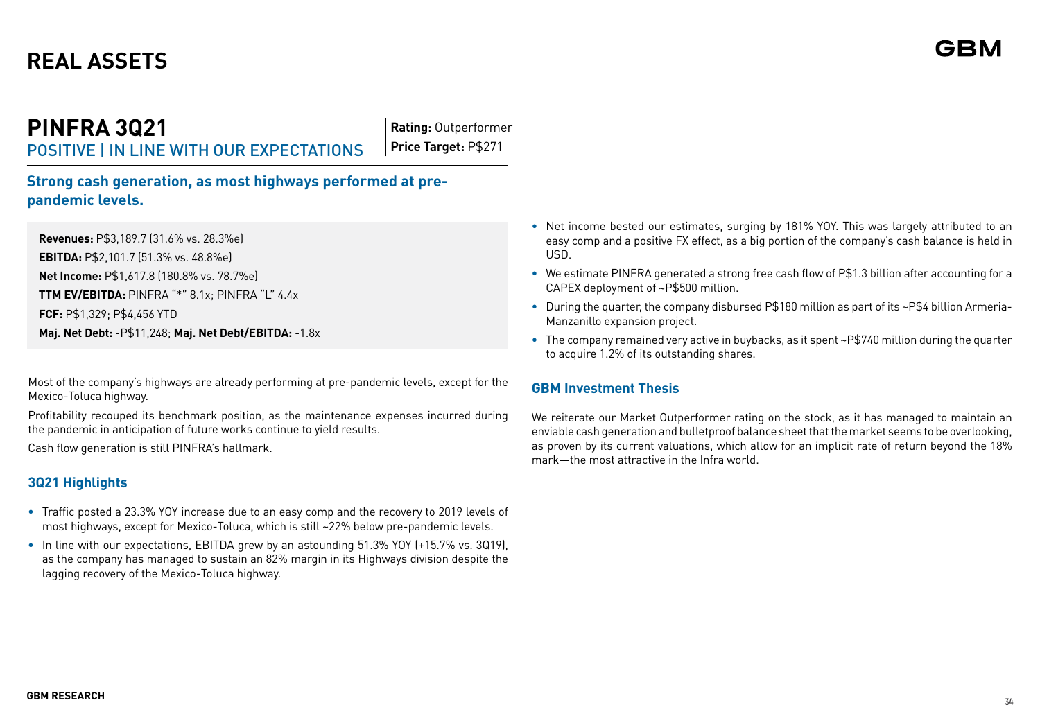# REAL ASSETS

## PINFRA 3Q21

POSITIVE | IN LINE WITH OUR EXPECTATIONS

**Rating:** Outperformer
**Price Target:** P$271

### Strong cash generation, as most highways performed at pre-pandemic levels.

**Revenues:** P$3,189.7 (31.6% vs. 28.3%e)
**EBITDA:** P$2,101.7 (51.3% vs. 48.8%e)
**Net Income:** P$1,617.8 (180.8% vs. 78.7%e)
**TTM EV/EBITDA:** PINFRA "*" 8.1x; PINFRA "L" 4.4x
**FCF:** P$1,329; P$4,456 YTD
**Maj. Net Debt:** -P$11,248; **Maj. Net Debt/EBITDA:** -1.8x

Most of the company's highways are already performing at pre-pandemic levels, except for the Mexico-Toluca highway.

Profitability recouped its benchmark position, as the maintenance expenses incurred during the pandemic in anticipation of future works continue to yield results.

Cash flow generation is still PINFRA's hallmark.

### 3Q21 Highlights

- Traffic posted a 23.3% YOY increase due to an easy comp and the recovery to 2019 levels of most highways, except for Mexico-Toluca, which is still ~22% below pre-pandemic levels.
- In line with our expectations, EBITDA grew by an astounding 51.3% YOY (+15.7% vs. 3Q19), as the company has managed to sustain an 82% margin in its Highways division despite the lagging recovery of the Mexico-Toluca highway.
- Net income bested our estimates, surging by 181% YOY. This was largely attributed to an easy comp and a positive FX effect, as a big portion of the company's cash balance is held in USD.
- We estimate PINFRA generated a strong free cash flow of P$1.3 billion after accounting for a CAPEX deployment of ~P$500 million.
- During the quarter, the company disbursed P$180 million as part of its ~P$4 billion Armeria-Manzanillo expansion project.
- The company remained very active in buybacks, as it spent ~P$740 million during the quarter to acquire 1.2% of its outstanding shares.

### GBM Investment Thesis

We reiterate our Market Outperformer rating on the stock, as it has managed to maintain an enviable cash generation and bulletproof balance sheet that the market seems to be overlooking, as proven by its current valuations, which allow for an implicit rate of return beyond the 18% mark—the most attractive in the Infra world.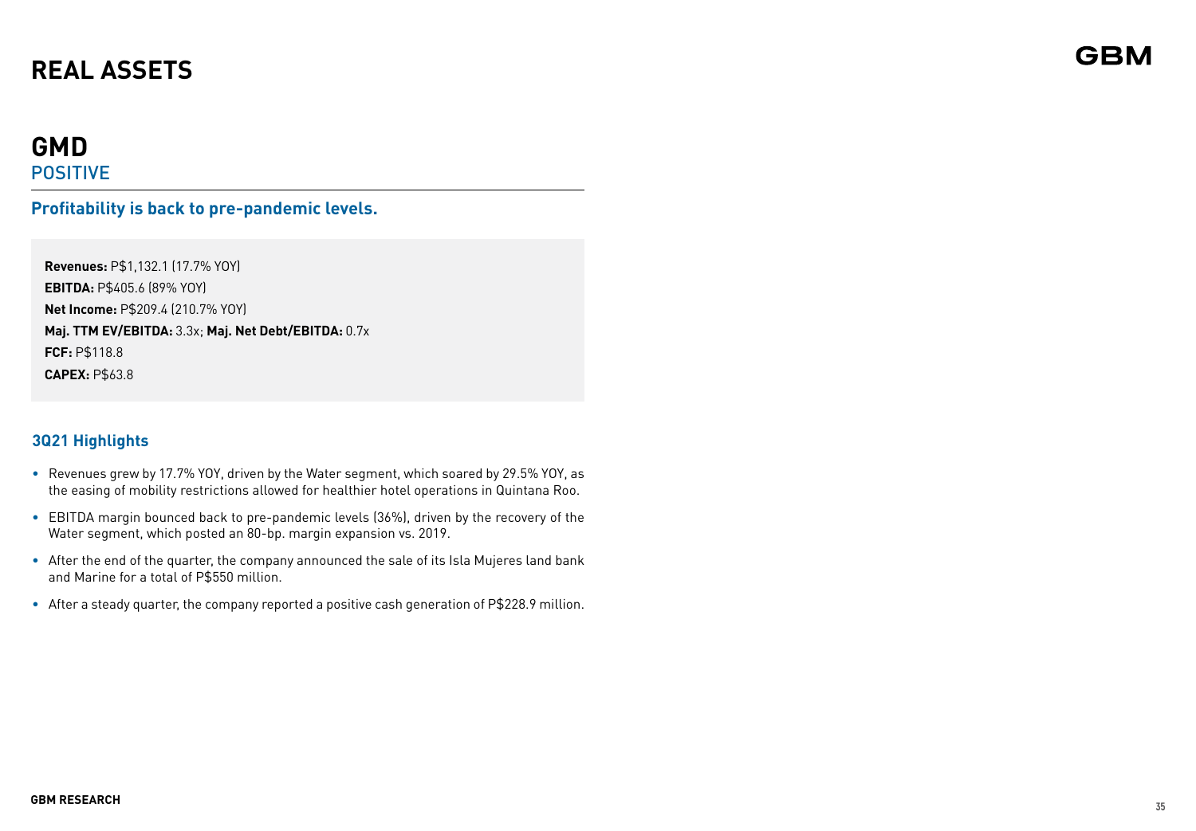# REAL ASSETS

## GMD
POSITIVE

### Profitability is back to pre-pandemic levels.

**Revenues:** P$1,132.1 (17.7% YOY)
**EBITDA:** P$405.6 (89% YOY)
**Net Income:** P$209.4 (210.7% YOY)
**Maj. TTM EV/EBITDA:** 3.3x; **Maj. Net Debt/EBITDA:** 0.7x
**FCF:** P$118.8
**CAPEX:** P$63.8

### 3Q21 Highlights

- Revenues grew by 17.7% YOY, driven by the Water segment, which soared by 29.5% YOY, as the easing of mobility restrictions allowed for healthier hotel operations in Quintana Roo.
- EBITDA margin bounced back to pre-pandemic levels (36%), driven by the recovery of the Water segment, which posted an 80-bp. margin expansion vs. 2019.
- After the end of the quarter, the company announced the sale of its Isla Mujeres land bank and Marine for a total of P$550 million.
- After a steady quarter, the company reported a positive cash generation of P$228.9 million.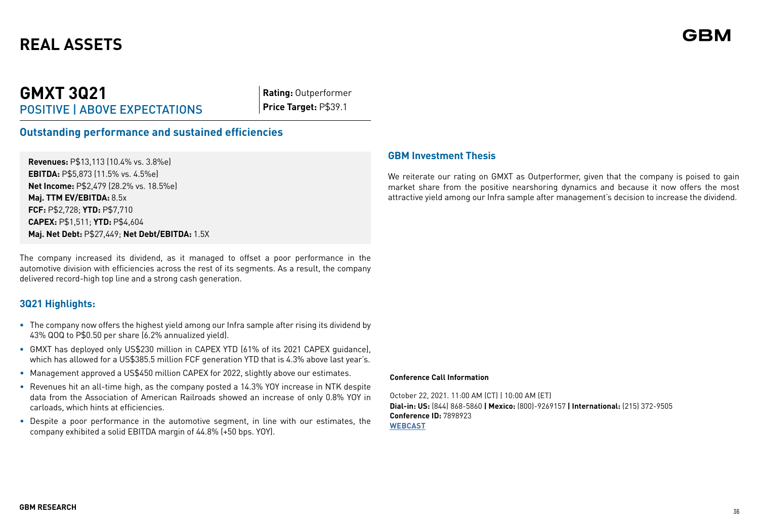# REAL ASSETS

## GMXT 3Q21

POSITIVE | ABOVE EXPECTATIONS

**Rating:** Outperformer
**Price Target:** P$39.1

### Outstanding performance and sustained efficiencies

**Revenues:** P$13,113 (10.4% vs. 3.8%e)
**EBITDA:** P$5,873 (11.5% vs. 4.5%e)
**Net Income:** P$2,479 (28.2% vs. 18.5%e)
**Maj. TTM EV/EBITDA:** 8.5x
**FCF:** P$2,728; **YTD:** P$7,710
**CAPEX:** P$1,511; **YTD:** P$4,604
**Maj. Net Debt:** P$27,449; **Net Debt/EBITDA:** 1.5X

The company increased its dividend, as it managed to offset a poor performance in the automotive division with efficiencies across the rest of its segments. As a result, the company delivered record-high top line and a strong cash generation.

### 3Q21 Highlights:

- The company now offers the highest yield among our Infra sample after rising its dividend by 43% QOQ to P$0.50 per share (6.2% annualized yield).
- GMXT has deployed only US$230 million in CAPEX YTD (61% of its 2021 CAPEX guidance), which has allowed for a US$385.5 million FCF generation YTD that is 4.3% above last year's.
- Management approved a US$450 million CAPEX for 2022, slightly above our estimates.
- Revenues hit an all-time high, as the company posted a 14.3% YOY increase in NTK despite data from the Association of American Railroads showed an increase of only 0.8% YOY in carloads, which hints at efficiencies.
- Despite a poor performance in the automotive segment, in line with our estimates, the company exhibited a solid EBITDA margin of 44.8% (+50 bps. YOY).

### GBM Investment Thesis

We reiterate our rating on GMXT as Outperformer, given that the company is poised to gain market share from the positive nearshoring dynamics and because it now offers the most attractive yield among our Infra sample after management's decision to increase the dividend.

**Conference Call Information**

October 22, 2021. 11:00 AM (CT) | 10:00 AM (ET)
**Dial-in: US:** (844) 868-5860 **| Mexico:** (800)-9269157 **| International:** (215) 372-9505
**Conference ID:** 7898923
**WEBCAST**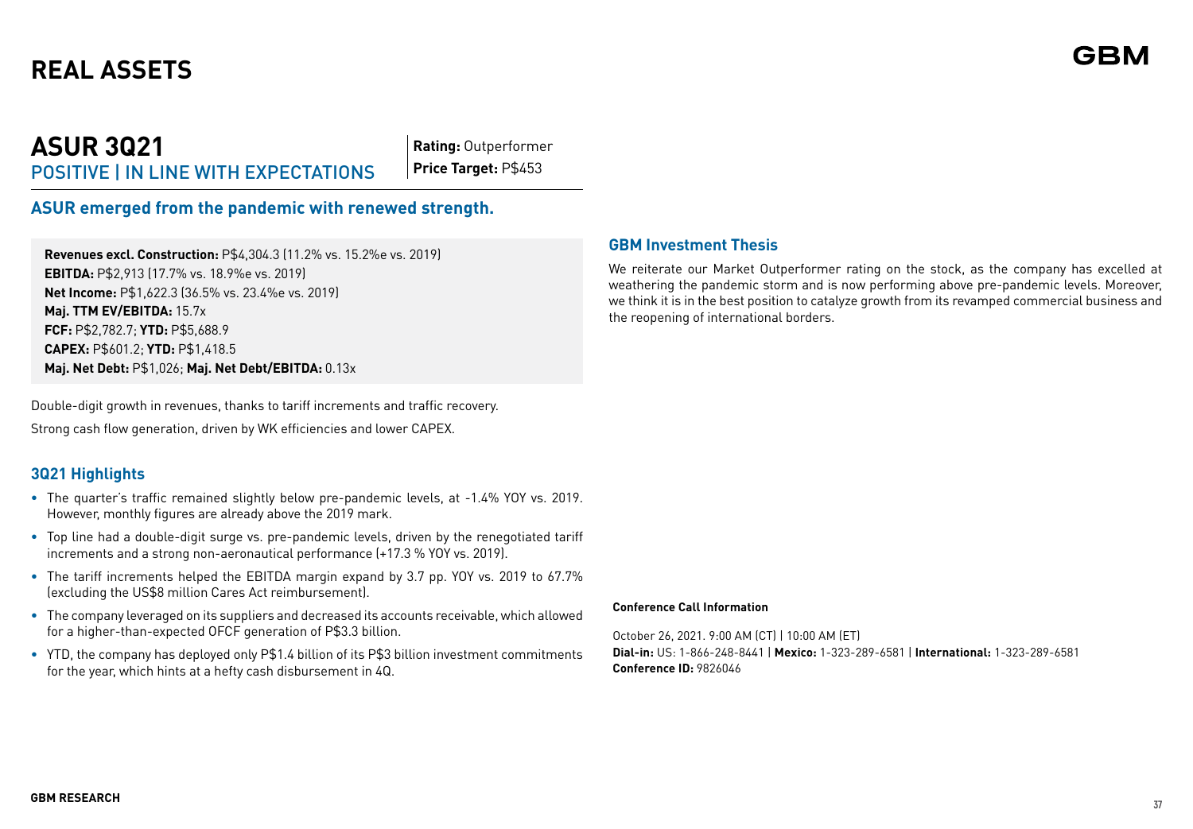# REAL ASSETS

## ASUR 3Q21

POSITIVE | IN LINE WITH EXPECTATIONS

**Rating:** Outperformer
**Price Target:** P$453

### ASUR emerged from the pandemic with renewed strength.

**Revenues excl. Construction:** P$4,304.3 (11.2% vs. 15.2%e vs. 2019)
**EBITDA:** P$2,913 (17.7% vs. 18.9%e vs. 2019)
**Net Income:** P$1,622.3 (36.5% vs. 23.4%e vs. 2019)
**Maj. TTM EV/EBITDA:** 15.7x
**FCF:** P$2,782.7; **YTD:** P$5,688.9
**CAPEX:** P$601.2; **YTD:** P$1,418.5
**Maj. Net Debt:** P$1,026; **Maj. Net Debt/EBITDA:** 0.13x

Double-digit growth in revenues, thanks to tariff increments and traffic recovery.

Strong cash flow generation, driven by WK efficiencies and lower CAPEX.

### 3Q21 Highlights

- The quarter's traffic remained slightly below pre-pandemic levels, at -1.4% YOY vs. 2019. However, monthly figures are already above the 2019 mark.
- Top line had a double-digit surge vs. pre-pandemic levels, driven by the renegotiated tariff increments and a strong non-aeronautical performance (+17.3 % YOY vs. 2019).
- The tariff increments helped the EBITDA margin expand by 3.7 pp. YOY vs. 2019 to 67.7% (excluding the US$8 million Cares Act reimbursement).
- The company leveraged on its suppliers and decreased its accounts receivable, which allowed for a higher-than-expected OFCF generation of P$3.3 billion.
- YTD, the company has deployed only P$1.4 billion of its P$3 billion investment commitments for the year, which hints at a hefty cash disbursement in 4Q.

### GBM Investment Thesis

We reiterate our Market Outperformer rating on the stock, as the company has excelled at weathering the pandemic storm and is now performing above pre-pandemic levels. Moreover, we think it is in the best position to catalyze growth from its revamped commercial business and the reopening of international borders.

**Conference Call Information**

October 26, 2021. 9:00 AM (CT) | 10:00 AM (ET)
**Dial-in:** US: 1-866-248-8441 | **Mexico:** 1-323-289-6581 | **International:** 1-323-289-6581
**Conference ID:** 9826046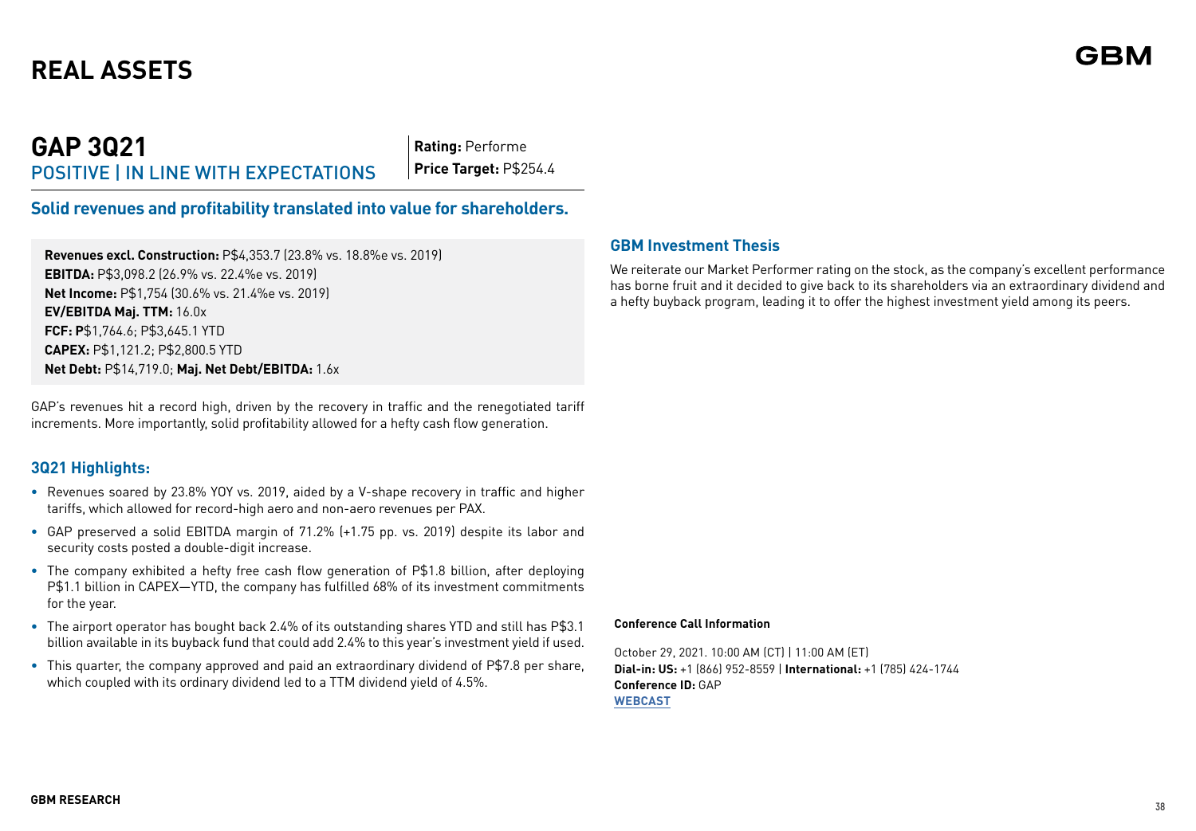# REAL ASSETS

## GAP 3Q21

POSITIVE | IN LINE WITH EXPECTATIONS

**Rating:** Performe
**Price Target:** P$254.4

### Solid revenues and profitability translated into value for shareholders.

**Revenues excl. Construction:** P$4,353.7 (23.8% vs. 18.8%e vs. 2019)
**EBITDA:** P$3,098.2 (26.9% vs. 22.4%e vs. 2019)
**Net Income:** P$1,754 (30.6% vs. 21.4%e vs. 2019)
**EV/EBITDA Maj. TTM:** 16.0x
**FCF: P**$1,764.6; P$3,645.1 YTD
**CAPEX:** P$1,121.2; P$2,800.5 YTD
**Net Debt:** P$14,719.0; **Maj. Net Debt/EBITDA:** 1.6x

GAP's revenues hit a record high, driven by the recovery in traffic and the renegotiated tariff increments. More importantly, solid profitability allowed for a hefty cash flow generation.

### 3Q21 Highlights:

- Revenues soared by 23.8% YOY vs. 2019, aided by a V-shape recovery in traffic and higher tariffs, which allowed for record-high aero and non-aero revenues per PAX.
- GAP preserved a solid EBITDA margin of 71.2% (+1.75 pp. vs. 2019) despite its labor and security costs posted a double-digit increase.
- The company exhibited a hefty free cash flow generation of P$1.8 billion, after deploying P$1.1 billion in CAPEX—YTD, the company has fulfilled 68% of its investment commitments for the year.
- The airport operator has bought back 2.4% of its outstanding shares YTD and still has P$3.1 billion available in its buyback fund that could add 2.4% to this year's investment yield if used.
- This quarter, the company approved and paid an extraordinary dividend of P$7.8 per share, which coupled with its ordinary dividend led to a TTM dividend yield of 4.5%.

### GBM Investment Thesis

We reiterate our Market Performer rating on the stock, as the company's excellent performance has borne fruit and it decided to give back to its shareholders via an extraordinary dividend and a hefty buyback program, leading it to offer the highest investment yield among its peers.

**Conference Call Information**

October 29, 2021. 10:00 AM (CT) | 11:00 AM (ET)
**Dial-in: US:** +1 (866) 952-8559 | **International:** +1 (785) 424-1744
**Conference ID:** GAP
**WEBCAST**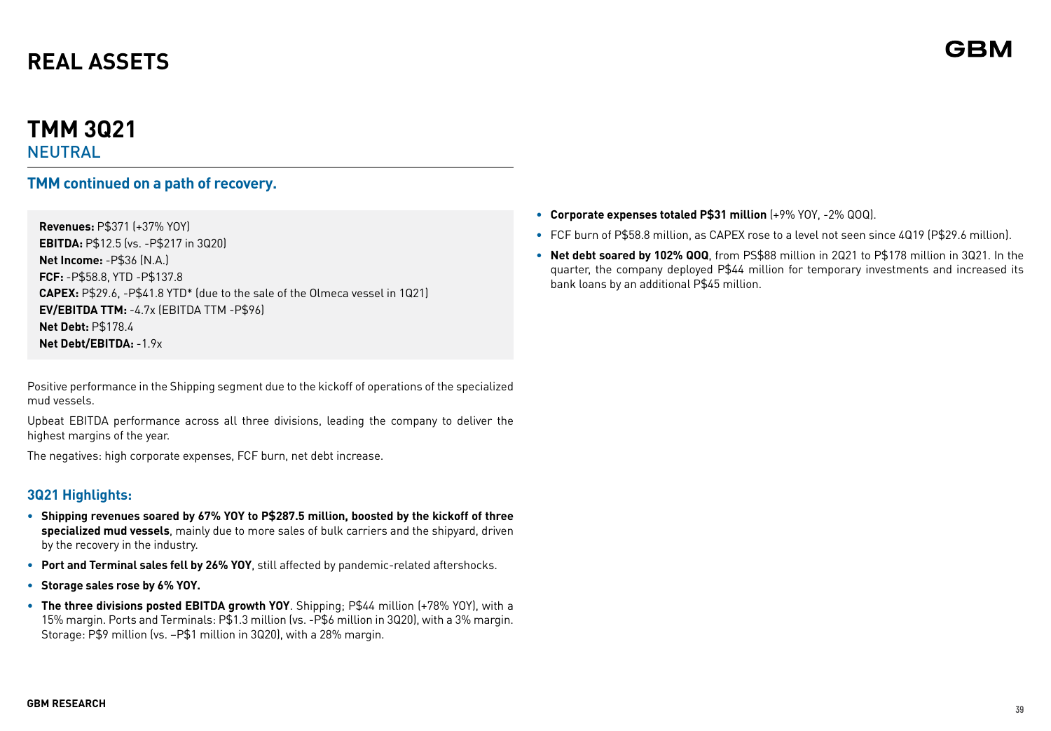# REAL ASSETS

## TMM 3Q21

NEUTRAL

### TMM continued on a path of recovery.

**Revenues:** P$371 (+37% YOY)
**EBITDA:** P$12.5 (vs. -P$217 in 3Q20)
**Net Income:** -P$36 (N.A.)
**FCF:** -P$58.8, YTD -P$137.8
**CAPEX:** P$29.6, -P$41.8 YTD* (due to the sale of the Olmeca vessel in 1Q21)
**EV/EBITDA TTM:** -4.7x (EBITDA TTM -P$96)
**Net Debt:** P$178.4
**Net Debt/EBITDA:** -1.9x

Positive performance in the Shipping segment due to the kickoff of operations of the specialized mud vessels.

Upbeat EBITDA performance across all three divisions, leading the company to deliver the highest margins of the year.

The negatives: high corporate expenses, FCF burn, net debt increase.

### 3Q21 Highlights:

- **Shipping revenues soared by 67% YOY to P$287.5 million, boosted by the kickoff of three specialized mud vessels**, mainly due to more sales of bulk carriers and the shipyard, driven by the recovery in the industry.
- **Port and Terminal sales fell by 26% YOY**, still affected by pandemic-related aftershocks.
- **Storage sales rose by 6% YOY.**
- **The three divisions posted EBITDA growth YOY**. Shipping; P$44 million (+78% YOY), with a 15% margin. Ports and Terminals: P$1.3 million (vs. -P$6 million in 3Q20), with a 3% margin. Storage: P$9 million (vs. –P$1 million in 3Q20), with a 28% margin.
- **Corporate expenses totaled P$31 million** (+9% YOY, -2% QOQ).
- FCF burn of P$58.8 million, as CAPEX rose to a level not seen since 4Q19 (P$29.6 million).
- **Net debt soared by 102% QOQ**, from PS$88 million in 2Q21 to P$178 million in 3Q21. In the quarter, the company deployed P$44 million for temporary investments and increased its bank loans by an additional P$45 million.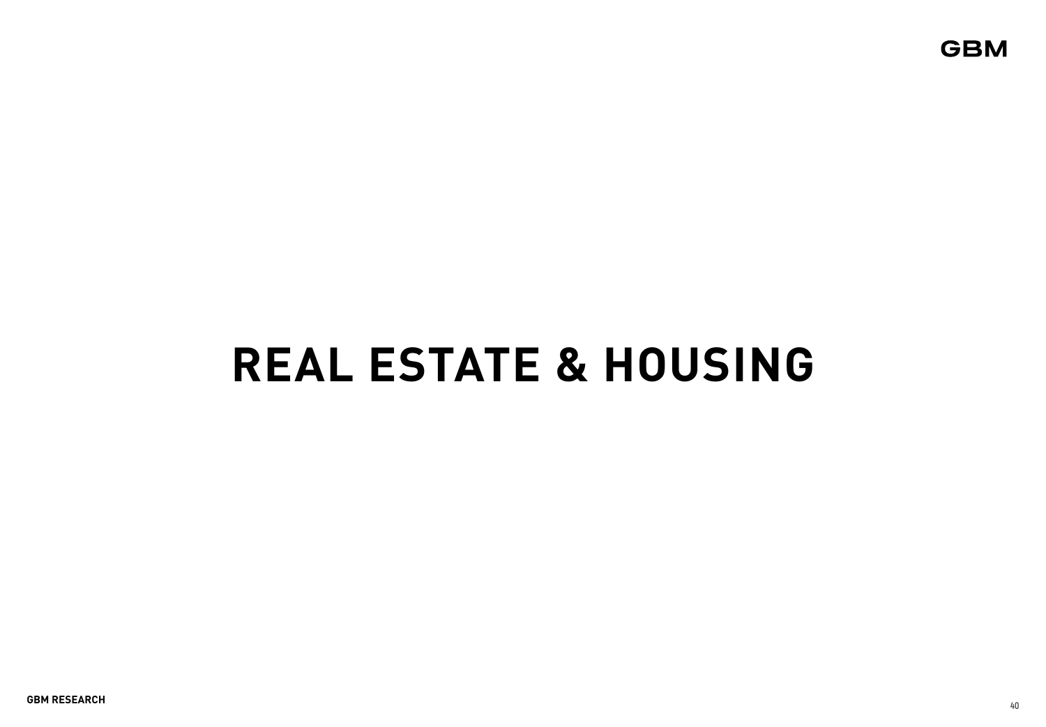# REAL ESTATE & HOUSING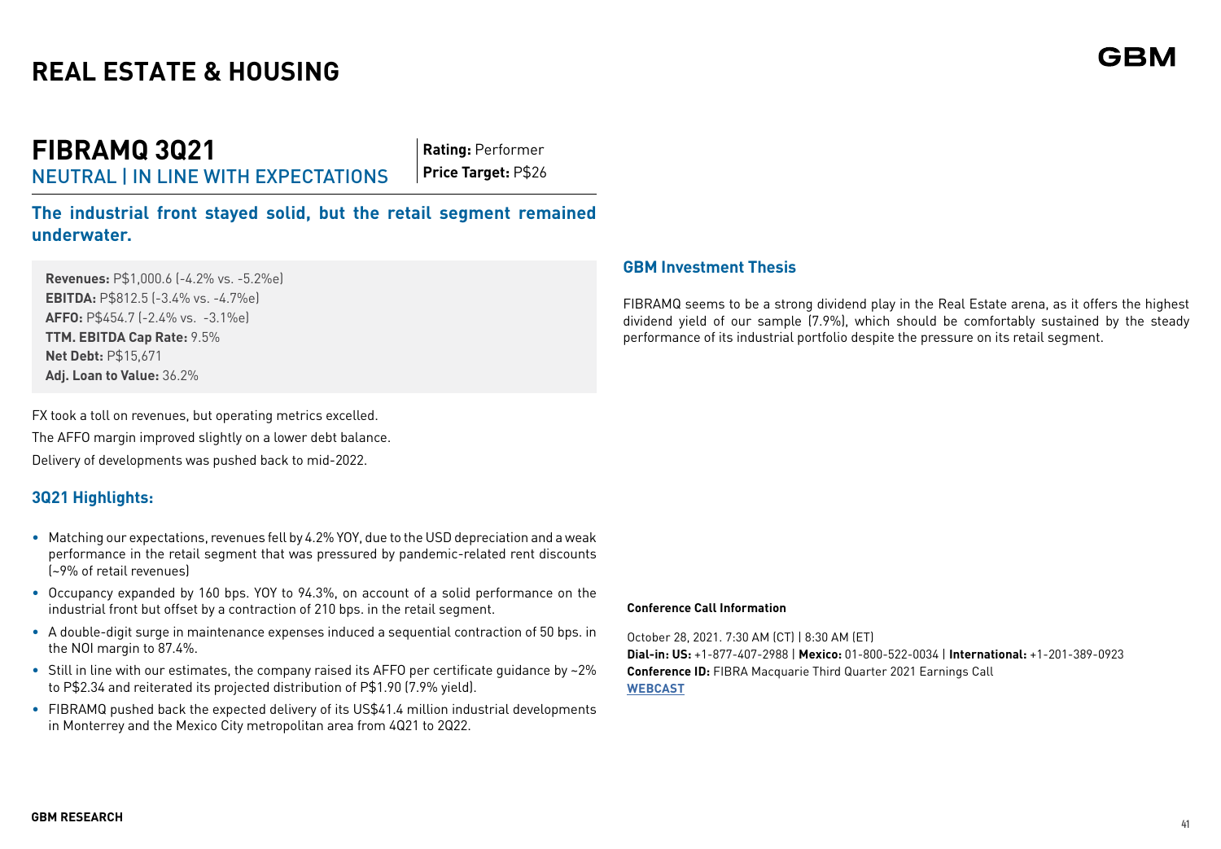# REAL ESTATE & HOUSING

## FIBRAMQ 3Q21

NEUTRAL | IN LINE WITH EXPECTATIONS

**Rating:** Performer
**Price Target:** P$26

### The industrial front stayed solid, but the retail segment remained underwater.

**Revenues:** P$1,000.6 (-4.2% vs. -5.2%e)
**EBITDA:** P$812.5 (-3.4% vs. -4.7%e)
**AFFO:** P$454.7 (-2.4% vs. -3.1%e)
**TTM. EBITDA Cap Rate:** 9.5%
**Net Debt:** P$15,671
**Adj. Loan to Value:** 36.2%

FX took a toll on revenues, but operating metrics excelled.

The AFFO margin improved slightly on a lower debt balance.

Delivery of developments was pushed back to mid-2022.

### 3Q21 Highlights:

- Matching our expectations, revenues fell by 4.2% YOY, due to the USD depreciation and a weak performance in the retail segment that was pressured by pandemic-related rent discounts (~9% of retail revenues)
- Occupancy expanded by 160 bps. YOY to 94.3%, on account of a solid performance on the industrial front but offset by a contraction of 210 bps. in the retail segment.
- A double-digit surge in maintenance expenses induced a sequential contraction of 50 bps. in the NOI margin to 87.4%.
- Still in line with our estimates, the company raised its AFFO per certificate guidance by ~2% to P$2.34 and reiterated its projected distribution of P$1.90 (7.9% yield).
- FIBRAMQ pushed back the expected delivery of its US$41.4 million industrial developments in Monterrey and the Mexico City metropolitan area from 4Q21 to 2Q22.

### GBM Investment Thesis

FIBRAMQ seems to be a strong dividend play in the Real Estate arena, as it offers the highest dividend yield of our sample (7.9%), which should be comfortably sustained by the steady performance of its industrial portfolio despite the pressure on its retail segment.

**Conference Call Information**

October 28, 2021. 7:30 AM (CT) | 8:30 AM (ET)
**Dial-in: US:** +1-877-407-2988 | **Mexico:** 01-800-522-0034 | **International:** +1-201-389-0923
**Conference ID:** FIBRA Macquarie Third Quarter 2021 Earnings Call
**WEBCAST**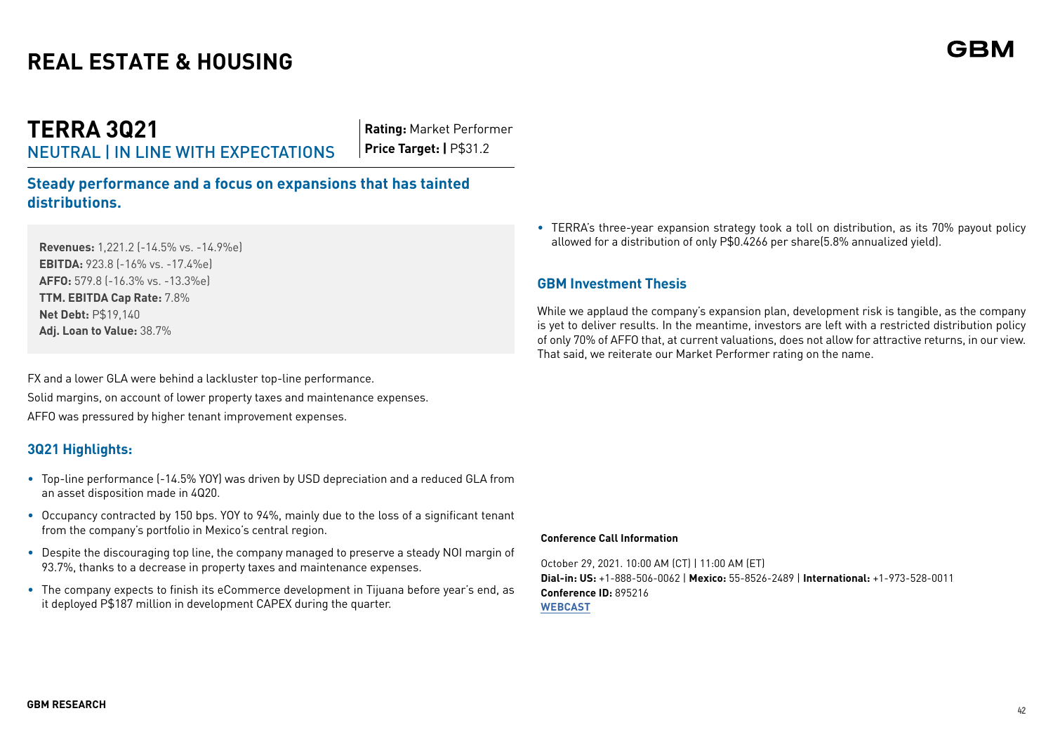# REAL ESTATE & HOUSING

## TERRA 3Q21

NEUTRAL | IN LINE WITH EXPECTATIONS

**Rating:** Market Performer
**Price Target: |** P$31.2

### Steady performance and a focus on expansions that has tainted distributions.

**Revenues:** 1,221.2 (-14.5% vs. -14.9%e)
**EBITDA:** 923.8 (-16% vs. -17.4%e)
**AFFO:** 579.8 (-16.3% vs. -13.3%e)
**TTM. EBITDA Cap Rate:** 7.8%
**Net Debt:** P$19,140
**Adj. Loan to Value:** 38.7%

FX and a lower GLA were behind a lackluster top-line performance.

Solid margins, on account of lower property taxes and maintenance expenses.

AFFO was pressured by higher tenant improvement expenses.

### 3Q21 Highlights:

- Top-line performance (-14.5% YOY) was driven by USD depreciation and a reduced GLA from an asset disposition made in 4Q20.
- Occupancy contracted by 150 bps. YOY to 94%, mainly due to the loss of a significant tenant from the company's portfolio in Mexico's central region.
- Despite the discouraging top line, the company managed to preserve a steady NOI margin of 93.7%, thanks to a decrease in property taxes and maintenance expenses.
- The company expects to finish its eCommerce development in Tijuana before year's end, as it deployed P$187 million in development CAPEX during the quarter.
- TERRA's three-year expansion strategy took a toll on distribution, as its 70% payout policy allowed for a distribution of only P$0.4266 per share(5.8% annualized yield).

### GBM Investment Thesis

While we applaud the company's expansion plan, development risk is tangible, as the company is yet to deliver results. In the meantime, investors are left with a restricted distribution policy of only 70% of AFFO that, at current valuations, does not allow for attractive returns, in our view. That said, we reiterate our Market Performer rating on the name.

**Conference Call Information**

October 29, 2021. 10:00 AM (CT) | 11:00 AM (ET)
**Dial-in: US:** +1-888-506-0062 | **Mexico:** 55-8526-2489 | **International:** +1-973-528-0011
**Conference ID:** 895216
**WEBCAST**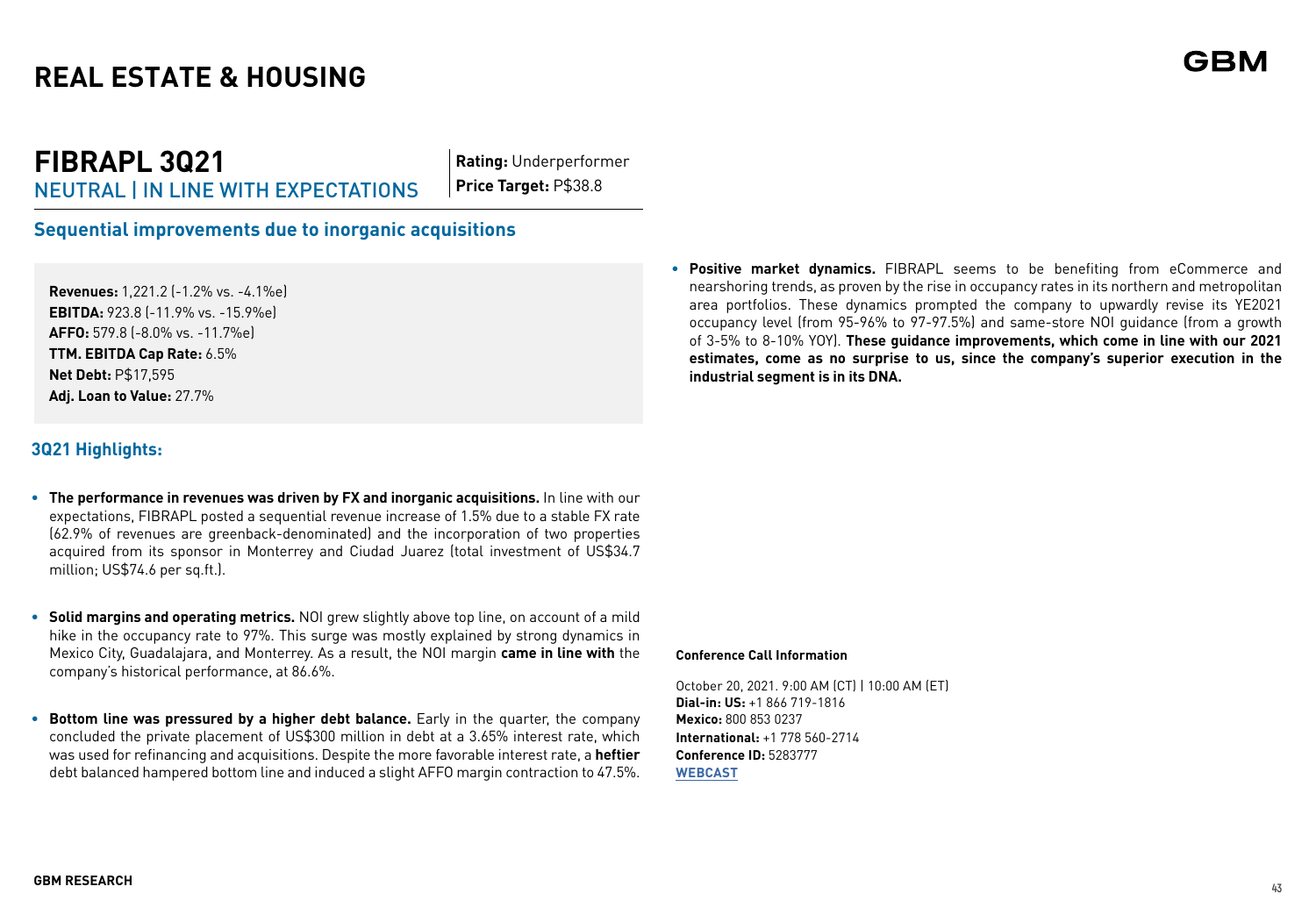# REAL ESTATE & HOUSING

## FIBRAPL 3Q21

NEUTRAL | IN LINE WITH EXPECTATIONS

**Rating:** Underperformer
**Price Target:** P$38.8

### Sequential improvements due to inorganic acquisitions

**Revenues:** 1,221.2 (-1.2% vs. -4.1%e)
**EBITDA:** 923.8 (-11.9% vs. -15.9%e)
**AFFO:** 579.8 (-8.0% vs. -11.7%e)
**TTM. EBITDA Cap Rate:** 6.5%
**Net Debt:** P$17,595
**Adj. Loan to Value:** 27.7%

### 3Q21 Highlights:

- **The performance in revenues was driven by FX and inorganic acquisitions.** In line with our expectations, FIBRAPL posted a sequential revenue increase of 1.5% due to a stable FX rate (62.9% of revenues are greenback-denominated) and the incorporation of two properties acquired from its sponsor in Monterrey and Ciudad Juarez (total investment of US$34.7 million; US$74.6 per sq.ft.).

- **Solid margins and operating metrics.** NOI grew slightly above top line, on account of a mild hike in the occupancy rate to 97%. This surge was mostly explained by strong dynamics in Mexico City, Guadalajara, and Monterrey. As a result, the NOI margin **came in line with** the company's historical performance, at 86.6%.

- **Bottom line was pressured by a higher debt balance.** Early in the quarter, the company concluded the private placement of US$300 million in debt at a 3.65% interest rate, which was used for refinancing and acquisitions. Despite the more favorable interest rate, a **heftier** debt balanced hampered bottom line and induced a slight AFFO margin contraction to 47.5%.

- **Positive market dynamics.** FIBRAPL seems to be benefiting from eCommerce and nearshoring trends, as proven by the rise in occupancy rates in its northern and metropolitan area portfolios. These dynamics prompted the company to upwardly revise its YE2021 occupancy level (from 95-96% to 97-97.5%) and same-store NOI guidance (from a growth of 3-5% to 8-10% YOY). **These guidance improvements, which come in line with our 2021 estimates, come as no surprise to us, since the company's superior execution in the industrial segment is in its DNA.**

**Conference Call Information**

October 20, 2021. 9:00 AM (CT) | 10:00 AM (ET)
**Dial-in: US:** +1 866 719-1816
**Mexico:** 800 853 0237
**International:** +1 778 560-2714
**Conference ID:** 5283777
**WEBCAST**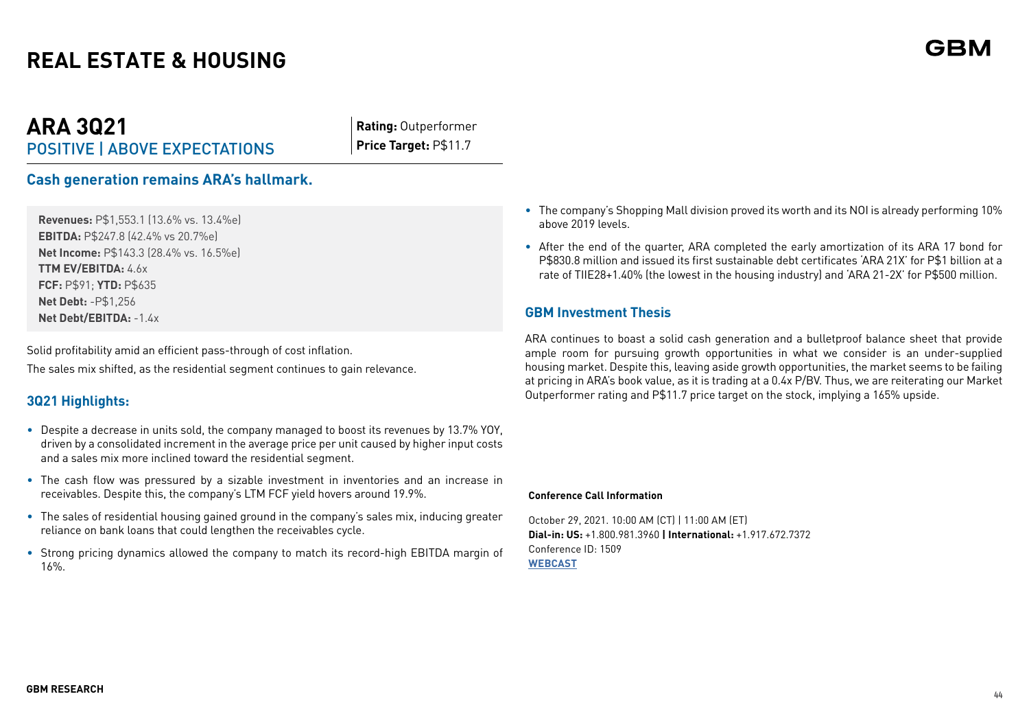# REAL ESTATE & HOUSING

## ARA 3Q21

POSITIVE | ABOVE EXPECTATIONS

**Rating:** Outperformer
**Price Target:** P$11.7

### Cash generation remains ARA's hallmark.

**Revenues:** P$1,553.1 (13.6% vs. 13.4%e)
**EBITDA:** P$247.8 (42.4% vs 20.7%e)
**Net Income:** P$143.3 (28.4% vs. 16.5%e)
**TTM EV/EBITDA:** 4.6x
**FCF:** P$91; **YTD:** P$635
**Net Debt:** -P$1,256
**Net Debt/EBITDA:** -1.4x

Solid profitability amid an efficient pass-through of cost inflation.

The sales mix shifted, as the residential segment continues to gain relevance.

### 3Q21 Highlights:

- Despite a decrease in units sold, the company managed to boost its revenues by 13.7% YOY, driven by a consolidated increment in the average price per unit caused by higher input costs and a sales mix more inclined toward the residential segment.
- The cash flow was pressured by a sizable investment in inventories and an increase in receivables. Despite this, the company's LTM FCF yield hovers around 19.9%.
- The sales of residential housing gained ground in the company's sales mix, inducing greater reliance on bank loans that could lengthen the receivables cycle.
- Strong pricing dynamics allowed the company to match its record-high EBITDA margin of 16%.
- The company's Shopping Mall division proved its worth and its NOI is already performing 10% above 2019 levels.
- After the end of the quarter, ARA completed the early amortization of its ARA 17 bond for P$830.8 million and issued its first sustainable debt certificates 'ARA 21X' for P$1 billion at a rate of TIIE28+1.40% (the lowest in the housing industry) and 'ARA 21-2X' for P$500 million.

### GBM Investment Thesis

ARA continues to boast a solid cash generation and a bulletproof balance sheet that provide ample room for pursuing growth opportunities in what we consider is an under-supplied housing market. Despite this, leaving aside growth opportunities, the market seems to be failing at pricing in ARA's book value, as it is trading at a 0.4x P/BV. Thus, we are reiterating our Market Outperformer rating and P$11.7 price target on the stock, implying a 165% upside.

**Conference Call Information**

October 29, 2021. 10:00 AM (CT) | 11:00 AM (ET)
**Dial-in: US:** +1.800.981.3960 **| International:** +1.917.672.7372
Conference ID: 1509
**WEBCAST**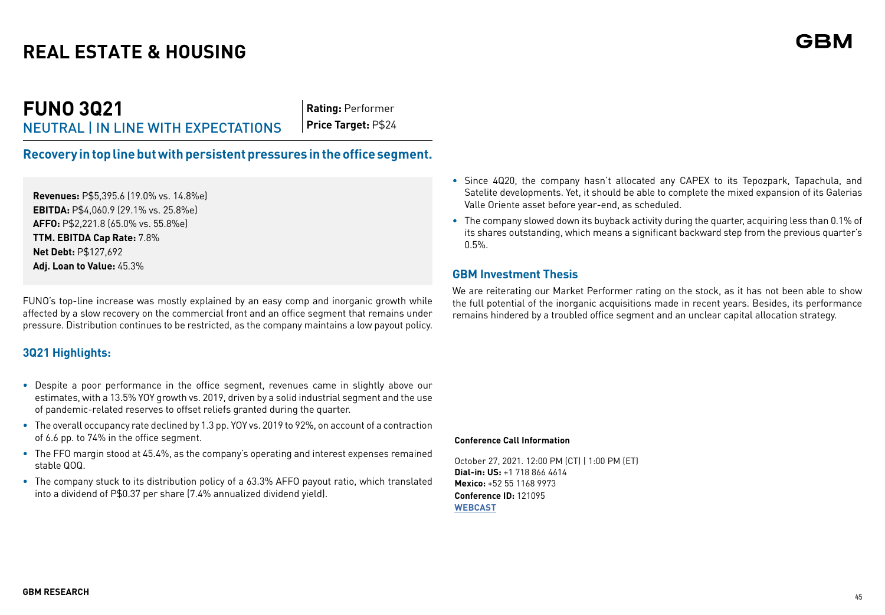# REAL ESTATE & HOUSING

## FUNO 3Q21

NEUTRAL | IN LINE WITH EXPECTATIONS

**Rating:** Performer
**Price Target:** P$24

### Recovery in top line but with persistent pressures in the office segment.

**Revenues:** P$5,395.6 (19.0% vs. 14.8%e)
**EBITDA:** P$4,060.9 (29.1% vs. 25.8%e)
**AFFO:** P$2,221.8 (65.0% vs. 55.8%e)
**TTM. EBITDA Cap Rate:** 7.8%
**Net Debt:** P$127,692
**Adj. Loan to Value:** 45.3%

FUNO's top-line increase was mostly explained by an easy comp and inorganic growth while affected by a slow recovery on the commercial front and an office segment that remains under pressure. Distribution continues to be restricted, as the company maintains a low payout policy.

### 3Q21 Highlights:

- Despite a poor performance in the office segment, revenues came in slightly above our estimates, with a 13.5% YOY growth vs. 2019, driven by a solid industrial segment and the use of pandemic-related reserves to offset reliefs granted during the quarter.
- The overall occupancy rate declined by 1.3 pp. YOY vs. 2019 to 92%, on account of a contraction of 6.6 pp. to 74% in the office segment.
- The FFO margin stood at 45.4%, as the company's operating and interest expenses remained stable QOQ.
- The company stuck to its distribution policy of a 63.3% AFFO payout ratio, which translated into a dividend of P$0.37 per share (7.4% annualized dividend yield).
- Since 4Q20, the company hasn't allocated any CAPEX to its Tepozpark, Tapachula, and Satelite developments. Yet, it should be able to complete the mixed expansion of its Galerias Valle Oriente asset before year-end, as scheduled.
- The company slowed down its buyback activity during the quarter, acquiring less than 0.1% of its shares outstanding, which means a significant backward step from the previous quarter's 0.5%.

### GBM Investment Thesis

We are reiterating our Market Performer rating on the stock, as it has not been able to show the full potential of the inorganic acquisitions made in recent years. Besides, its performance remains hindered by a troubled office segment and an unclear capital allocation strategy.

**Conference Call Information**

October 27, 2021. 12:00 PM (CT) | 1:00 PM (ET)
**Dial-in: US:** +1 718 866 4614
**Mexico:** +52 55 1168 9973
**Conference ID:** 121095
**WEBCAST**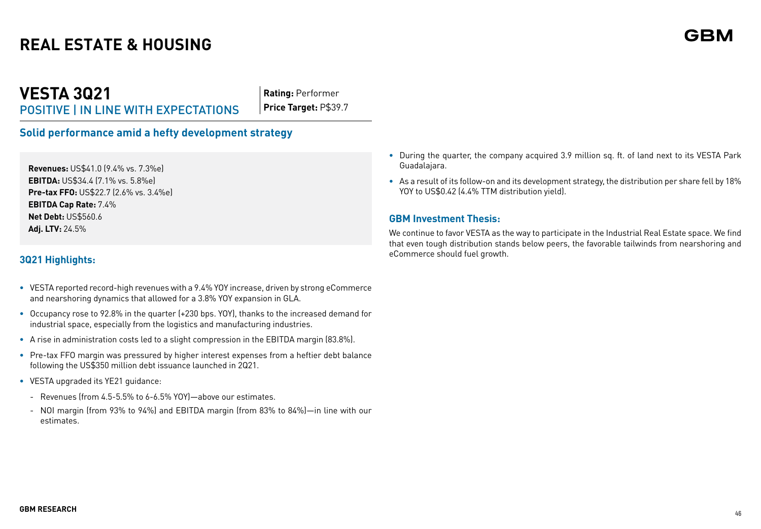# REAL ESTATE & HOUSING

## VESTA 3Q21

POSITIVE | IN LINE WITH EXPECTATIONS

**Rating:** Performer
**Price Target:** P$39.7

### Solid performance amid a hefty development strategy

**Revenues:** US$41.0 (9.4% vs. 7.3%e)
**EBITDA:** US$34.4 (7.1% vs. 5.8%e)
**Pre-tax FFO:** US$22.7 (2.6% vs. 3.4%e)
**EBITDA Cap Rate:** 7.4%
**Net Debt:** US$560.6
**Adj. LTV:** 24.5%

### 3Q21 Highlights:

- VESTA reported record-high revenues with a 9.4% YOY increase, driven by strong eCommerce and nearshoring dynamics that allowed for a 3.8% YOY expansion in GLA.
- Occupancy rose to 92.8% in the quarter (+230 bps. YOY), thanks to the increased demand for industrial space, especially from the logistics and manufacturing industries.
- A rise in administration costs led to a slight compression in the EBITDA margin (83.8%).
- Pre-tax FFO margin was pressured by higher interest expenses from a heftier debt balance following the US$350 million debt issuance launched in 2Q21.
- VESTA upgraded its YE21 guidance:
  - Revenues (from 4.5-5.5% to 6-6.5% YOY)—above our estimates.
  - NOI margin (from 93% to 94%) and EBITDA margin (from 83% to 84%)—in line with our estimates.
- During the quarter, the company acquired 3.9 million sq. ft. of land next to its VESTA Park Guadalajara.
- As a result of its follow-on and its development strategy, the distribution per share fell by 18% YOY to US$0.42 (4.4% TTM distribution yield).

### GBM Investment Thesis:

We continue to favor VESTA as the way to participate in the Industrial Real Estate space. We find that even tough distribution stands below peers, the favorable tailwinds from nearshoring and eCommerce should fuel growth.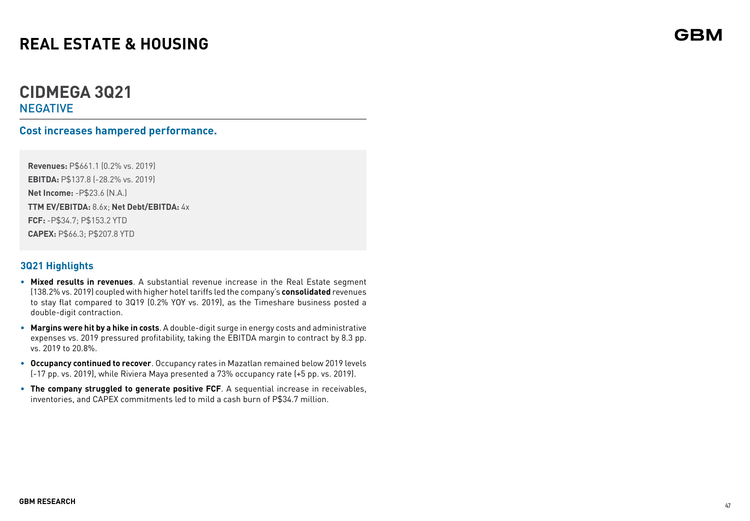# REAL ESTATE & HOUSING

## CIDMEGA 3Q21

NEGATIVE

### Cost increases hampered performance.

**Revenues:** P$661.1 (0.2% vs. 2019)

**EBITDA:** P$137.8 (-28.2% vs. 2019)

**Net Income:** -P$23.6 (N.A.)

**TTM EV/EBITDA:** 8.6x; **Net Debt/EBITDA:** 4x

**FCF:** -P$34.7; P$153.2 YTD

**CAPEX:** P$66.3; P$207.8 YTD

### 3Q21 Highlights

- **Mixed results in revenues**. A substantial revenue increase in the Real Estate segment (138.2% vs. 2019) coupled with higher hotel tariffs led the company's **consolidated** revenues to stay flat compared to 3Q19 (0.2% YOY vs. 2019), as the Timeshare business posted a double-digit contraction.
- **Margins were hit by a hike in costs**. A double-digit surge in energy costs and administrative expenses vs. 2019 pressured profitability, taking the EBITDA margin to contract by 8.3 pp. vs. 2019 to 20.8%.
- **Occupancy continued to recover**. Occupancy rates in Mazatlan remained below 2019 levels (-17 pp. vs. 2019), while Riviera Maya presented a 73% occupancy rate (+5 pp. vs. 2019).
- **The company struggled to generate positive FCF**. A sequential increase in receivables, inventories, and CAPEX commitments led to mild a cash burn of P$34.7 million.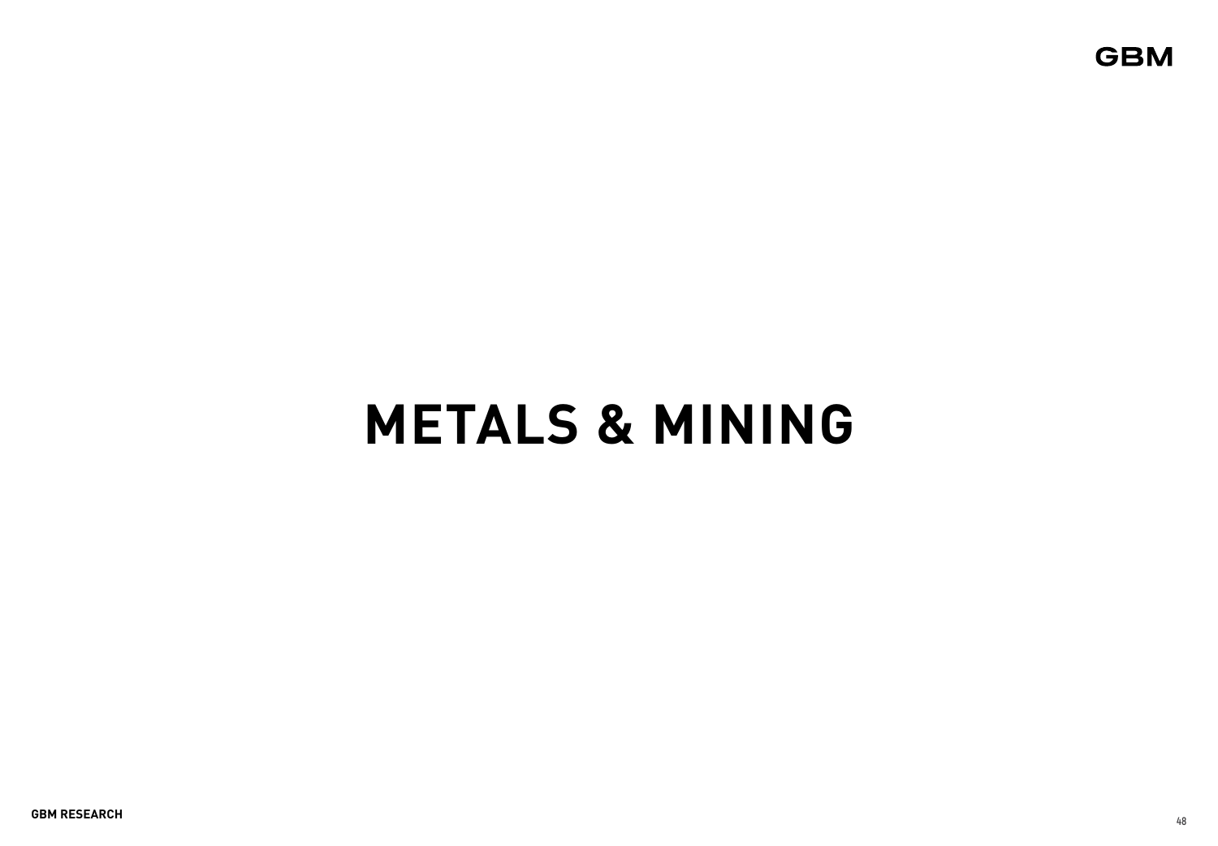# METALS & MINING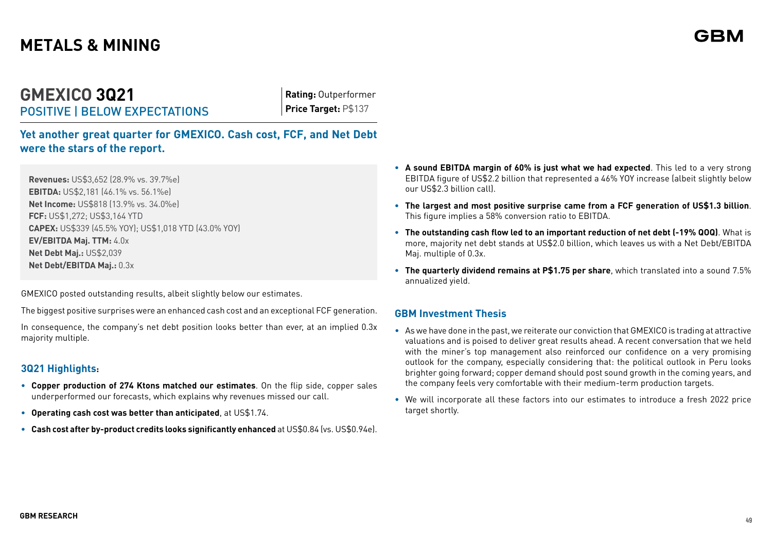# METALS & MINING

## GMEXICO 3Q21

POSITIVE | BELOW EXPECTATIONS

**Rating:** Outperformer
**Price Target:** P$137

### Yet another great quarter for GMEXICO. Cash cost, FCF, and Net Debt were the stars of the report.

**Revenues:** US$3,652 (28.9% vs. 39.7%e)
**EBITDA:** US$2,181 (46.1% vs. 56.1%e)
**Net Income:** US$818 (13.9% vs. 34.0%e)
**FCF:** US$1,272; US$3,164 YTD
**CAPEX:** US$339 (45.5% YOY); US$1,018 YTD (43.0% YOY)
**EV/EBITDA Maj. TTM:** 4.0x
**Net Debt Maj.:** US$2,039
**Net Debt/EBITDA Maj.:** 0.3x

GMEXICO posted outstanding results, albeit slightly below our estimates.

The biggest positive surprises were an enhanced cash cost and an exceptional FCF generation.

In consequence, the company's net debt position looks better than ever, at an implied 0.3x majority multiple.

### 3Q21 Highlights:

- **Copper production of 274 Ktons matched our estimates**. On the flip side, copper sales underperformed our forecasts, which explains why revenues missed our call.
- **Operating cash cost was better than anticipated**, at US$1.74.
- **Cash cost after by-product credits looks significantly enhanced** at US$0.84 (vs. US$0.94e).
- **A sound EBITDA margin of 60% is just what we had expected**. This led to a very strong EBITDA figure of US$2.2 billion that represented a 46% YOY increase (albeit slightly below our US$2.3 billion call).
- **The largest and most positive surprise came from a FCF generation of US$1.3 billion**. This figure implies a 58% conversion ratio to EBITDA.
- **The outstanding cash flow led to an important reduction of net debt (-19% QOQ)**. What is more, majority net debt stands at US$2.0 billion, which leaves us with a Net Debt/EBITDA Maj. multiple of 0.3x.
- **The quarterly dividend remains at P$1.75 per share**, which translated into a sound 7.5% annualized yield.

### GBM Investment Thesis

- As we have done in the past, we reiterate our conviction that GMEXICO is trading at attractive valuations and is poised to deliver great results ahead. A recent conversation that we held with the miner's top management also reinforced our confidence on a very promising outlook for the company, especially considering that: the political outlook in Peru looks brighter going forward; copper demand should post sound growth in the coming years, and the company feels very comfortable with their medium-term production targets.
- We will incorporate all these factors into our estimates to introduce a fresh 2022 price target shortly.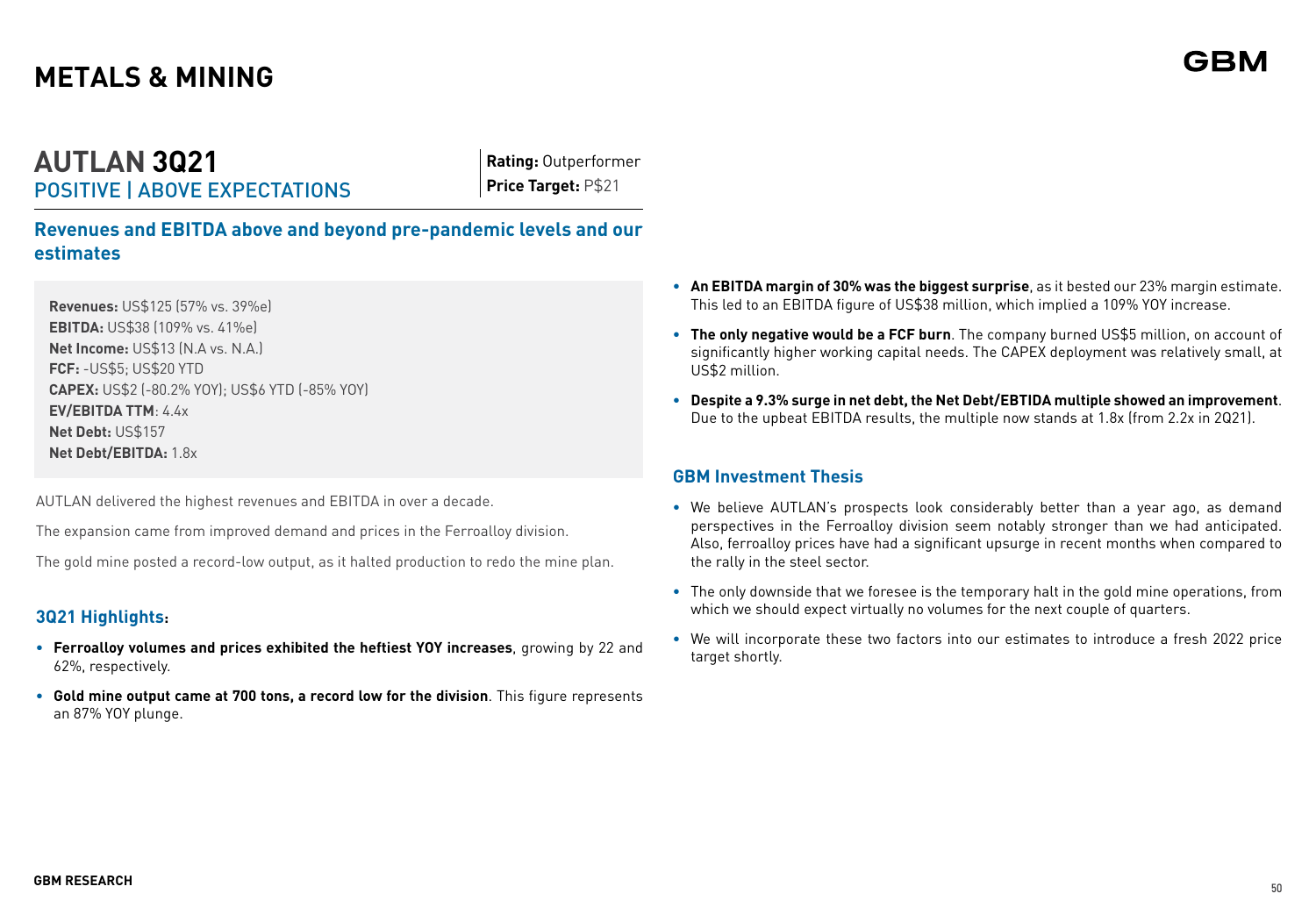# METALS & MINING

## AUTLAN 3Q21

POSITIVE | ABOVE EXPECTATIONS

**Rating:** Outperformer
**Price Target:** P$21

### Revenues and EBITDA above and beyond pre-pandemic levels and our estimates

**Revenues:** US$125 (57% vs. 39%e)
**EBITDA:** US$38 (109% vs. 41%e)
**Net Income:** US$13 (N.A vs. N.A.)
**FCF:** -US$5; US$20 YTD
**CAPEX:** US$2 (-80.2% YOY); US$6 YTD (-85% YOY)
**EV/EBITDA TTM**: 4.4x
**Net Debt:** US$157
**Net Debt/EBITDA:** 1.8x

AUTLAN delivered the highest revenues and EBITDA in over a decade.

The expansion came from improved demand and prices in the Ferroalloy division.

The gold mine posted a record-low output, as it halted production to redo the mine plan.

### 3Q21 Highlights:

- **Ferroalloy volumes and prices exhibited the heftiest YOY increases**, growing by 22 and 62%, respectively.
- **Gold mine output came at 700 tons, a record low for the division**. This figure represents an 87% YOY plunge.
- **An EBITDA margin of 30% was the biggest surprise**, as it bested our 23% margin estimate. This led to an EBITDA figure of US$38 million, which implied a 109% YOY increase.
- **The only negative would be a FCF burn**. The company burned US$5 million, on account of significantly higher working capital needs. The CAPEX deployment was relatively small, at US$2 million.
- **Despite a 9.3% surge in net debt, the Net Debt/EBTIDA multiple showed an improvement**. Due to the upbeat EBITDA results, the multiple now stands at 1.8x (from 2.2x in 2Q21).

### GBM Investment Thesis

- We believe AUTLAN's prospects look considerably better than a year ago, as demand perspectives in the Ferroalloy division seem notably stronger than we had anticipated. Also, ferroalloy prices have had a significant upsurge in recent months when compared to the rally in the steel sector.
- The only downside that we foresee is the temporary halt in the gold mine operations, from which we should expect virtually no volumes for the next couple of quarters.
- We will incorporate these two factors into our estimates to introduce a fresh 2022 price target shortly.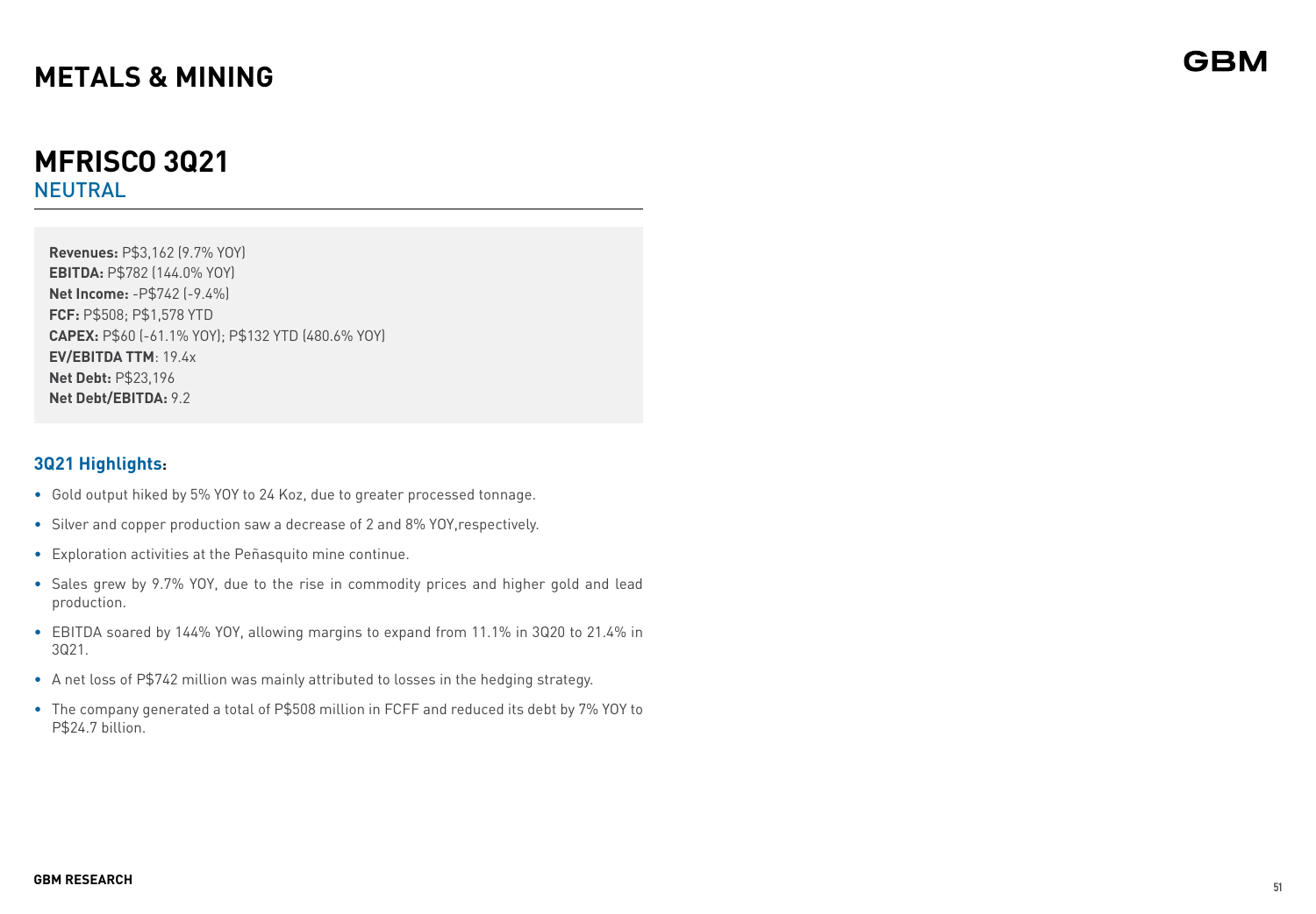# METALS & MINING

## MFRISCO 3Q21

NEUTRAL

**Revenues:** P$3,162 (9.7% YOY)
**EBITDA:** P$782 (144.0% YOY)
**Net Income:** -P$742 (-9.4%)
**FCF:** P$508; P$1,578 YTD
**CAPEX:** P$60 (-61.1% YOY); P$132 YTD (480.6% YOY)
**EV/EBITDA TTM**: 19.4x
**Net Debt:** P$23,196
**Net Debt/EBITDA:** 9.2

### 3Q21 Highlights:

- Gold output hiked by 5% YOY to 24 Koz, due to greater processed tonnage.
- Silver and copper production saw a decrease of 2 and 8% YOY,respectively.
- Exploration activities at the Peñasquito mine continue.
- Sales grew by 9.7% YOY, due to the rise in commodity prices and higher gold and lead production.
- EBITDA soared by 144% YOY, allowing margins to expand from 11.1% in 3Q20 to 21.4% in 3Q21.
- A net loss of P$742 million was mainly attributed to losses in the hedging strategy.
- The company generated a total of P$508 million in FCFF and reduced its debt by 7% YOY to P$24.7 billion.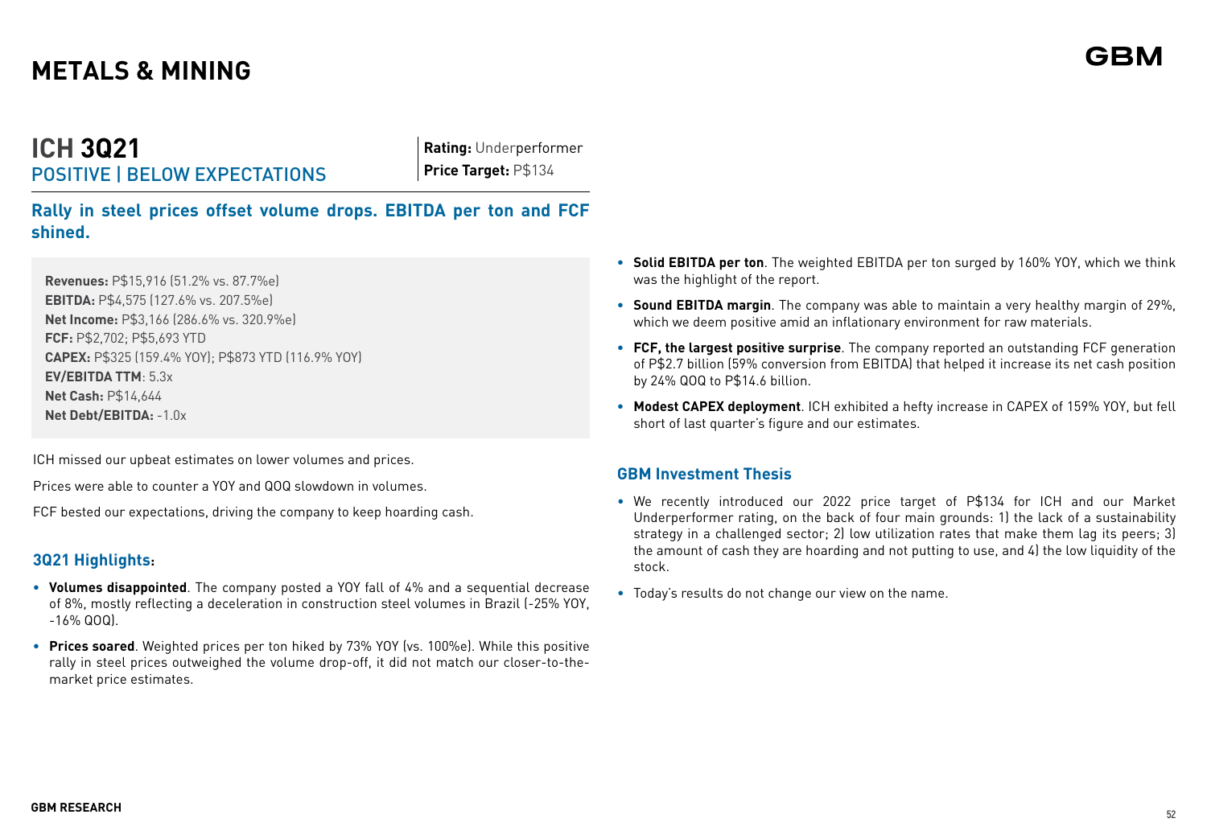# METALS & MINING

## ICH 3Q21

POSITIVE | BELOW EXPECTATIONS

**Rating:** Underperformer
**Price Target:** P$134

### Rally in steel prices offset volume drops. EBITDA per ton and FCF shined.

**Revenues:** P$15,916 (51.2% vs. 87.7%e)
**EBITDA:** P$4,575 (127.6% vs. 207.5%e)
**Net Income:** P$3,166 (286.6% vs. 320.9%e)
**FCF:** P$2,702; P$5,693 YTD
**CAPEX:** P$325 (159.4% YOY); P$873 YTD (116.9% YOY)
**EV/EBITDA TTM**: 5.3x
**Net Cash:** P$14,644
**Net Debt/EBITDA:** -1.0x

ICH missed our upbeat estimates on lower volumes and prices.

Prices were able to counter a YOY and QOQ slowdown in volumes.

FCF bested our expectations, driving the company to keep hoarding cash.

### 3Q21 Highlights:

- **Volumes disappointed**. The company posted a YOY fall of 4% and a sequential decrease of 8%, mostly reflecting a deceleration in construction steel volumes in Brazil (-25% YOY, -16% QOQ).
- **Prices soared**. Weighted prices per ton hiked by 73% YOY (vs. 100%e). While this positive rally in steel prices outweighed the volume drop-off, it did not match our closer-to-the-market price estimates.
- **Solid EBITDA per ton**. The weighted EBITDA per ton surged by 160% YOY, which we think was the highlight of the report.
- **Sound EBITDA margin**. The company was able to maintain a very healthy margin of 29%, which we deem positive amid an inflationary environment for raw materials.
- **FCF, the largest positive surprise**. The company reported an outstanding FCF generation of P$2.7 billion (59% conversion from EBITDA) that helped it increase its net cash position by 24% QOQ to P$14.6 billion.
- **Modest CAPEX deployment**. ICH exhibited a hefty increase in CAPEX of 159% YOY, but fell short of last quarter's figure and our estimates.

### GBM Investment Thesis

- We recently introduced our 2022 price target of P$134 for ICH and our Market Underperformer rating, on the back of four main grounds: 1) the lack of a sustainability strategy in a challenged sector; 2) low utilization rates that make them lag its peers; 3) the amount of cash they are hoarding and not putting to use, and 4) the low liquidity of the stock.
- Today's results do not change our view on the name.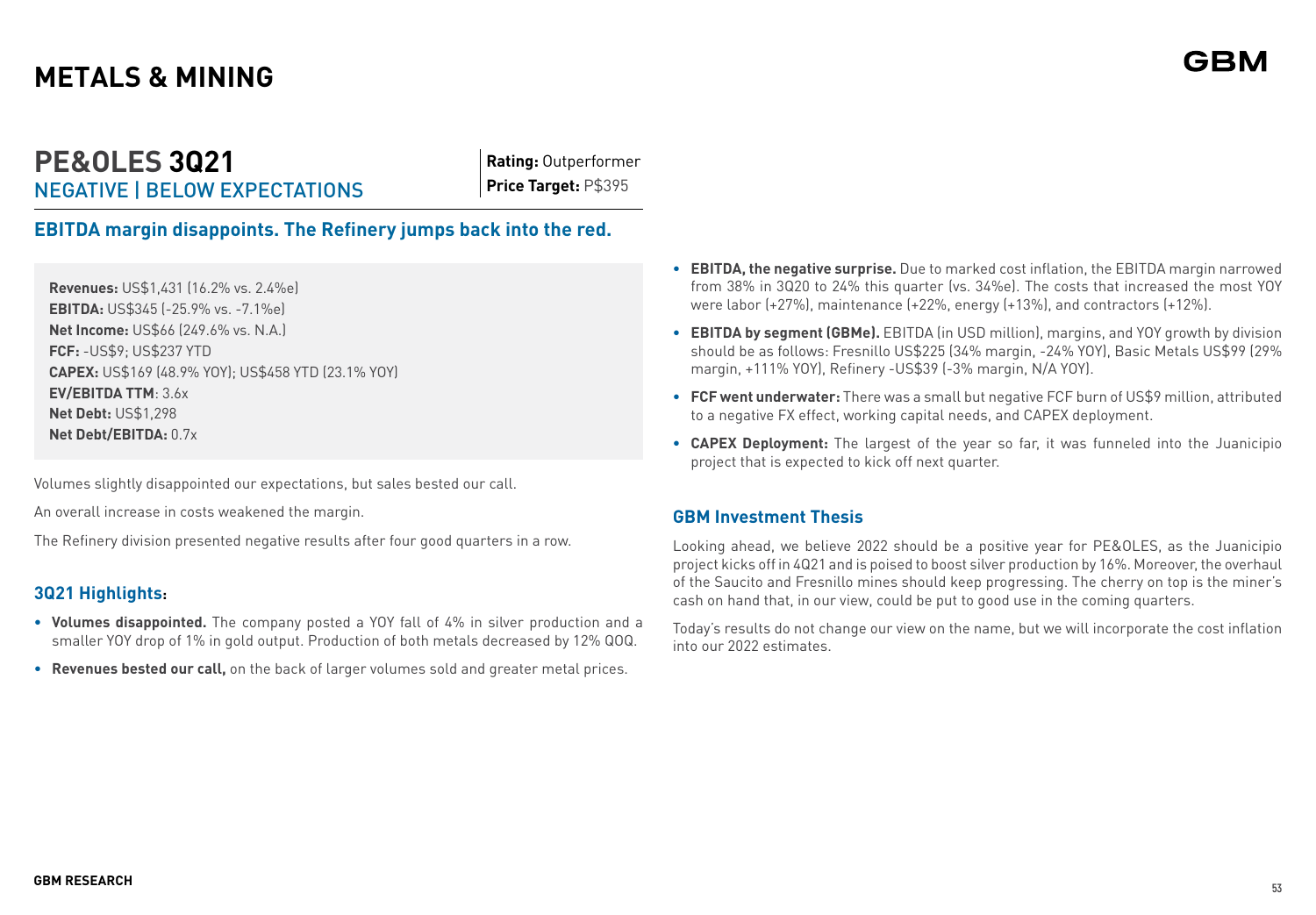# METALS & MINING

## PE&OLES 3Q21

NEGATIVE | BELOW EXPECTATIONS

**Rating:** Outperformer
**Price Target:** P$395

### EBITDA margin disappoints. The Refinery jumps back into the red.

**Revenues:** US$1,431 (16.2% vs. 2.4%e)
**EBITDA:** US$345 (-25.9% vs. -7.1%e)
**Net Income:** US$66 (249.6% vs. N.A.)
**FCF:** -US$9; US$237 YTD
**CAPEX:** US$169 (48.9% YOY); US$458 YTD (23.1% YOY)
**EV/EBITDA TTM**: 3.6x
**Net Debt:** US$1,298
**Net Debt/EBITDA:** 0.7x

Volumes slightly disappointed our expectations, but sales bested our call.

An overall increase in costs weakened the margin.

The Refinery division presented negative results after four good quarters in a row.

### 3Q21 Highlights:

- **Volumes disappointed.** The company posted a YOY fall of 4% in silver production and a smaller YOY drop of 1% in gold output. Production of both metals decreased by 12% QOQ.
- **Revenues bested our call,** on the back of larger volumes sold and greater metal prices.
- **EBITDA, the negative surprise.** Due to marked cost inflation, the EBITDA margin narrowed from 38% in 3Q20 to 24% this quarter (vs. 34%e). The costs that increased the most YOY were labor (+27%), maintenance (+22%), energy (+13%), and contractors (+12%).
- **EBITDA by segment (GBMe).** EBITDA (in USD million), margins, and YOY growth by division should be as follows: Fresnillo US$225 (34% margin, -24% YOY), Basic Metals US$99 (29% margin, +111% YOY), Refinery -US$39 (-3% margin, N/A YOY).
- **FCF went underwater:** There was a small but negative FCF burn of US$9 million, attributed to a negative FX effect, working capital needs, and CAPEX deployment.
- **CAPEX Deployment:** The largest of the year so far, it was funneled into the Juanicipio project that is expected to kick off next quarter.

### GBM Investment Thesis

Looking ahead, we believe 2022 should be a positive year for PE&OLES, as the Juanicipio project kicks off in 4Q21 and is poised to boost silver production by 16%. Moreover, the overhaul of the Saucito and Fresnillo mines should keep progressing. The cherry on top is the miner's cash on hand that, in our view, could be put to good use in the coming quarters.

Today's results do not change our view on the name, but we will incorporate the cost inflation into our 2022 estimates.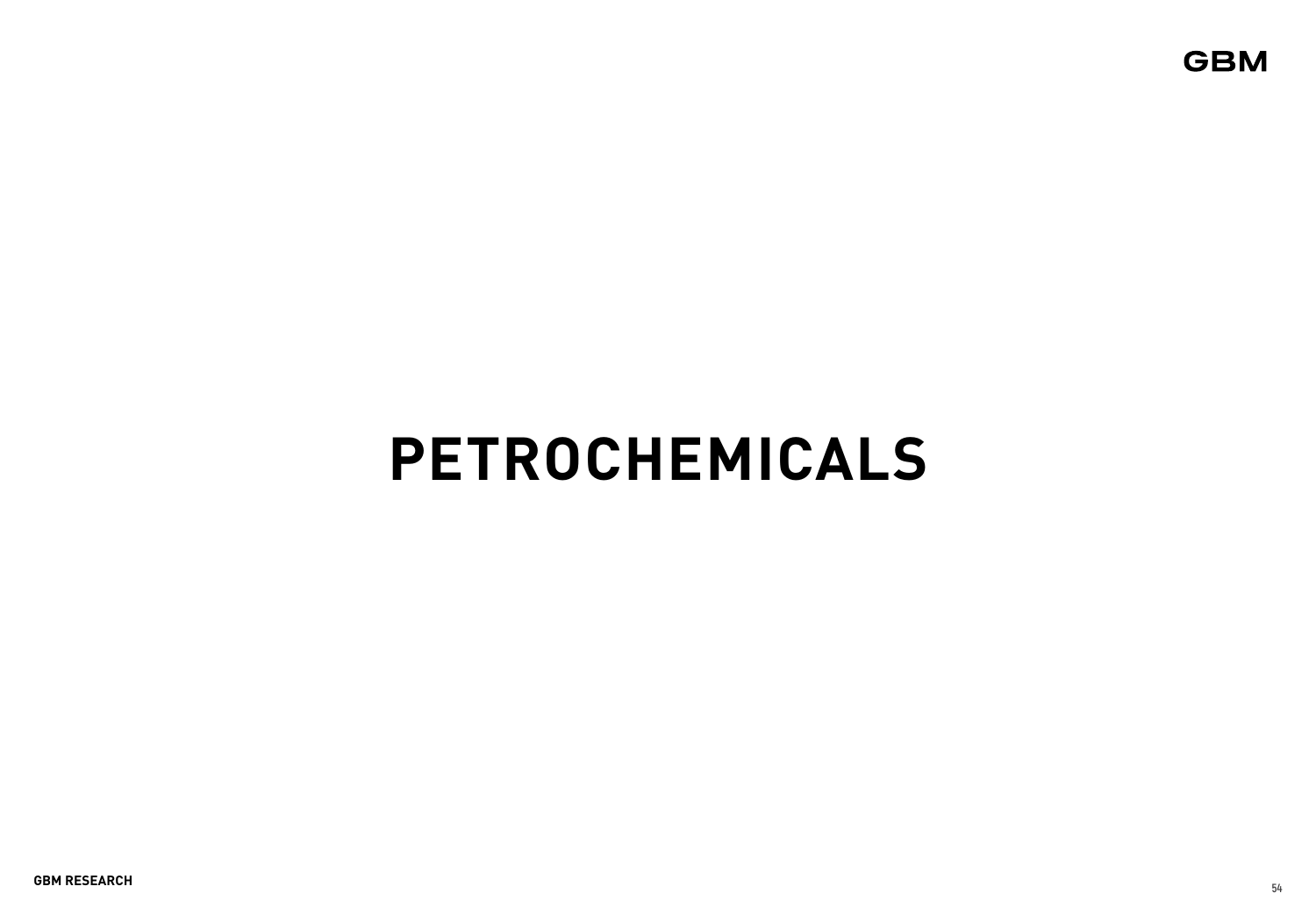# PETROCHEMICALS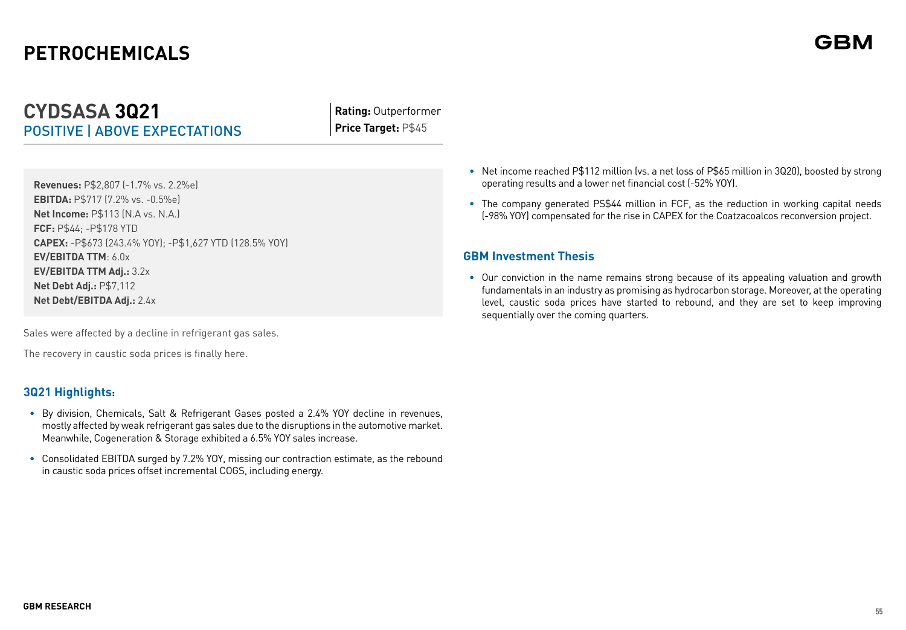# PETROCHEMICALS

## CYDSASA 3Q21
POSITIVE | ABOVE EXPECTATIONS

**Rating:** Outperformer
**Price Target:** P$45

**Revenues:** P$2,807 (-1.7% vs. 2.2%e)
**EBITDA:** P$717 (7.2% vs. -0.5%e)
**Net Income:** P$113 (N.A vs. N.A.)
**FCF:** P$44; -P$178 YTD
**CAPEX:** -P$673 (243.4% YOY); -P$1,627 YTD (128.5% YOY)
**EV/EBITDA TTM**: 6.0x
**EV/EBITDA TTM Adj.:** 3.2x
**Net Debt Adj.:** P$7,112
**Net Debt/EBITDA Adj.:** 2.4x

Sales were affected by a decline in refrigerant gas sales.

The recovery in caustic soda prices is finally here.

### 3Q21 Highlights:

- By division, Chemicals, Salt & Refrigerant Gases posted a 2.4% YOY decline in revenues, mostly affected by weak refrigerant gas sales due to the disruptions in the automotive market. Meanwhile, Cogeneration & Storage exhibited a 6.5% YOY sales increase.
- Consolidated EBITDA surged by 7.2% YOY, missing our contraction estimate, as the rebound in caustic soda prices offset incremental COGS, including energy.
- Net income reached P$112 million (vs. a net loss of P$65 million in 3Q20), boosted by strong operating results and a lower net financial cost (-52% YOY).
- The company generated PS$44 million in FCF, as the reduction in working capital needs (-98% YOY) compensated for the rise in CAPEX for the Coatzacoalcos reconversion project.

### GBM Investment Thesis

- Our conviction in the name remains strong because of its appealing valuation and growth fundamentals in an industry as promising as hydrocarbon storage. Moreover, at the operating level, caustic soda prices have started to rebound, and they are set to keep improving sequentially over the coming quarters.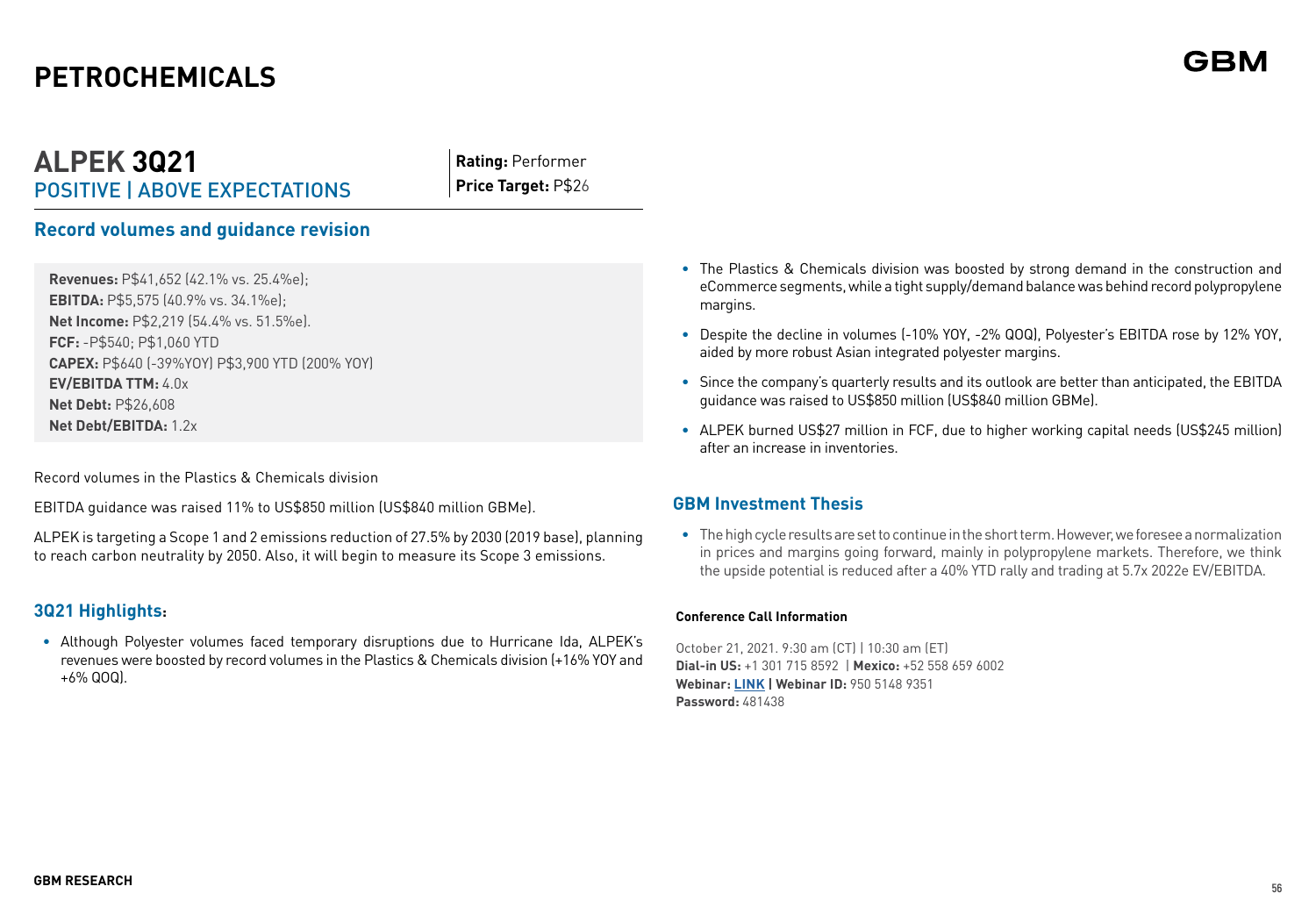# PETROCHEMICALS

## ALPEK 3Q21
POSITIVE | ABOVE EXPECTATIONS

**Rating:** Performer
**Price Target:** P$26

### Record volumes and guidance revision

**Revenues:** P$41,652 (42.1% vs. 25.4%e);
**EBITDA:** P$5,575 (40.9% vs. 34.1%e);
**Net Income:** P$2,219 (54.4% vs. 51.5%e).
**FCF:** -P$540; P$1,060 YTD
**CAPEX:** P$640 (-39%YOY) P$3,900 YTD (200% YOY)
**EV/EBITDA TTM:** 4.0x
**Net Debt:** P$26,608
**Net Debt/EBITDA:** 1.2x

Record volumes in the Plastics & Chemicals division

EBITDA guidance was raised 11% to US$850 million (US$840 million GBMe).

ALPEK is targeting a Scope 1 and 2 emissions reduction of 27.5% by 2030 (2019 base), planning to reach carbon neutrality by 2050. Also, it will begin to measure its Scope 3 emissions.

### 3Q21 Highlights:

- Although Polyester volumes faced temporary disruptions due to Hurricane Ida, ALPEK's revenues were boosted by record volumes in the Plastics & Chemicals division (+16% YOY and +6% QOQ).
- The Plastics & Chemicals division was boosted by strong demand in the construction and eCommerce segments, while a tight supply/demand balance was behind record polypropylene margins.
- Despite the decline in volumes (-10% YOY, -2% QOQ), Polyester's EBITDA rose by 12% YOY, aided by more robust Asian integrated polyester margins.
- Since the company's quarterly results and its outlook are better than anticipated, the EBITDA guidance was raised to US$850 million (US$840 million GBMe).
- ALPEK burned US$27 million in FCF, due to higher working capital needs (US$245 million) after an increase in inventories.

### GBM Investment Thesis

- The high cycle results are set to continue in the short term. However, we foresee a normalization in prices and margins going forward, mainly in polypropylene markets. Therefore, we think the upside potential is reduced after a 40% YTD rally and trading at 5.7x 2022e EV/EBITDA.

**Conference Call Information**

October 21, 2021. 9:30 am (CT) | 10:30 am (ET)
**Dial-in US:** +1 301 715 8592 | **Mexico:** +52 558 659 6002
**Webinar:** **LINK** | **Webinar ID:** 950 5148 9351
**Password:** 481438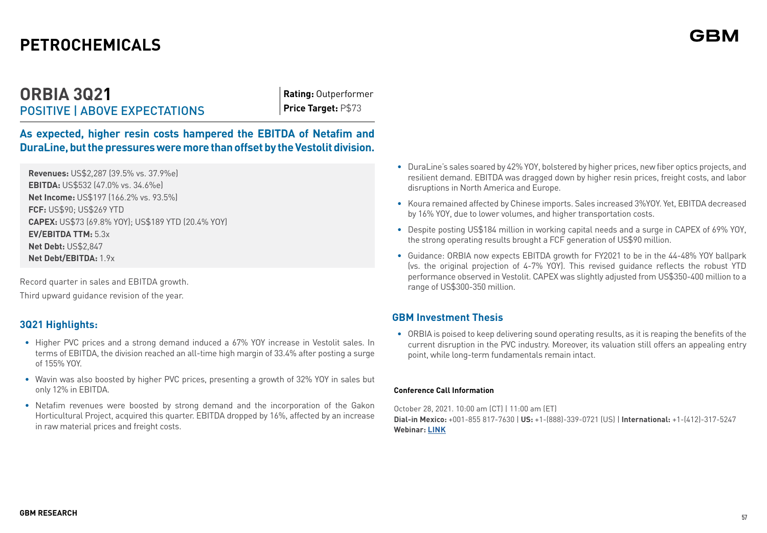# PETROCHEMICALS

## ORBIA 3Q21

POSITIVE | ABOVE EXPECTATIONS

**Rating:** Outperformer
**Price Target:** P$73

### As expected, higher resin costs hampered the EBITDA of Netafim and DuraLine, but the pressures were more than offset by the Vestolit division.

**Revenues:** US$2,287 (39.5% vs. 37.9%e)
**EBITDA:** US$532 (47.0% vs. 34.6%e)
**Net Income:** US$197 (166.2% vs. 93.5%)
**FCF:** US$90; US$269 YTD
**CAPEX:** US$73 (69.8% YOY); US$189 YTD (20.4% YOY)
**EV/EBITDA TTM:** 5.3x
**Net Debt:** US$2,847
**Net Debt/EBITDA:** 1.9x

Record quarter in sales and EBITDA growth.

Third upward guidance revision of the year.

### 3Q21 Highlights:

- Higher PVC prices and a strong demand induced a 67% YOY increase in Vestolit sales. In terms of EBITDA, the division reached an all-time high margin of 33.4% after posting a surge of 155% YOY.
- Wavin was also boosted by higher PVC prices, presenting a growth of 32% YOY in sales but only 12% in EBITDA.
- Netafim revenues were boosted by strong demand and the incorporation of the Gakon Horticultural Project, acquired this quarter. EBITDA dropped by 16%, affected by an increase in raw material prices and freight costs.
- DuraLine's sales soared by 42% YOY, bolstered by higher prices, new fiber optics projects, and resilient demand. EBITDA was dragged down by higher resin prices, freight costs, and labor disruptions in North America and Europe.
- Koura remained affected by Chinese imports. Sales increased 3%YOY. Yet, EBITDA decreased by 16% YOY, due to lower volumes, and higher transportation costs.
- Despite posting US$184 million in working capital needs and a surge in CAPEX of 69% YOY, the strong operating results brought a FCF generation of US$90 million.
- Guidance: ORBIA now expects EBITDA growth for FY2021 to be in the 44-48% YOY ballpark (vs. the original projection of 4-7% YOY). This revised guidance reflects the robust YTD performance observed in Vestolit. CAPEX was slightly adjusted from US$350-400 million to a range of US$300-350 million.

### GBM Investment Thesis

- ORBIA is poised to keep delivering sound operating results, as it is reaping the benefits of the current disruption in the PVC industry. Moreover, its valuation still offers an appealing entry point, while long-term fundamentals remain intact.

**Conference Call Information**

October 28, 2021. 10:00 am (CT) | 11:00 am (ET)
**Dial-in Mexico:** +001-855 817-7630 | **US:** +1-(888)-339-0721 (US) | **International:** +1-(412)-317-5247
**Webinar:** **LINK**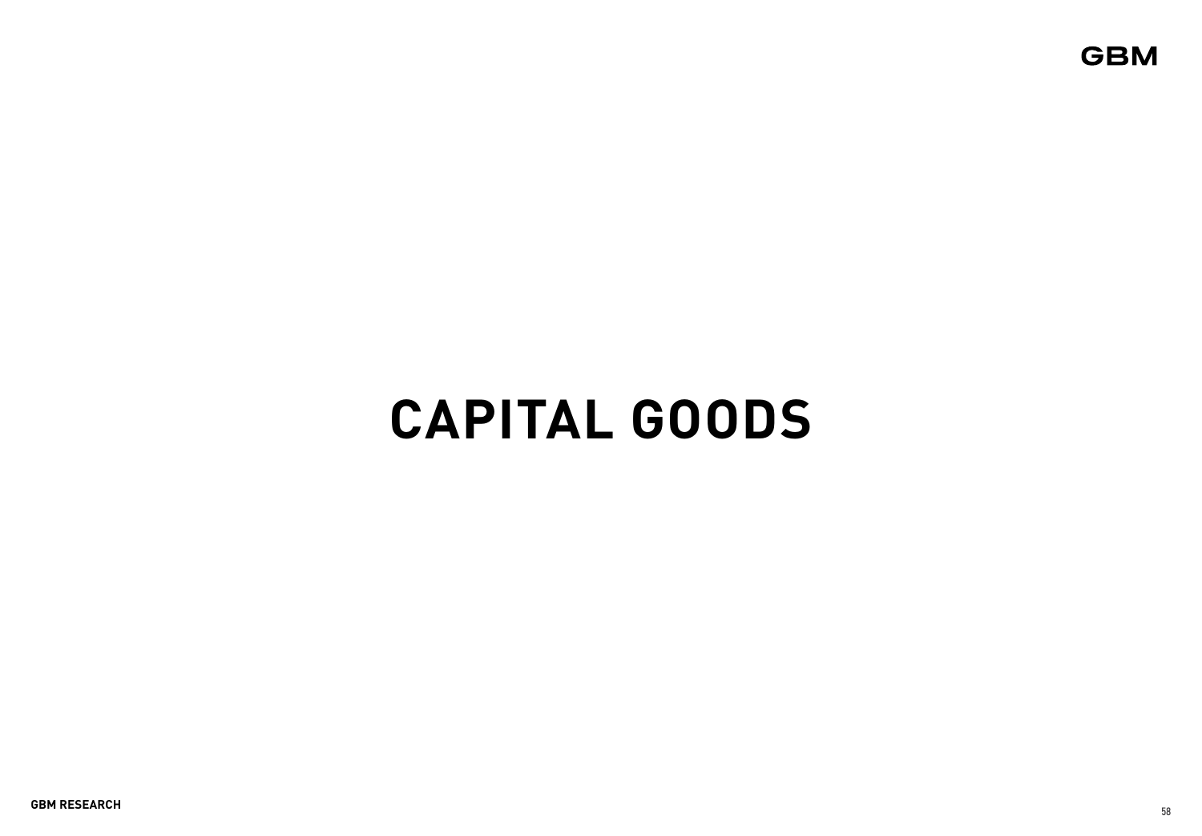# CAPITAL GOODS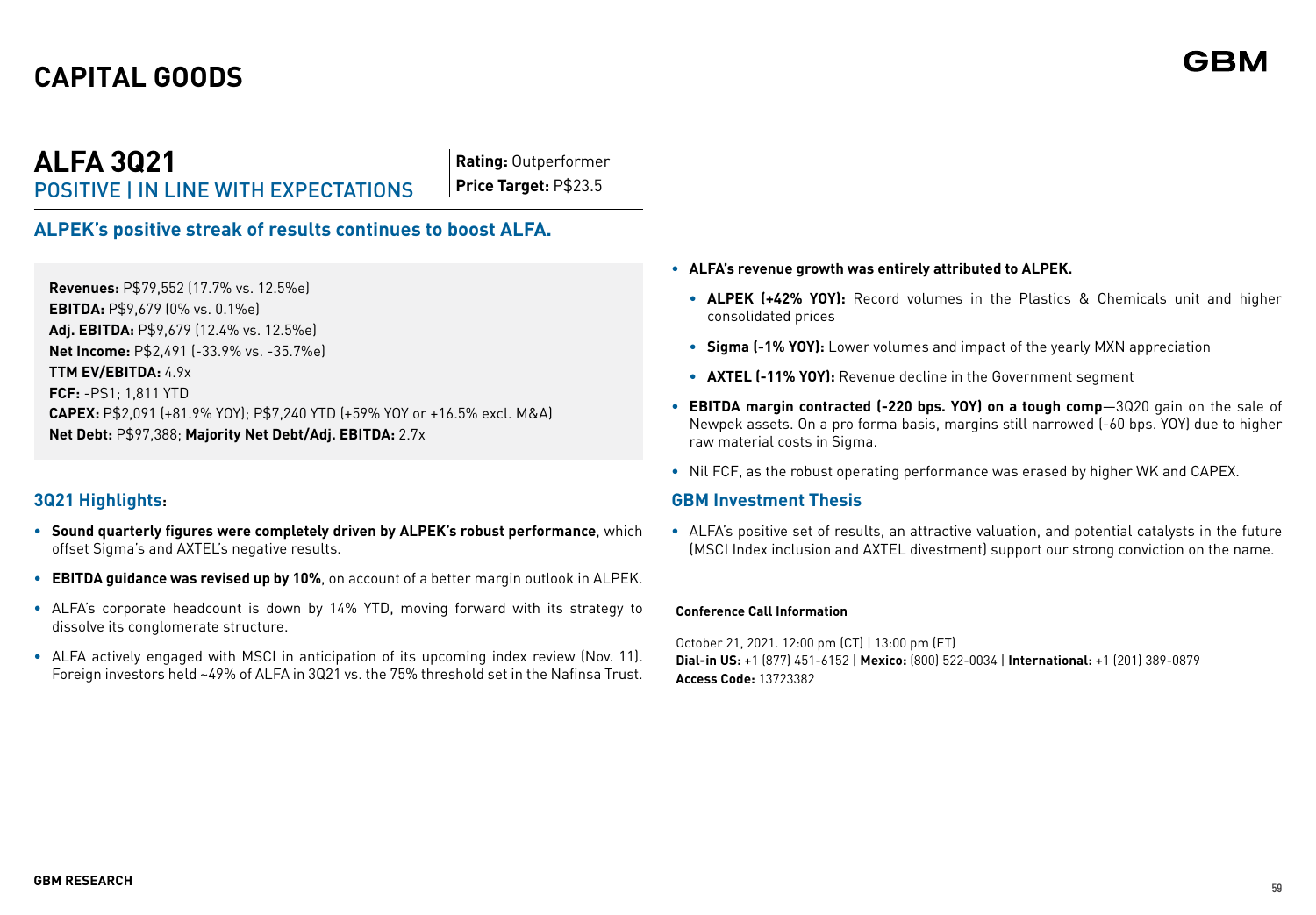# CAPITAL GOODS

## ALFA 3Q21

POSITIVE | IN LINE WITH EXPECTATIONS

**Rating:** Outperformer
**Price Target:** P$23.5

### ALPEK's positive streak of results continues to boost ALFA.

**Revenues:** P$79,552 (17.7% vs. 12.5%e)
**EBITDA:** P$9,679 (0% vs. 0.1%e)
**Adj. EBITDA:** P$9,679 (12.4% vs. 12.5%e)
**Net Income:** P$2,491 (-33.9% vs. -35.7%e)
**TTM EV/EBITDA:** 4.9x
**FCF:** -P$1; 1,811 YTD
**CAPEX:** P$2,091 (+81.9% YOY); P$7,240 YTD (+59% YOY or +16.5% excl. M&A)
**Net Debt:** P$97,388; **Majority Net Debt/Adj. EBITDA:** 2.7x

### 3Q21 Highlights:

- **Sound quarterly figures were completely driven by ALPEK's robust performance**, which offset Sigma's and AXTEL's negative results.
- **EBITDA guidance was revised up by 10%**, on account of a better margin outlook in ALPEK.
- ALFA's corporate headcount is down by 14% YTD, moving forward with its strategy to dissolve its conglomerate structure.
- ALFA actively engaged with MSCI in anticipation of its upcoming index review (Nov. 11). Foreign investors held ~49% of ALFA in 3Q21 vs. the 75% threshold set in the Nafinsa Trust.
- **ALFA's revenue growth was entirely attributed to ALPEK.**
  - **ALPEK (+42% YOY):** Record volumes in the Plastics & Chemicals unit and higher consolidated prices
  - **Sigma (-1% YOY):** Lower volumes and impact of the yearly MXN appreciation
  - **AXTEL (-11% YOY):** Revenue decline in the Government segment
- **EBITDA margin contracted (-220 bps. YOY) on a tough comp**—3Q20 gain on the sale of Newpek assets. On a pro forma basis, margins still narrowed (-60 bps. YOY) due to higher raw material costs in Sigma.
- Nil FCF, as the robust operating performance was erased by higher WK and CAPEX.

### GBM Investment Thesis

- ALFA's positive set of results, an attractive valuation, and potential catalysts in the future (MSCI Index inclusion and AXTEL divestment) support our strong conviction on the name.

**Conference Call Information**

October 21, 2021. 12:00 pm (CT) | 13:00 pm (ET)
**Dial-in US:** +1 (877) 451-6152 | **Mexico:** (800) 522-0034 | **International:** +1 (201) 389-0879
**Access Code:** 13723382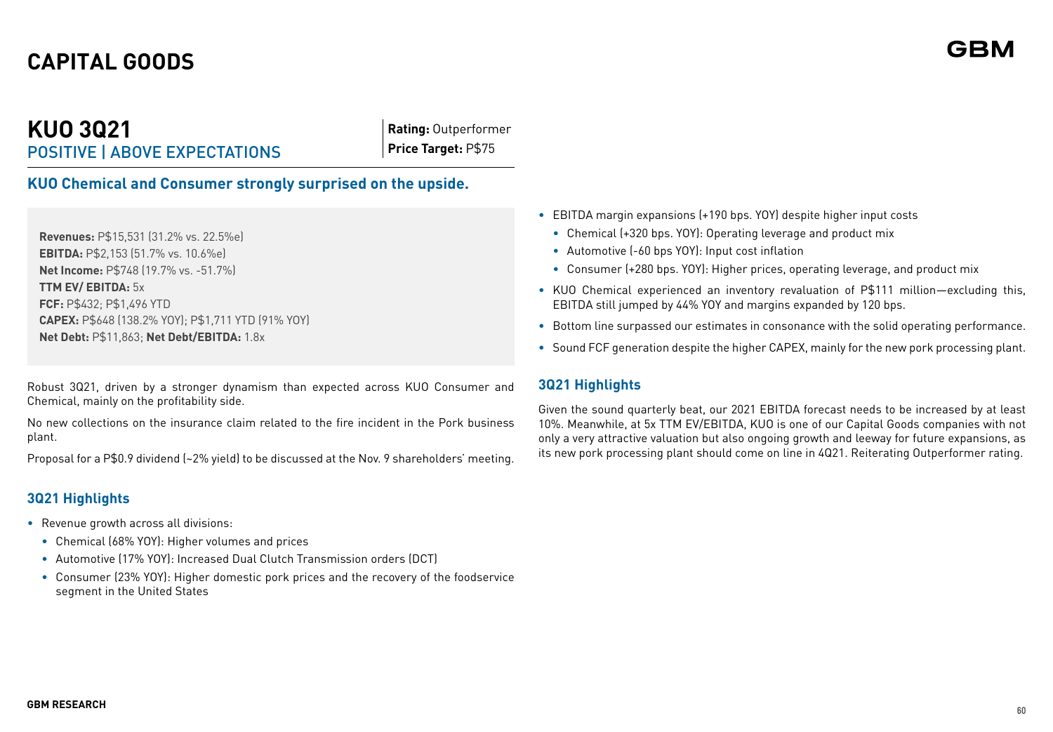# CAPITAL GOODS

## KUO 3Q21

POSITIVE | ABOVE EXPECTATIONS

**Rating:** Outperformer
**Price Target:** P$75

### KUO Chemical and Consumer strongly surprised on the upside.

**Revenues:** P$15,531 (31.2% vs. 22.5%e)
**EBITDA:** P$2,153 (51.7% vs. 10.6%e)
**Net Income:** P$748 (19.7% vs. -51.7%)
**TTM EV/ EBITDA:** 5x
**FCF:** P$432; P$1,496 YTD
**CAPEX:** P$648 (138.2% YOY); P$1,711 YTD (91% YOY)
**Net Debt:** P$11,863; **Net Debt/EBITDA:** 1.8x

Robust 3Q21, driven by a stronger dynamism than expected across KUO Consumer and Chemical, mainly on the profitability side.

No new collections on the insurance claim related to the fire incident in the Pork business plant.

Proposal for a P$0.9 dividend (~2% yield) to be discussed at the Nov. 9 shareholders' meeting.

### 3Q21 Highlights

- Revenue growth across all divisions:
  - Chemical (68% YOY): Higher volumes and prices
  - Automotive (17% YOY): Increased Dual Clutch Transmission orders (DCT)
  - Consumer (23% YOY): Higher domestic pork prices and the recovery of the foodservice segment in the United States
- EBITDA margin expansions (+190 bps. YOY) despite higher input costs
  - Chemical (+320 bps. YOY): Operating leverage and product mix
  - Automotive (-60 bps YOY): Input cost inflation
  - Consumer (+280 bps. YOY): Higher prices, operating leverage, and product mix
- KUO Chemical experienced an inventory revaluation of P$111 million—excluding this, EBITDA still jumped by 44% YOY and margins expanded by 120 bps.
- Bottom line surpassed our estimates in consonance with the solid operating performance.
- Sound FCF generation despite the higher CAPEX, mainly for the new pork processing plant.

### 3Q21 Highlights

Given the sound quarterly beat, our 2021 EBITDA forecast needs to be increased by at least 10%. Meanwhile, at 5x TTM EV/EBITDA, KUO is one of our Capital Goods companies with not only a very attractive valuation but also ongoing growth and leeway for future expansions, as its new pork processing plant should come on line in 4Q21. Reiterating Outperformer rating.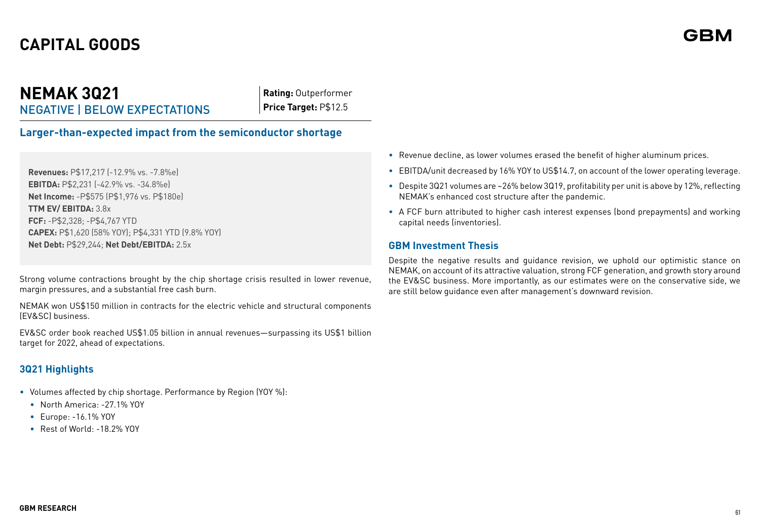# CAPITAL GOODS

## NEMAK 3Q21

NEGATIVE | BELOW EXPECTATIONS

**Rating:** Outperformer
**Price Target:** P$12.5

### Larger-than-expected impact from the semiconductor shortage

**Revenues:** P$17,217 (-12.9% vs. -7.8%e)
**EBITDA:** P$2,231 (-42.9% vs. -34.8%e)
**Net Income:** -P$575 (P$1,976 vs. P$180e)
**TTM EV/ EBITDA:** 3.8x
**FCF:** -P$2,328; -P$4,767 YTD
**CAPEX:** P$1,620 (58% YOY); P$4,331 YTD (9.8% YOY)
**Net Debt:** P$29,244; **Net Debt/EBITDA:** 2.5x

Strong volume contractions brought by the chip shortage crisis resulted in lower revenue, margin pressures, and a substantial free cash burn.

NEMAK won US$150 million in contracts for the electric vehicle and structural components (EV&SC) business.

EV&SC order book reached US$1.05 billion in annual revenues—surpassing its US$1 billion target for 2022, ahead of expectations.

### 3Q21 Highlights

- Volumes affected by chip shortage. Performance by Region (YOY %):
  - North America: -27.1% YOY
  - Europe: -16.1% YOY
  - Rest of World: -18.2% YOY
- Revenue decline, as lower volumes erased the benefit of higher aluminum prices.
- EBITDA/unit decreased by 16% YOY to US$14.7, on account of the lower operating leverage.
- Despite 3Q21 volumes are ~26% below 3Q19, profitability per unit is above by 12%, reflecting NEMAK's enhanced cost structure after the pandemic.
- A FCF burn attributed to higher cash interest expenses (bond prepayments) and working capital needs (inventories).

### GBM Investment Thesis

Despite the negative results and guidance revision, we uphold our optimistic stance on NEMAK, on account of its attractive valuation, strong FCF generation, and growth story around the EV&SC business. More importantly, as our estimates were on the conservative side, we are still below guidance even after management's downward revision.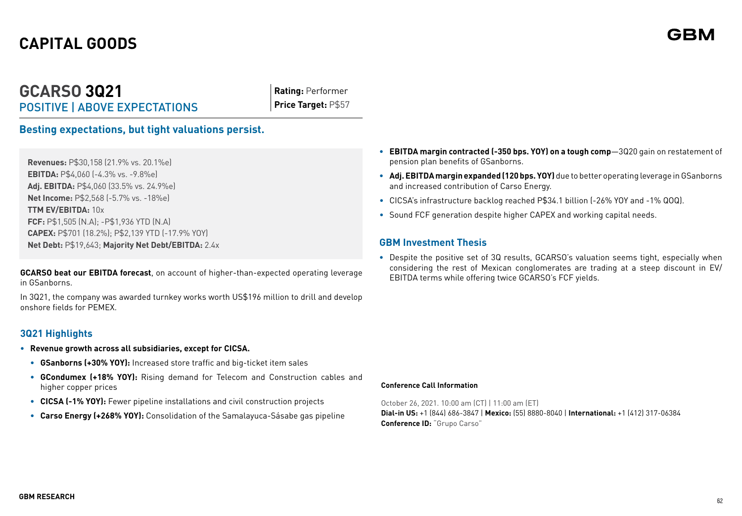# CAPITAL GOODS

## GCARSO 3Q21

POSITIVE | ABOVE EXPECTATIONS

**Rating:** Performer
**Price Target:** P$57

### Besting expectations, but tight valuations persist.

**Revenues:** P$30,158 (21.9% vs. 20.1%e)
**EBITDA:** P$4,060 (-4.3% vs. -9.8%e)
**Adj. EBITDA:** P$4,060 (33.5% vs. 24.9%e)
**Net Income:** P$2,568 (-5.7% vs. -18%e)
**TTM EV/EBITDA:** 10x
**FCF:** P$1,505 (N.A); -P$1,936 YTD (N.A)
**CAPEX:** P$701 (18.2%); P$2,139 YTD (-17.9% YOY)
**Net Debt:** P$19,643; **Majority Net Debt/EBITDA:** 2.4x

**GCARSO beat our EBITDA forecast**, on account of higher-than-expected operating leverage in GSanborns.

In 3Q21, the company was awarded turnkey works worth US$196 million to drill and develop onshore fields for PEMEX.

### 3Q21 Highlights

- **Revenue growth across all subsidiaries, except for CICSA.**
  - **GSanborns (+30% YOY):** Increased store traffic and big-ticket item sales
  - **GCondumex (+18% YOY):** Rising demand for Telecom and Construction cables and higher copper prices
  - **CICSA (-1% YOY):** Fewer pipeline installations and civil construction projects
  - **Carso Energy (+268% YOY):** Consolidation of the Samalayuca-Sásabe gas pipeline
- **EBITDA margin contracted (-350 bps. YOY) on a tough comp**—3Q20 gain on restatement of pension plan benefits of GSanborns.
- **Adj. EBITDA margin expanded (120 bps. YOY)** due to better operating leverage in GSanborns and increased contribution of Carso Energy.
- CICSA's infrastructure backlog reached P$34.1 billion (-26% YOY and -1% QOQ).
- Sound FCF generation despite higher CAPEX and working capital needs.

### GBM Investment Thesis

- Despite the positive set of 3Q results, GCARSO's valuation seems tight, especially when considering the rest of Mexican conglomerates are trading at a steep discount in EV/EBITDA terms while offering twice GCARSO's FCF yields.

**Conference Call Information**

October 26, 2021. 10:00 am (CT) | 11:00 am (ET)
**Dial-in US:** +1 (844) 686-3847 | **Mexico:** (55) 8880-8040 | **International:** +1 (412) 317-06384
**Conference ID:** "Grupo Carso"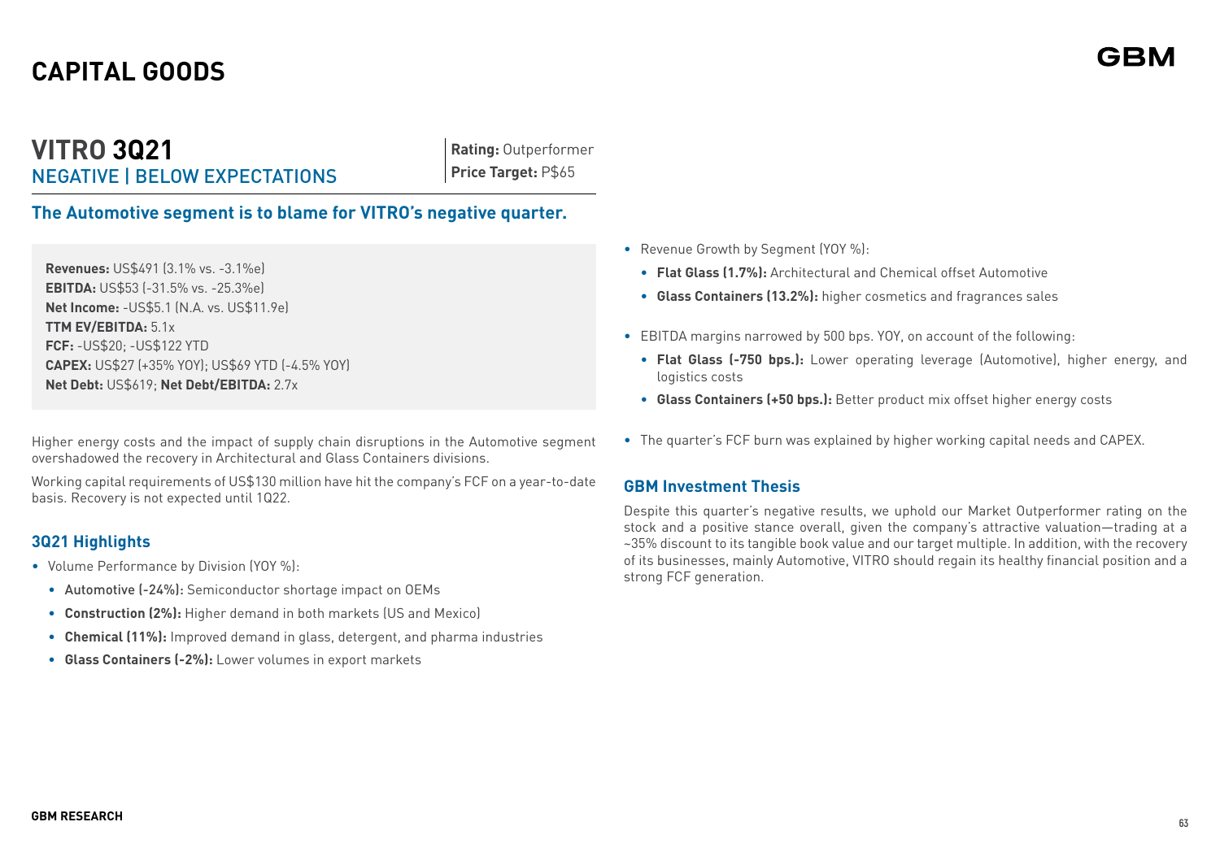# CAPITAL GOODS

## VITRO 3Q21

NEGATIVE | BELOW EXPECTATIONS

**Rating:** Outperformer
**Price Target:** P$65

### The Automotive segment is to blame for VITRO's negative quarter.

**Revenues:** US$491 (3.1% vs. -3.1%e)
**EBITDA:** US$53 (-31.5% vs. -25.3%e)
**Net Income:** -US$5.1 (N.A. vs. US$11.9e)
**TTM EV/EBITDA:** 5.1x
**FCF:** -US$20; -US$122 YTD
**CAPEX:** US$27 (+35% YOY); US$69 YTD (-4.5% YOY)
**Net Debt:** US$619; **Net Debt/EBITDA:** 2.7x

Higher energy costs and the impact of supply chain disruptions in the Automotive segment overshadowed the recovery in Architectural and Glass Containers divisions.

Working capital requirements of US$130 million have hit the company's FCF on a year-to-date basis. Recovery is not expected until 1Q22.

### 3Q21 Highlights

- Volume Performance by Division (YOY %):
  - **Automotive (-24%):** Semiconductor shortage impact on OEMs
  - **Construction (2%):** Higher demand in both markets (US and Mexico)
  - **Chemical (11%):** Improved demand in glass, detergent, and pharma industries
  - **Glass Containers (-2%):** Lower volumes in export markets
- Revenue Growth by Segment (YOY %):
  - **Flat Glass (1.7%):** Architectural and Chemical offset Automotive
  - **Glass Containers (13.2%):** higher cosmetics and fragrances sales
- EBITDA margins narrowed by 500 bps. YOY, on account of the following:
  - **Flat Glass (-750 bps.):** Lower operating leverage (Automotive), higher energy, and logistics costs
  - **Glass Containers (+50 bps.):** Better product mix offset higher energy costs
- The quarter's FCF burn was explained by higher working capital needs and CAPEX.

### GBM Investment Thesis

Despite this quarter's negative results, we uphold our Market Outperformer rating on the stock and a positive stance overall, given the company's attractive valuation—trading at a ~35% discount to its tangible book value and our target multiple. In addition, with the recovery of its businesses, mainly Automotive, VITRO should regain its healthy financial position and a strong FCF generation.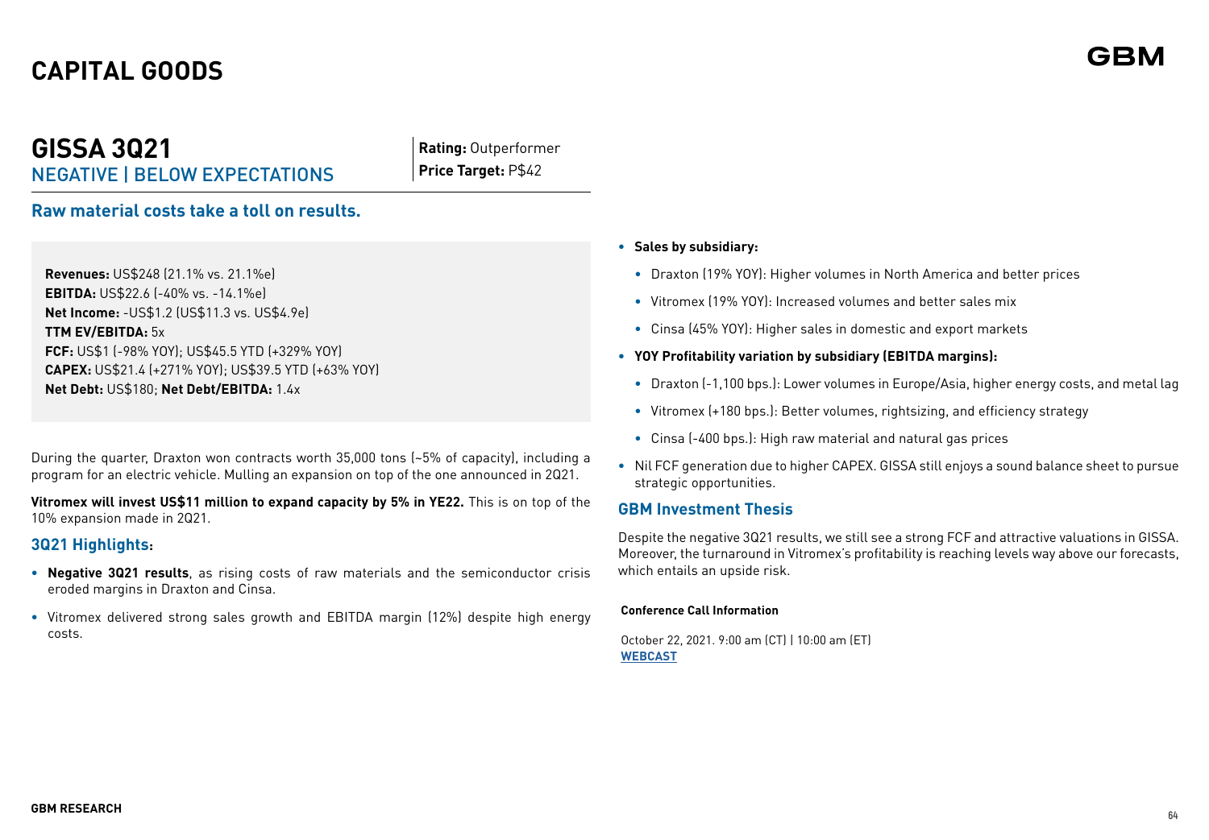# CAPITAL GOODS

## GISSA 3Q21

NEGATIVE | BELOW EXPECTATIONS

**Rating:** Outperformer
**Price Target:** P$42

### Raw material costs take a toll on results.

**Revenues:** US$248 (21.1% vs. 21.1%e)
**EBITDA:** US$22.6 (-40% vs. -14.1%e)
**Net Income:** -US$1.2 (US$11.3 vs. US$4.9e)
**TTM EV/EBITDA:** 5x
**FCF:** US$1 (-98% YOY); US$45.5 YTD (+329% YOY)
**CAPEX:** US$21.4 (+271% YOY); US$39.5 YTD (+63% YOY)
**Net Debt:** US$180; **Net Debt/EBITDA:** 1.4x

During the quarter, Draxton won contracts worth 35,000 tons (~5% of capacity), including a program for an electric vehicle. Mulling an expansion on top of the one announced in 2Q21.

**Vitromex will invest US$11 million to expand capacity by 5% in YE22.** This is on top of the 10% expansion made in 2Q21.

### 3Q21 Highlights:

- **Negative 3Q21 results**, as rising costs of raw materials and the semiconductor crisis eroded margins in Draxton and Cinsa.
- Vitromex delivered strong sales growth and EBITDA margin (12%) despite high energy costs.
- **Sales by subsidiary:**
  - Draxton (19% YOY): Higher volumes in North America and better prices
  - Vitromex (19% YOY): Increased volumes and better sales mix
  - Cinsa (45% YOY): Higher sales in domestic and export markets
- **YOY Profitability variation by subsidiary (EBITDA margins):**
  - Draxton (-1,100 bps.): Lower volumes in Europe/Asia, higher energy costs, and metal lag
  - Vitromex (+180 bps.): Better volumes, rightsizing, and efficiency strategy
  - Cinsa (-400 bps.): High raw material and natural gas prices
- Nil FCF generation due to higher CAPEX. GISSA still enjoys a sound balance sheet to pursue strategic opportunities.

### GBM Investment Thesis

Despite the negative 3Q21 results, we still see a strong FCF and attractive valuations in GISSA. Moreover, the turnaround in Vitromex's profitability is reaching levels way above our forecasts, which entails an upside risk.

**Conference Call Information**

October 22, 2021. 9:00 am (CT) | 10:00 am (ET)
**WEBCAST**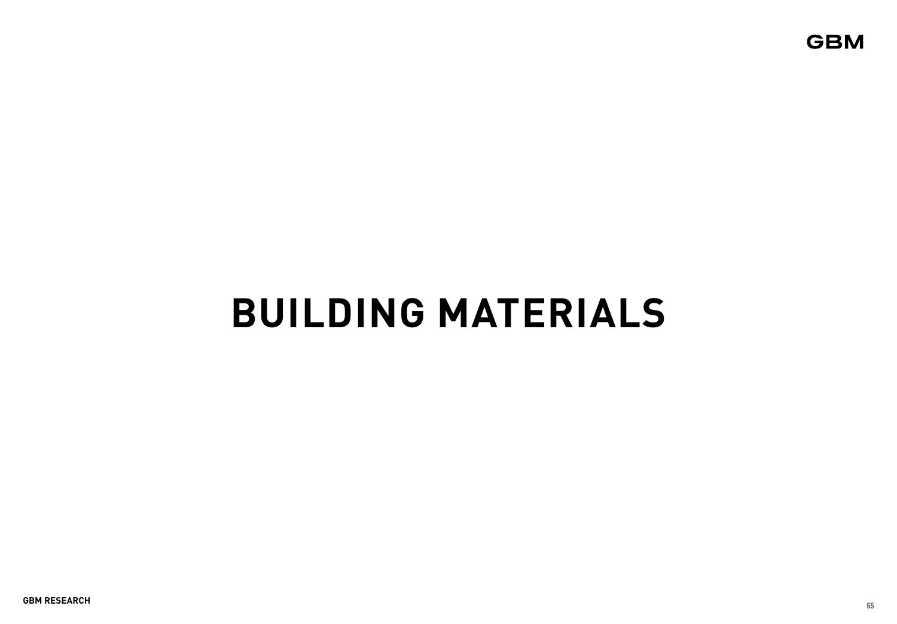# BUILDING MATERIALS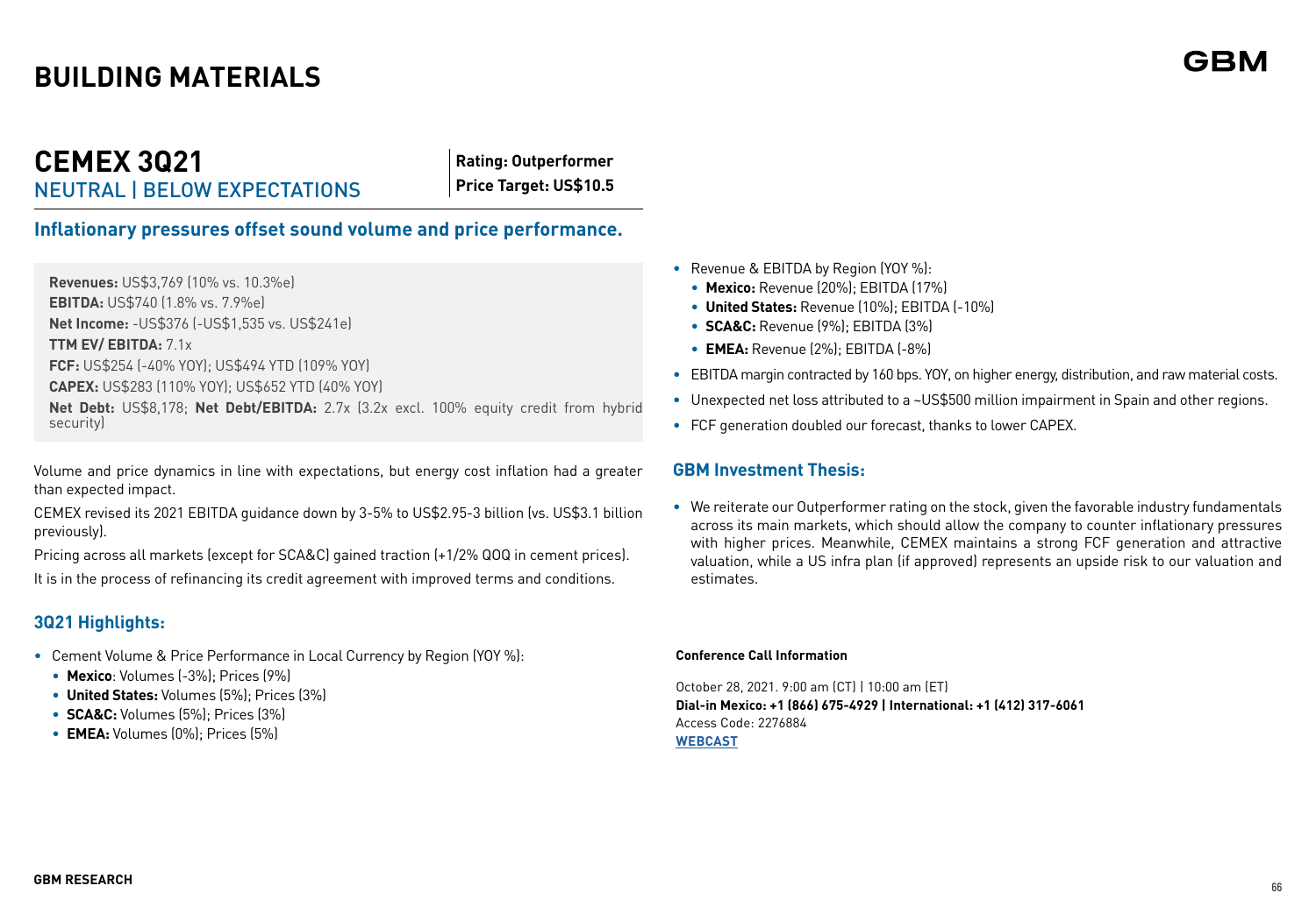# BUILDING MATERIALS

## CEMEX 3Q21

NEUTRAL | BELOW EXPECTATIONS

**Rating: Outperformer**
**Price Target: US$10.5**

### Inflationary pressures offset sound volume and price performance.

**Revenues:** US$3,769 (10% vs. 10.3%e)
**EBITDA:** US$740 (1.8% vs. 7.9%e)
**Net Income:** -US$376 (-US$1,535 vs. US$241e)
**TTM EV/ EBITDA:** 7.1x
**FCF:** US$254 (-40% YOY); US$494 YTD (109% YOY)
**CAPEX:** US$283 (110% YOY); US$652 YTD (40% YOY)
**Net Debt:** US$8,178; **Net Debt/EBITDA:** 2.7x (3.2x excl. 100% equity credit from hybrid security)

Volume and price dynamics in line with expectations, but energy cost inflation had a greater than expected impact.

CEMEX revised its 2021 EBITDA guidance down by 3-5% to US$2.95-3 billion (vs. US$3.1 billion previously).

Pricing across all markets (except for SCA&C) gained traction (+1/2% QOQ in cement prices).

It is in the process of refinancing its credit agreement with improved terms and conditions.

### 3Q21 Highlights:

- Cement Volume & Price Performance in Local Currency by Region (YOY %):
  - **Mexico**: Volumes (-3%); Prices (9%)
  - **United States:** Volumes (5%); Prices (3%)
  - **SCA&C:** Volumes (5%); Prices (3%)
  - **EMEA:** Volumes (0%); Prices (5%)
- Revenue & EBITDA by Region (YOY %):
  - **Mexico:** Revenue (20%); EBITDA (17%)
  - **United States:** Revenue (10%); EBITDA (-10%)
  - **SCA&C:** Revenue (9%); EBITDA (3%)
  - **EMEA:** Revenue (2%); EBITDA (-8%)
- EBITDA margin contracted by 160 bps. YOY, on higher energy, distribution, and raw material costs.
- Unexpected net loss attributed to a ~US$500 million impairment in Spain and other regions.
- FCF generation doubled our forecast, thanks to lower CAPEX.

### GBM Investment Thesis:

- We reiterate our Outperformer rating on the stock, given the favorable industry fundamentals across its main markets, which should allow the company to counter inflationary pressures with higher prices. Meanwhile, CEMEX maintains a strong FCF generation and attractive valuation, while a US infra plan (if approved) represents an upside risk to our valuation and estimates.

**Conference Call Information**

October 28, 2021. 9:00 am (CT) | 10:00 am (ET)
**Dial-in Mexico: +1 (866) 675-4929 | International: +1 (412) 317-6061**
Access Code: 2276884
**WEBCAST**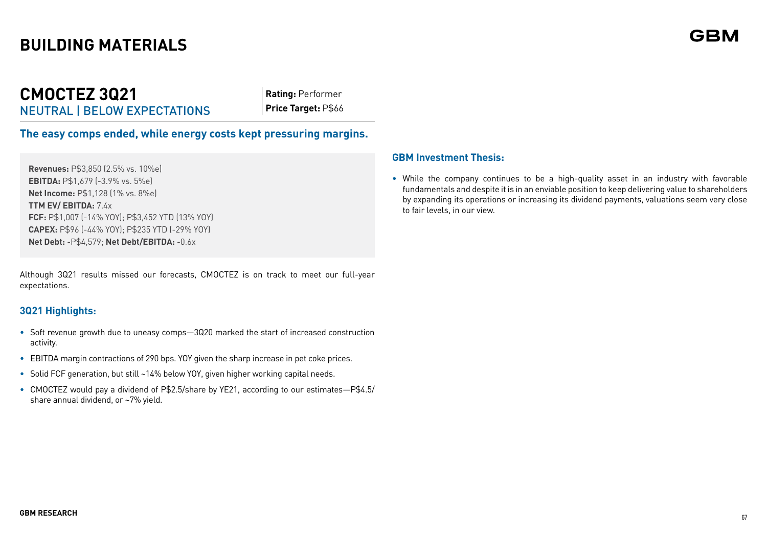# BUILDING MATERIALS

## CMOCTEZ 3Q21

NEUTRAL | BELOW EXPECTATIONS

**Rating:** Performer
**Price Target:** P$66

### The easy comps ended, while energy costs kept pressuring margins.

**Revenues:** P$3,850 (2.5% vs. 10%e)
**EBITDA:** P$1,679 (-3.9% vs. 5%e)
**Net Income:** P$1,128 (1% vs. 8%e)
**TTM EV/ EBITDA:** 7.4x
**FCF:** P$1,007 (-14% YOY); P$3,452 YTD (13% YOY)
**CAPEX:** P$96 (-44% YOY); P$235 YTD (-29% YOY)
**Net Debt:** -P$4,579; **Net Debt/EBITDA:** -0.6x

Although 3Q21 results missed our forecasts, CMOCTEZ is on track to meet our full-year expectations.

### 3Q21 Highlights:

- Soft revenue growth due to uneasy comps—3Q20 marked the start of increased construction activity.
- EBITDA margin contractions of 290 bps. YOY given the sharp increase in pet coke prices.
- Solid FCF generation, but still ~14% below YOY, given higher working capital needs.
- CMOCTEZ would pay a dividend of P$2.5/share by YE21, according to our estimates—P$4.5/ share annual dividend, or ~7% yield.

### GBM Investment Thesis:

- While the company continues to be a high-quality asset in an industry with favorable fundamentals and despite it is in an enviable position to keep delivering value to shareholders by expanding its operations or increasing its dividend payments, valuations seem very close to fair levels, in our view.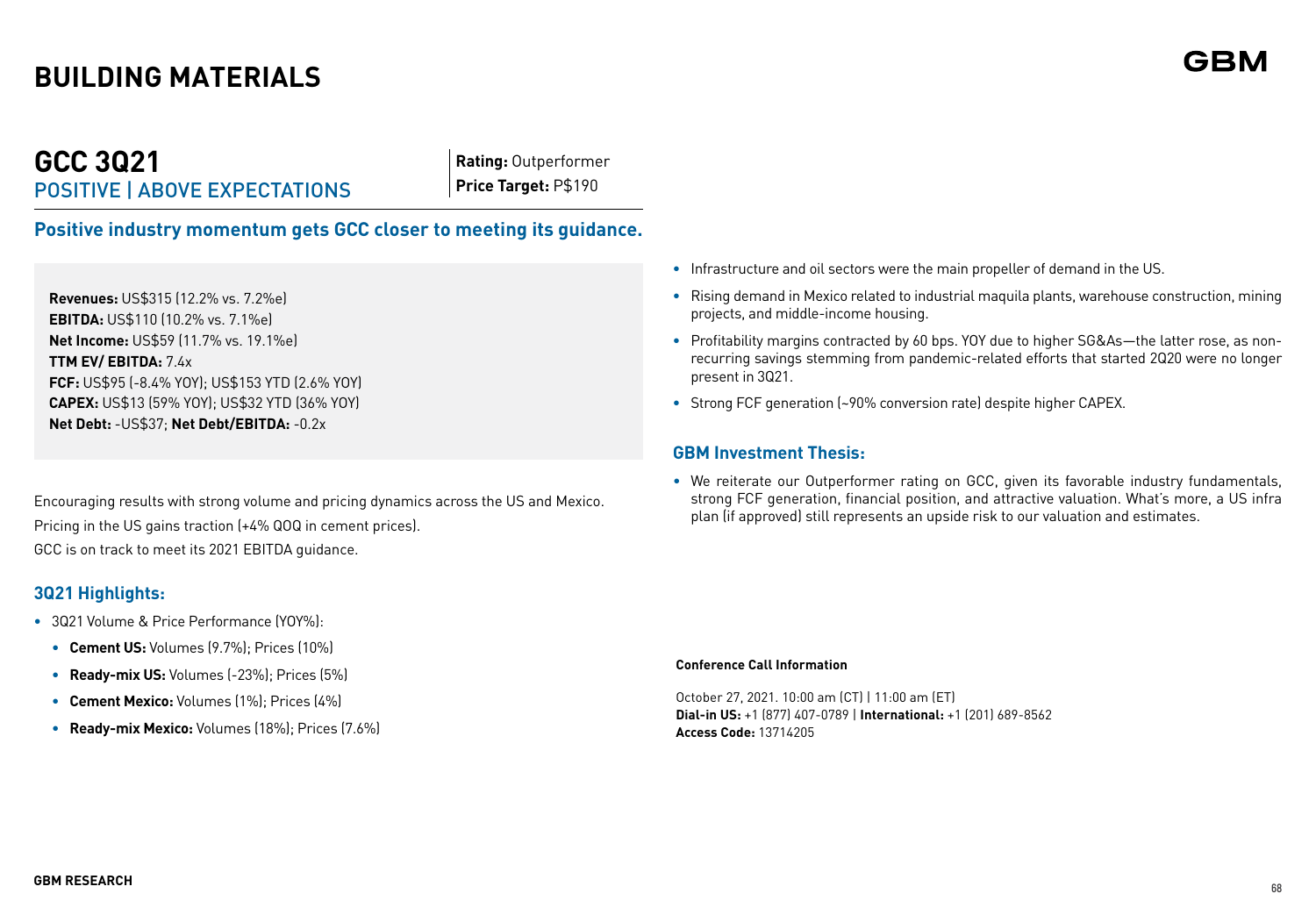# BUILDING MATERIALS

## GCC 3Q21

POSITIVE | ABOVE EXPECTATIONS

**Rating:** Outperformer
**Price Target:** P$190

### Positive industry momentum gets GCC closer to meeting its guidance.

**Revenues:** US$315 (12.2% vs. 7.2%e)
**EBITDA:** US$110 (10.2% vs. 7.1%e)
**Net Income:** US$59 (11.7% vs. 19.1%e)
**TTM EV/ EBITDA:** 7.4x
**FCF:** US$95 (-8.4% YOY); US$153 YTD (2.6% YOY)
**CAPEX:** US$13 (59% YOY); US$32 YTD (36% YOY)
**Net Debt:** -US$37; **Net Debt/EBITDA:** -0.2x

Encouraging results with strong volume and pricing dynamics across the US and Mexico.
Pricing in the US gains traction (+4% QOQ in cement prices).
GCC is on track to meet its 2021 EBITDA guidance.

### 3Q21 Highlights:

- 3Q21 Volume & Price Performance (YOY%):
  - **Cement US:** Volumes (9.7%); Prices (10%)
  - **Ready-mix US:** Volumes (-23%); Prices (5%)
  - **Cement Mexico:** Volumes (1%); Prices (4%)
  - **Ready-mix Mexico:** Volumes (18%); Prices (7.6%)
- Infrastructure and oil sectors were the main propeller of demand in the US.
- Rising demand in Mexico related to industrial maquila plants, warehouse construction, mining projects, and middle-income housing.
- Profitability margins contracted by 60 bps. YOY due to higher SG&As—the latter rose, as non-recurring savings stemming from pandemic-related efforts that started 2Q20 were no longer present in 3Q21.
- Strong FCF generation (~90% conversion rate) despite higher CAPEX.

### GBM Investment Thesis:

- We reiterate our Outperformer rating on GCC, given its favorable industry fundamentals, strong FCF generation, financial position, and attractive valuation. What's more, a US infra plan (if approved) still represents an upside risk to our valuation and estimates.

**Conference Call Information**

October 27, 2021. 10:00 am (CT) | 11:00 am (ET)
**Dial-in US:** +1 (877) 407-0789 | **International:** +1 (201) 689-8562
**Access Code:** 13714205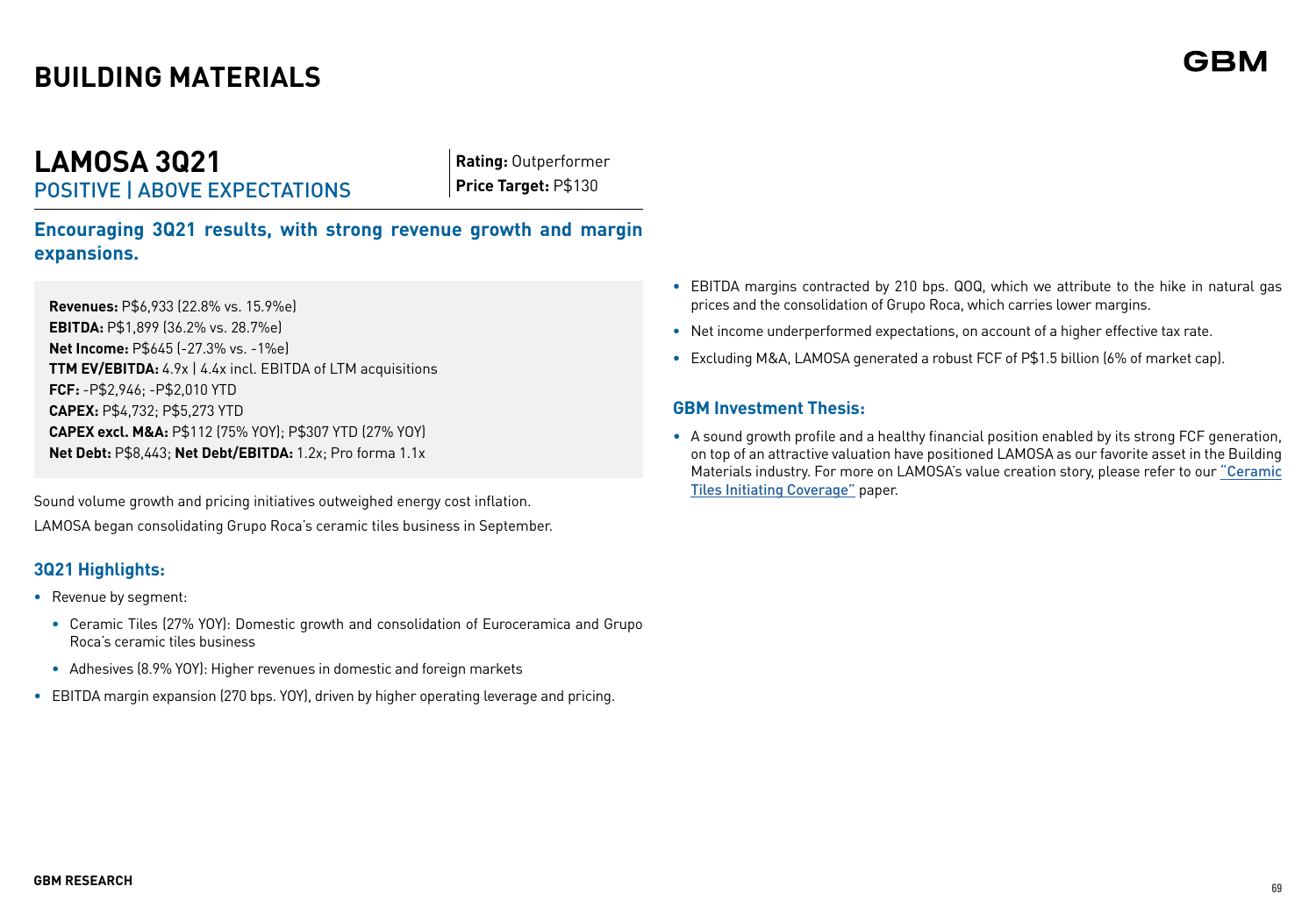# BUILDING MATERIALS

## LAMOSA 3Q21

POSITIVE | ABOVE EXPECTATIONS

**Rating:** Outperformer
**Price Target:** P$130

### Encouraging 3Q21 results, with strong revenue growth and margin expansions.

**Revenues:** P$6,933 (22.8% vs. 15.9%e)
**EBITDA:** P$1,899 (36.2% vs. 28.7%e)
**Net Income:** P$645 (-27.3% vs. -1%e)
**TTM EV/EBITDA:** 4.9x | 4.4x incl. EBITDA of LTM acquisitions
**FCF:** -P$2,946; -P$2,010 YTD
**CAPEX:** P$4,732; P$5,273 YTD
**CAPEX excl. M&A:** P$112 (75% YOY); P$307 YTD (27% YOY)
**Net Debt:** P$8,443; **Net Debt/EBITDA:** 1.2x; Pro forma 1.1x

Sound volume growth and pricing initiatives outweighed energy cost inflation.

LAMOSA began consolidating Grupo Roca's ceramic tiles business in September.

### 3Q21 Highlights:

- Revenue by segment:
  - Ceramic Tiles (27% YOY): Domestic growth and consolidation of Euroceramica and Grupo Roca's ceramic tiles business
  - Adhesives (8.9% YOY): Higher revenues in domestic and foreign markets
- EBITDA margin expansion (270 bps. YOY), driven by higher operating leverage and pricing.
- EBITDA margins contracted by 210 bps. QOQ, which we attribute to the hike in natural gas prices and the consolidation of Grupo Roca, which carries lower margins.
- Net income underperformed expectations, on account of a higher effective tax rate.
- Excluding M&A, LAMOSA generated a robust FCF of P$1.5 billion (6% of market cap).

### GBM Investment Thesis:

- A sound growth profile and a healthy financial position enabled by its strong FCF generation, on top of an attractive valuation have positioned LAMOSA as our favorite asset in the Building Materials industry. For more on LAMOSA's value creation story, please refer to our "Ceramic Tiles Initiating Coverage" paper.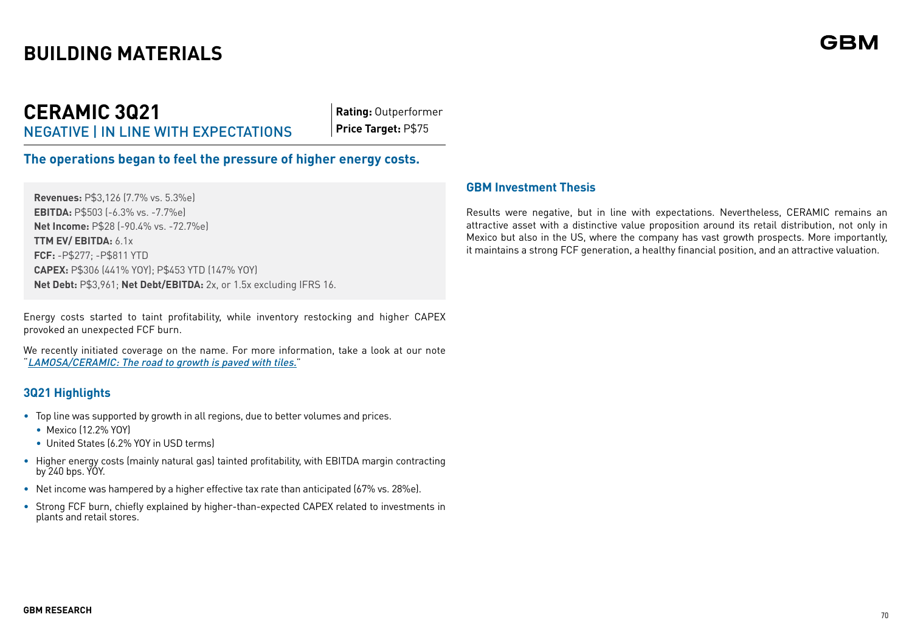# BUILDING MATERIALS

## CERAMIC 3Q21

NEGATIVE | IN LINE WITH EXPECTATIONS

**Rating:** Outperformer
**Price Target:** P$75

### The operations began to feel the pressure of higher energy costs.

**Revenues:** P$3,126 (7.7% vs. 5.3%e)
**EBITDA:** P$503 (-6.3% vs. -7.7%e)
**Net Income:** P$28 (-90.4% vs. -72.7%e)
**TTM EV/ EBITDA:** 6.1x
**FCF:** -P$277; -P$811 YTD
**CAPEX:** P$306 (441% YOY); P$453 YTD (147% YOY)
**Net Debt:** P$3,961; **Net Debt/EBITDA:** 2x, or 1.5x excluding IFRS 16.

Energy costs started to taint profitability, while inventory restocking and higher CAPEX provoked an unexpected FCF burn.

We recently initiated coverage on the name. For more information, take a look at our note "*LAMOSA/CERAMIC: The road to growth is paved with tiles.*"

### 3Q21 Highlights

- Top line was supported by growth in all regions, due to better volumes and prices.
  - Mexico (12.2% YOY)
  - United States (6.2% YOY in USD terms)
- Higher energy costs (mainly natural gas) tainted profitability, with EBITDA margin contracting by 240 bps. YOY.
- Net income was hampered by a higher effective tax rate than anticipated (67% vs. 28%e).
- Strong FCF burn, chiefly explained by higher-than-expected CAPEX related to investments in plants and retail stores.

### GBM Investment Thesis

Results were negative, but in line with expectations. Nevertheless, CERAMIC remains an attractive asset with a distinctive value proposition around its retail distribution, not only in Mexico but also in the US, where the company has vast growth prospects. More importantly, it maintains a strong FCF generation, a healthy financial position, and an attractive valuation.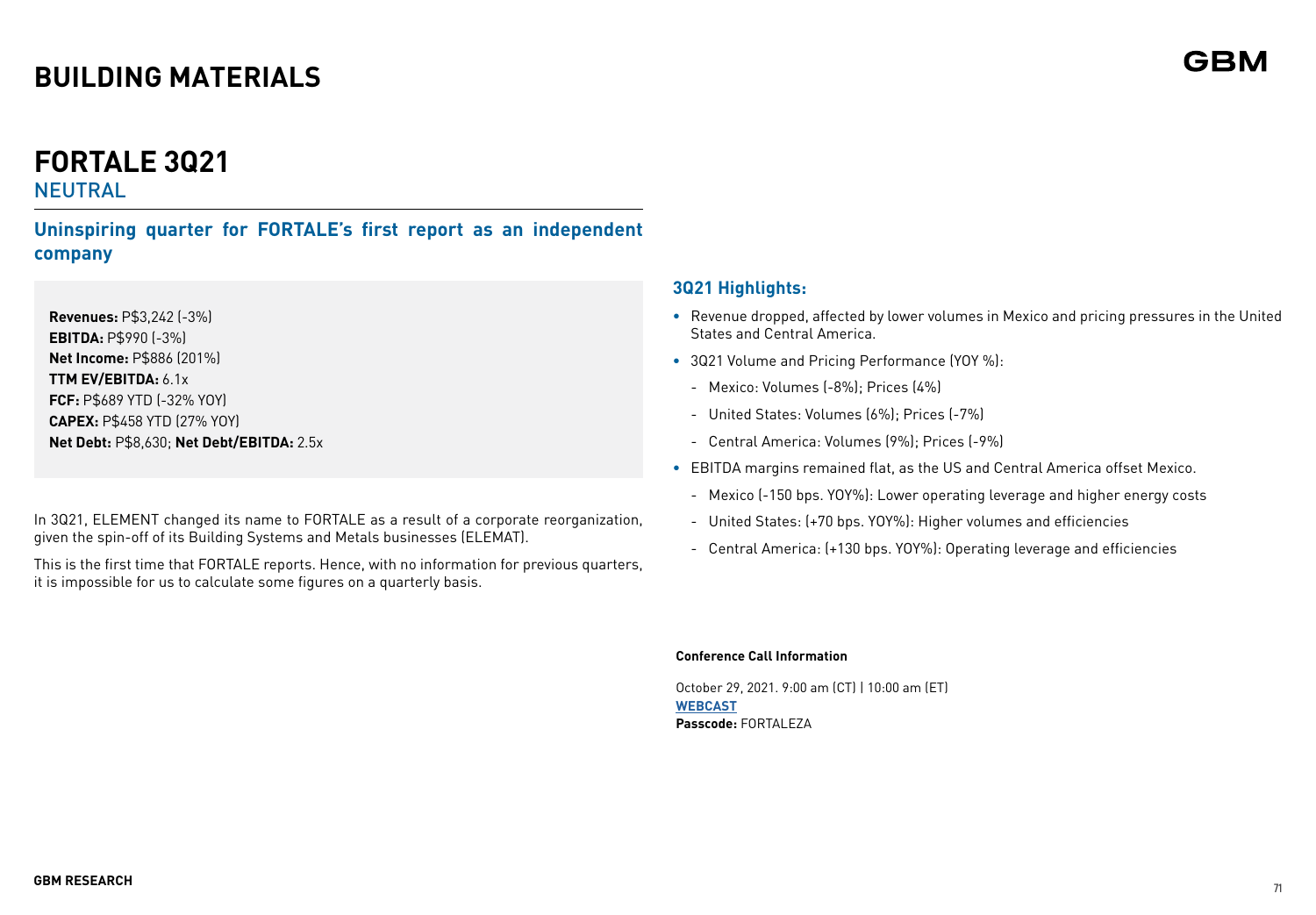# BUILDING MATERIALS

## FORTALE 3Q21

NEUTRAL

### Uninspiring quarter for FORTALE's first report as an independent company

**Revenues:** P$3,242 (-3%)
**EBITDA:** P$990 (-3%)
**Net Income:** P$886 (201%)
**TTM EV/EBITDA:** 6.1x
**FCF:** P$689 YTD (-32% YOY)
**CAPEX:** P$458 YTD (27% YOY)
**Net Debt:** P$8,630; **Net Debt/EBITDA:** 2.5x

In 3Q21, ELEMENT changed its name to FORTALE as a result of a corporate reorganization, given the spin-off of its Building Systems and Metals businesses (ELEMAT).

This is the first time that FORTALE reports. Hence, with no information for previous quarters, it is impossible for us to calculate some figures on a quarterly basis.

### 3Q21 Highlights:

- Revenue dropped, affected by lower volumes in Mexico and pricing pressures in the United States and Central America.
- 3Q21 Volume and Pricing Performance (YOY %):
  - Mexico: Volumes (-8%); Prices (4%)
  - United States: Volumes (6%); Prices (-7%)
  - Central America: Volumes (9%); Prices (-9%)
- EBITDA margins remained flat, as the US and Central America offset Mexico.
  - Mexico (-150 bps. YOY%): Lower operating leverage and higher energy costs
  - United States: (+70 bps. YOY%): Higher volumes and efficiencies
  - Central America: (+130 bps. YOY%): Operating leverage and efficiencies

**Conference Call Information**

October 29, 2021. 9:00 am (CT) | 10:00 am (ET)
**WEBCAST**
**Passcode:** FORTALEZA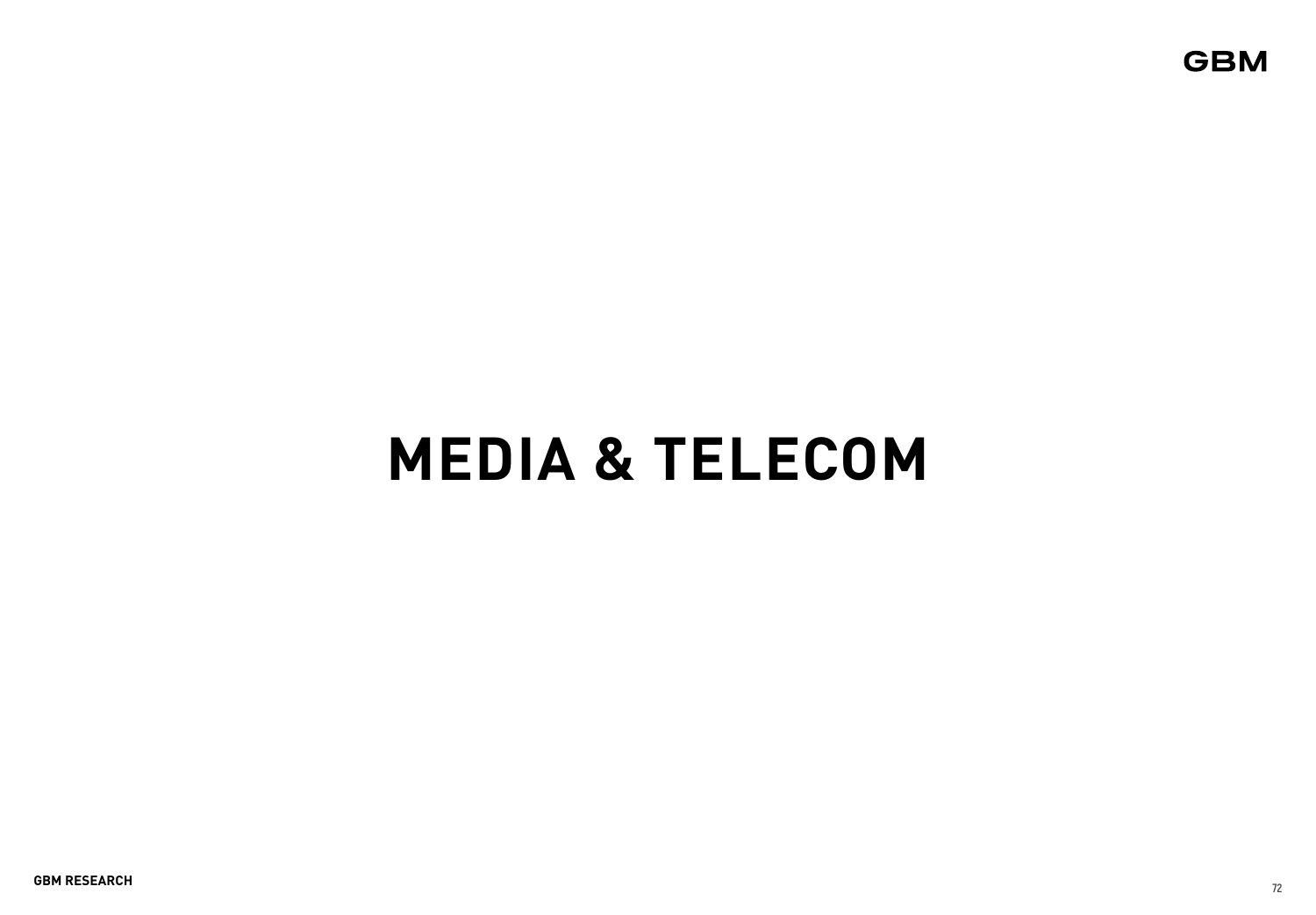# MEDIA & TELECOM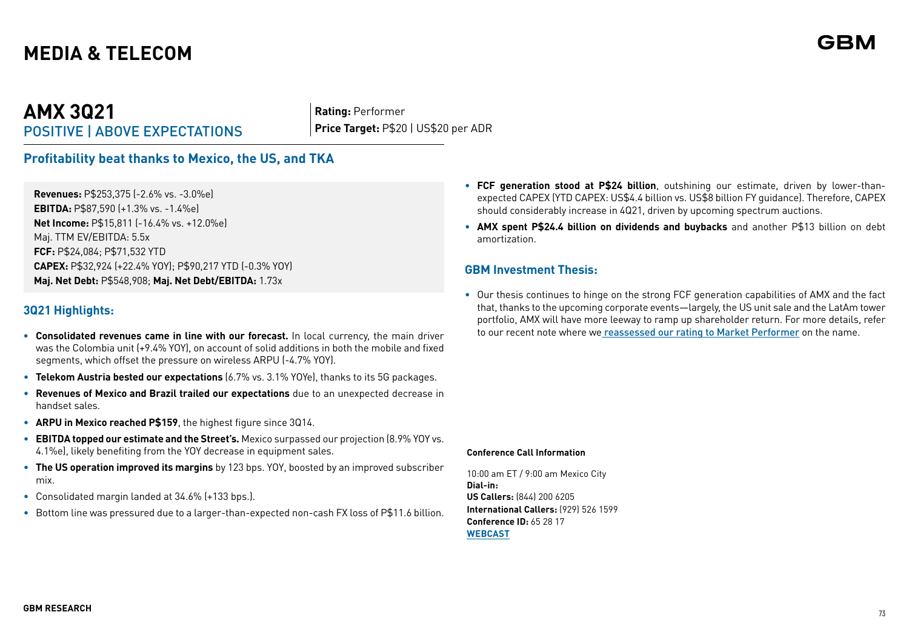# MEDIA & TELECOM

## AMX 3Q21

POSITIVE | ABOVE EXPECTATIONS

**Rating:** Performer
**Price Target:** P$20 | US$20 per ADR

### Profitability beat thanks to Mexico, the US, and TKA

**Revenues:** P$253,375 (-2.6% vs. -3.0%e)
**EBITDA:** P$87,590 (+1.3% vs. -1.4%e)
**Net Income:** P$15,811 (-16.4% vs. +12.0%e)
Maj. TTM EV/EBITDA: 5.5x
**FCF:** P$24,084; P$71,532 YTD
**CAPEX:** P$32,924 (+22.4% YOY); P$90,217 YTD (-0.3% YOY)
**Maj. Net Debt:** P$548,908; **Maj. Net Debt/EBITDA:** 1.73x

### 3Q21 Highlights:

- **Consolidated revenues came in line with our forecast.** In local currency, the main driver was the Colombia unit (+9.4% YOY), on account of solid additions in both the mobile and fixed segments, which offset the pressure on wireless ARPU (-4.7% YOY).
- **Telekom Austria bested our expectations** (6.7% vs. 3.1% YOYe), thanks to its 5G packages.
- **Revenues of Mexico and Brazil trailed our expectations** due to an unexpected decrease in handset sales.
- **ARPU in Mexico reached P$159**, the highest figure since 3Q14.
- **EBITDA topped our estimate and the Street's.** Mexico surpassed our projection (8.9% YOY vs. 4.1%e), likely benefiting from the YOY decrease in equipment sales.
- **The US operation improved its margins** by 123 bps. YOY, boosted by an improved subscriber mix.
- Consolidated margin landed at 34.6% (+133 bps.).
- Bottom line was pressured due to a larger-than-expected non-cash FX loss of P$11.6 billion.
- **FCF generation stood at P$24 billion**, outshining our estimate, driven by lower-than-expected CAPEX (YTD CAPEX: US$4.4 billion vs. US$8 billion FY guidance). Therefore, CAPEX should considerably increase in 4Q21, driven by upcoming spectrum auctions.
- **AMX spent P$24.4 billion on dividends and buybacks** and another P$13 billion on debt amortization.

### GBM Investment Thesis:

- Our thesis continues to hinge on the strong FCF generation capabilities of AMX and the fact that, thanks to the upcoming corporate events—largely, the US unit sale and the LatAm tower portfolio, AMX will have more leeway to ramp up shareholder return. For more details, refer to our recent note where we reassessed our rating to Market Performer on the name.

**Conference Call Information**

10:00 am ET / 9:00 am Mexico City
**Dial-in:**
**US Callers:** (844) 200 6205
**International Callers:** (929) 526 1599
**Conference ID:** 65 28 17
**WEBCAST**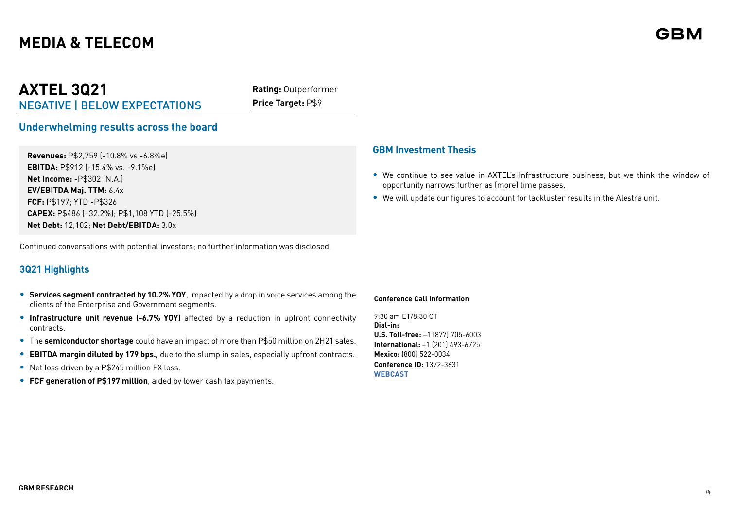# MEDIA & TELECOM

## AXTEL 3Q21

NEGATIVE | BELOW EXPECTATIONS

**Rating:** Outperformer
**Price Target:** P$9

### Underwhelming results across the board

**Revenues:** P$2,759 (-10.8% vs -6.8%e)
**EBITDA:** P$912 (-15.4% vs. -9.1%e)
**Net Income:** -P$302 (N.A.)
**EV/EBITDA Maj. TTM:** 6.4x
**FCF:** P$197; YTD -P$326
**CAPEX:** P$486 (+32.2%); P$1,108 YTD (-25.5%)
**Net Debt:** 12,102; **Net Debt/EBITDA:** 3.0x

Continued conversations with potential investors; no further information was disclosed.

### 3Q21 Highlights

- **Services segment contracted by 10.2% YOY**, impacted by a drop in voice services among the clients of the Enterprise and Government segments.
- **Infrastructure unit revenue (-6.7% YOY)** affected by a reduction in upfront connectivity contracts.
- The **semiconductor shortage** could have an impact of more than P$50 million on 2H21 sales.
- **EBITDA margin diluted by 179 bps.**, due to the slump in sales, especially upfront contracts.
- Net loss driven by a P$245 million FX loss.
- **FCF generation of P$197 million**, aided by lower cash tax payments.

### GBM Investment Thesis

- We continue to see value in AXTEL's Infrastructure business, but we think the window of opportunity narrows further as (more) time passes.
- We will update our figures to account for lackluster results in the Alestra unit.

**Conference Call Information**

9:30 am ET/8:30 CT
**Dial-in:**
**U.S. Toll-free:** +1 (877) 705-6003
**International:** +1 (201) 493-6725
**Mexico:** (800) 522-0034
**Conference ID:** 1372-3631
**WEBCAST**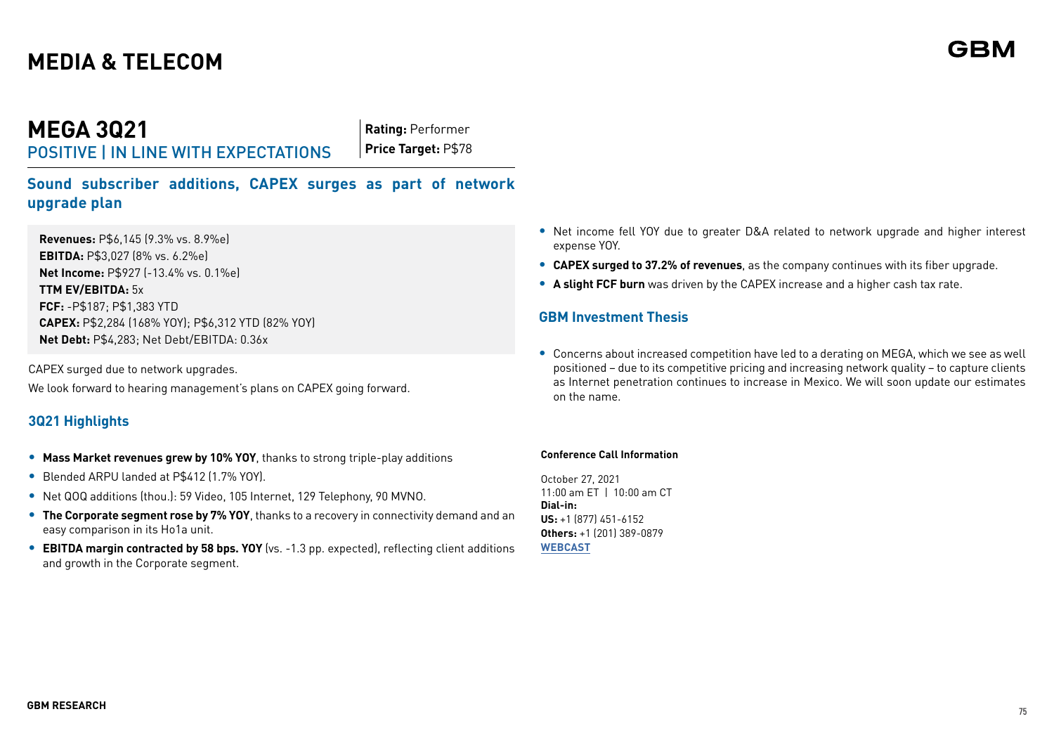# MEDIA & TELECOM

## MEGA 3Q21

POSITIVE | IN LINE WITH EXPECTATIONS

**Rating:** Performer
**Price Target:** P$78

### Sound subscriber additions, CAPEX surges as part of network upgrade plan

**Revenues:** P$6,145 (9.3% vs. 8.9%e)
**EBITDA:** P$3,027 (8% vs. 6.2%e)
**Net Income:** P$927 (-13.4% vs. 0.1%e)
**TTM EV/EBITDA:** 5x
**FCF:** -P$187; P$1,383 YTD
**CAPEX:** P$2,284 (168% YOY); P$6,312 YTD (82% YOY)
**Net Debt:** P$4,283; Net Debt/EBITDA: 0.36x

CAPEX surged due to network upgrades.

We look forward to hearing management's plans on CAPEX going forward.

### 3Q21 Highlights

- **Mass Market revenues grew by 10% YOY**, thanks to strong triple-play additions
- Blended ARPU landed at P$412 (1.7% YOY).
- Net QOQ additions (thou.): 59 Video, 105 Internet, 129 Telephony, 90 MVNO.
- **The Corporate segment rose by 7% YOY**, thanks to a recovery in connectivity demand and an easy comparison in its Ho1a unit.
- **EBITDA margin contracted by 58 bps. YOY** (vs. -1.3 pp. expected), reflecting client additions and growth in the Corporate segment.
- Net income fell YOY due to greater D&A related to network upgrade and higher interest expense YOY.
- **CAPEX surged to 37.2% of revenues**, as the company continues with its fiber upgrade.
- **A slight FCF burn** was driven by the CAPEX increase and a higher cash tax rate.

### GBM Investment Thesis

- Concerns about increased competition have led to a derating on MEGA, which we see as well positioned – due to its competitive pricing and increasing network quality – to capture clients as Internet penetration continues to increase in Mexico. We will soon update our estimates on the name.

**Conference Call Information**

October 27, 2021
11:00 am ET | 10:00 am CT
**Dial-in:**
**US:** +1 (877) 451-6152
**Others:** +1 (201) 389-0879
**WEBCAST**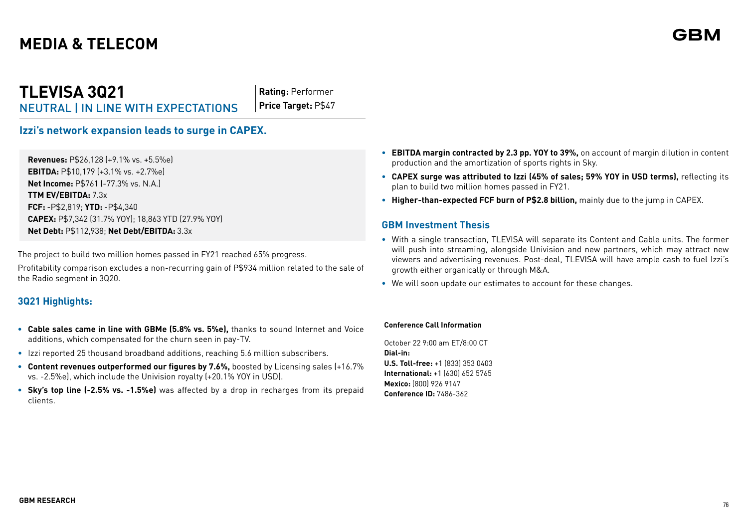# MEDIA & TELECOM

## TLEVISA 3Q21

NEUTRAL | IN LINE WITH EXPECTATIONS

**Rating:** Performer
**Price Target:** P$47

### Izzi's network expansion leads to surge in CAPEX.

**Revenues:** P$26,128 (+9.1% vs. +5.5%e)
**EBITDA:** P$10,179 (+3.1% vs. +2.7%e)
**Net Income:** P$761 (-77.3% vs. N.A.)
**TTM EV/EBITDA:** 7.3x
**FCF:** -P$2,819; **YTD:** -P$4,340
**CAPEX:** P$7,342 (31.7% YOY); 18,863 YTD (27.9% YOY)
**Net Debt:** P$112,938; **Net Debt/EBITDA:** 3.3x

The project to build two million homes passed in FY21 reached 65% progress.

Profitability comparison excludes a non-recurring gain of P$934 million related to the sale of the Radio segment in 3Q20.

### 3Q21 Highlights:

- **Cable sales came in line with GBMe (5.8% vs. 5%e),** thanks to sound Internet and Voice additions, which compensated for the churn seen in pay-TV.
- Izzi reported 25 thousand broadband additions, reaching 5.6 million subscribers.
- **Content revenues outperformed our figures by 7.6%,** boosted by Licensing sales (+16.7% vs. -2.5%e), which include the Univision royalty (+20.1% YOY in USD).
- **Sky's top line (-2.5% vs. -1.5%e)** was affected by a drop in recharges from its prepaid clients.
- **EBITDA margin contracted by 2.3 pp. YOY to 39%,** on account of margin dilution in content production and the amortization of sports rights in Sky.
- **CAPEX surge was attributed to Izzi (45% of sales; 59% YOY in USD terms),** reflecting its plan to build two million homes passed in FY21.
- **Higher-than-expected FCF burn of P$2.8 billion,** mainly due to the jump in CAPEX.

### GBM Investment Thesis

- With a single transaction, TLEVISA will separate its Content and Cable units. The former will push into streaming, alongside Univision and new partners, which may attract new viewers and advertising revenues. Post-deal, TLEVISA will have ample cash to fuel Izzi's growth either organically or through M&A.
- We will soon update our estimates to account for these changes.

**Conference Call Information**

October 22 9:00 am ET/8:00 CT
**Dial-in:**
**U.S. Toll-free:** +1 (833) 353 0403
**International:** +1 (630) 652 5765
**Mexico:** (800) 926 9147
**Conference ID:** 7486-362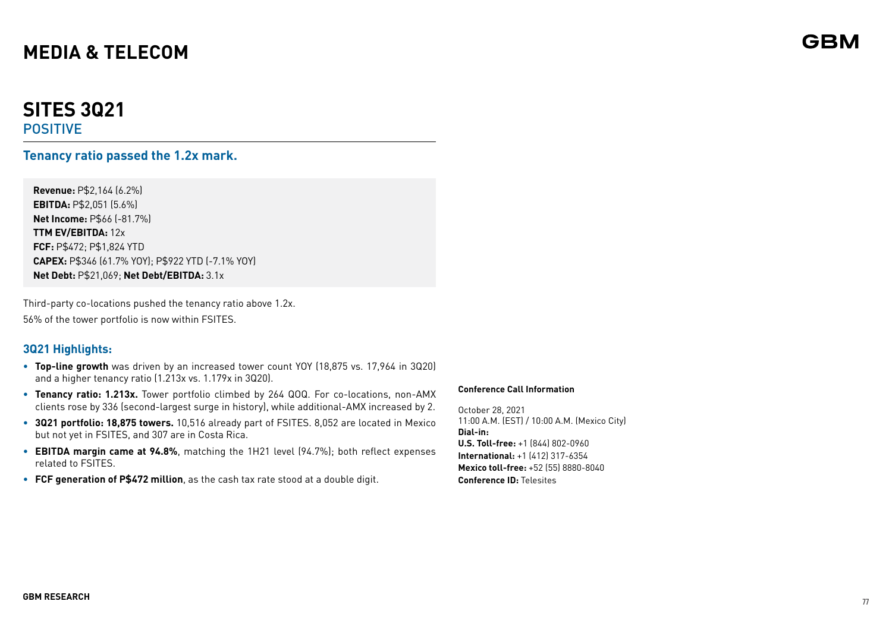# MEDIA & TELECOM

## SITES 3Q21

POSITIVE

### Tenancy ratio passed the 1.2x mark.

**Revenue:** P$2,164 (6.2%)
**EBITDA:** P$2,051 (5.6%)
**Net Income:** P$66 (-81.7%)
**TTM EV/EBITDA:** 12x
**FCF:** P$472; P$1,824 YTD
**CAPEX:** P$346 (61.7% YOY); P$922 YTD (-7.1% YOY)
**Net Debt:** P$21,069; **Net Debt/EBITDA:** 3.1x

Third-party co-locations pushed the tenancy ratio above 1.2x.

56% of the tower portfolio is now within FSITES.

### 3Q21 Highlights:

- **Top-line growth** was driven by an increased tower count YOY (18,875 vs. 17,964 in 3Q20) and a higher tenancy ratio (1.213x vs. 1.179x in 3Q20).
- **Tenancy ratio: 1.213x.** Tower portfolio climbed by 264 QOQ. For co-locations, non-AMX clients rose by 336 (second-largest surge in history), while additional-AMX increased by 2.
- **3Q21 portfolio: 18,875 towers.** 10,516 already part of FSITES. 8,052 are located in Mexico but not yet in FSITES, and 307 are in Costa Rica.
- **EBITDA margin came at 94.8%**, matching the 1H21 level (94.7%); both reflect expenses related to FSITES.
- **FCF generation of P$472 million**, as the cash tax rate stood at a double digit.

**Conference Call Information**

October 28, 2021
11:00 A.M. (EST) / 10:00 A.M. (Mexico City)
**Dial-in:**
**U.S. Toll-free:** +1 (844) 802-0960
**International:** +1 (412) 317-6354
**Mexico toll-free:** +52 (55) 8880-8040
**Conference ID:** Telesites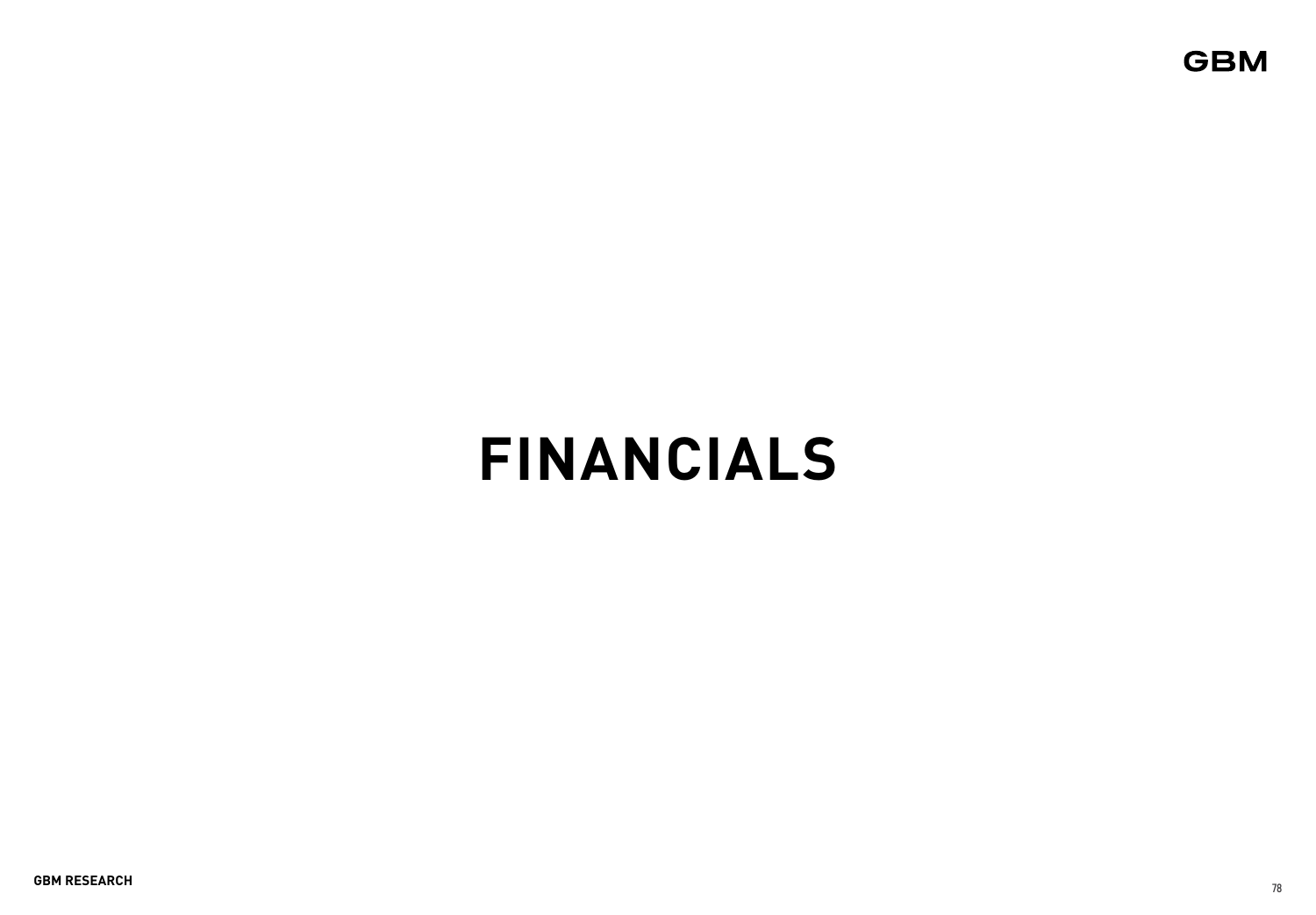# FINANCIALS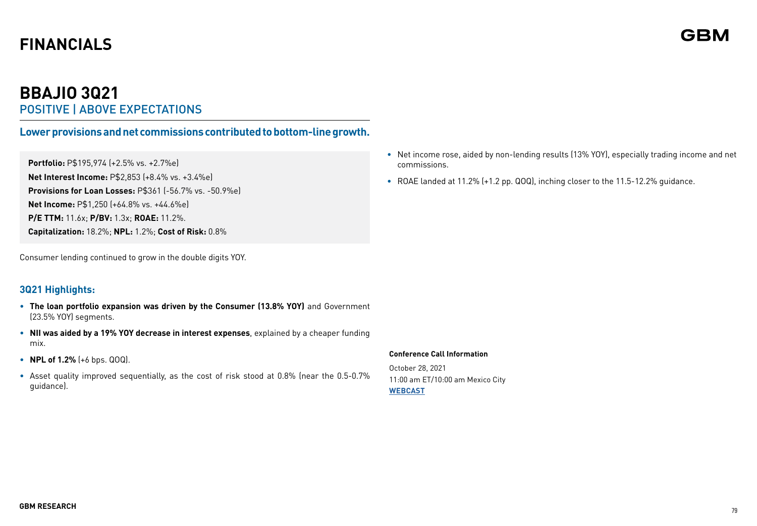# FINANCIALS

## BBAJIO 3Q21

POSITIVE | ABOVE EXPECTATIONS

### Lower provisions and net commissions contributed to bottom-line growth.

**Portfolio:** P$195,974 (+2.5% vs. +2.7%e)
**Net Interest Income:** P$2,853 (+8.4% vs. +3.4%e)
**Provisions for Loan Losses:** P$361 (-56.7% vs. -50.9%e)
**Net Income:** P$1,250 (+64.8% vs. +44.6%e)
**P/E TTM:** 11.6x; **P/BV:** 1.3x; **ROAE:** 11.2%.
**Capitalization:** 18.2%; **NPL:** 1.2%; **Cost of Risk:** 0.8%

Consumer lending continued to grow in the double digits YOY.

### 3Q21 Highlights:

- **The loan portfolio expansion was driven by the Consumer (13.8% YOY)** and Government (23.5% YOY) segments.
- **NII was aided by a 19% YOY decrease in interest expenses**, explained by a cheaper funding mix.
- **NPL of 1.2%** (+6 bps. QOQ).
- Asset quality improved sequentially, as the cost of risk stood at 0.8% (near the 0.5-0.7% guidance).
- Net income rose, aided by non-lending results (13% YOY), especially trading income and net commissions.
- ROAE landed at 11.2% (+1.2 pp. QOQ), inching closer to the 11.5-12.2% guidance.

**Conference Call Information**

October 28, 2021
11:00 am ET/10:00 am Mexico City
**WEBCAST**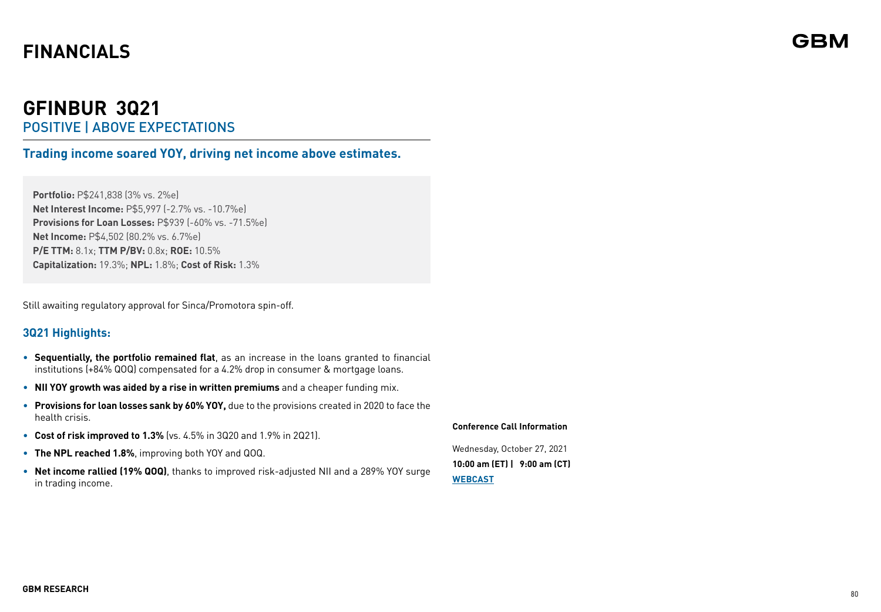# FINANCIALS

## GFINBUR 3Q21

POSITIVE | ABOVE EXPECTATIONS

### Trading income soared YOY, driving net income above estimates.

**Portfolio:** P$241,838 (3% vs. 2%e)
**Net Interest Income:** P$5,997 (-2.7% vs. -10.7%e)
**Provisions for Loan Losses:** P$939 (-60% vs. -71.5%e)
**Net Income:** P$4,502 (80.2% vs. 6.7%e)
**P/E TTM:** 8.1x; **TTM P/BV:** 0.8x; **ROE:** 10.5%
**Capitalization:** 19.3%; **NPL:** 1.8%; **Cost of Risk:** 1.3%

Still awaiting regulatory approval for Sinca/Promotora spin-off.

### 3Q21 Highlights:

- **Sequentially, the portfolio remained flat**, as an increase in the loans granted to financial institutions (+84% QOQ) compensated for a 4.2% drop in consumer & mortgage loans.
- **NII YOY growth was aided by a rise in written premiums** and a cheaper funding mix.
- **Provisions for loan losses sank by 60% YOY,** due to the provisions created in 2020 to face the health crisis.
- **Cost of risk improved to 1.3%** (vs. 4.5% in 3Q20 and 1.9% in 2Q21).
- **The NPL reached 1.8%**, improving both YOY and QOQ.
- **Net income rallied (19% QOQ)**, thanks to improved risk-adjusted NII and a 289% YOY surge in trading income.

**Conference Call Information**

Wednesday, October 27, 2021
**10:00 am (ET) | 9:00 am (CT)**
**WEBCAST**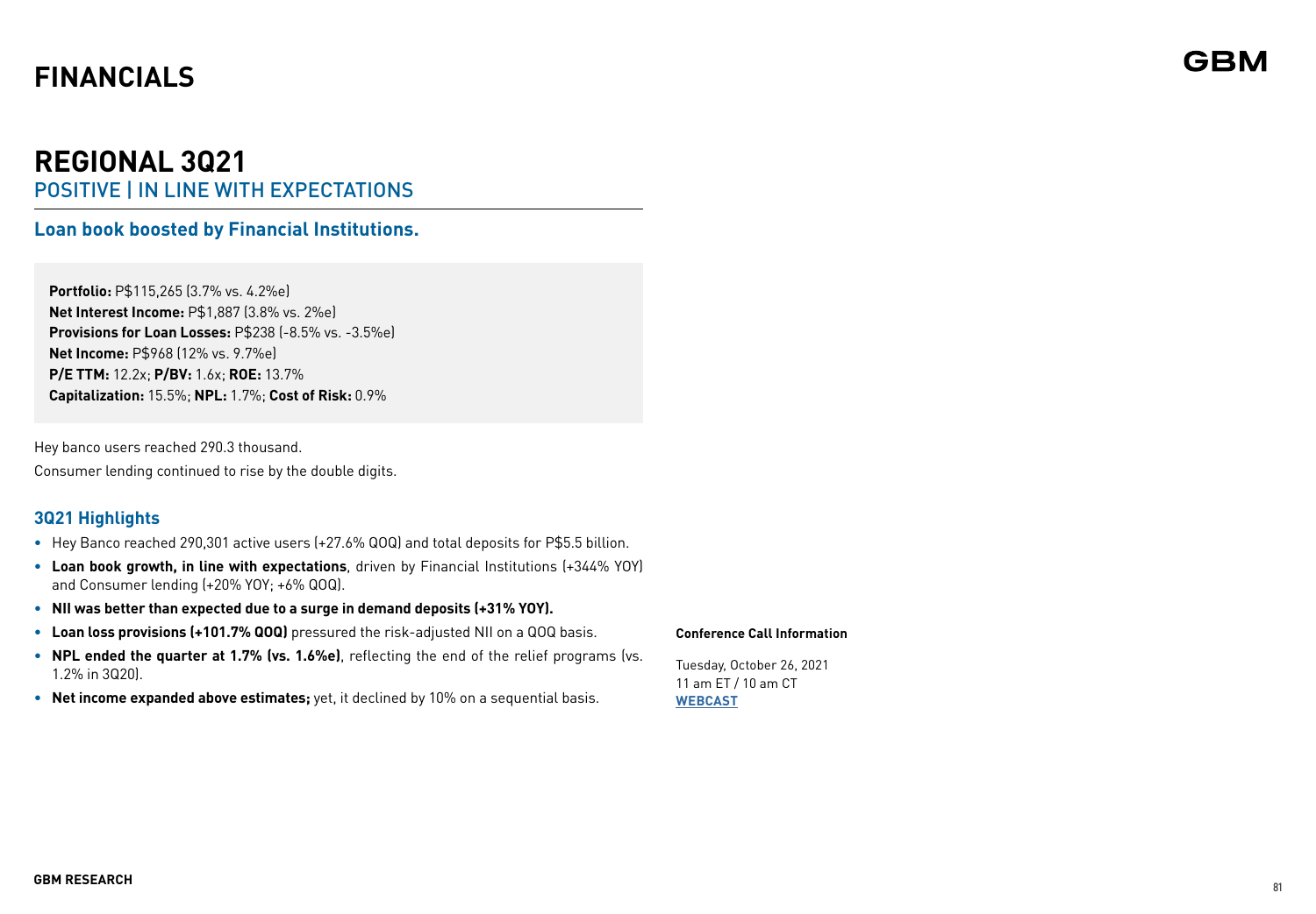# FINANCIALS

## REGIONAL 3Q21

POSITIVE | IN LINE WITH EXPECTATIONS

### Loan book boosted by Financial Institutions.

**Portfolio:** P$115,265 (3.7% vs. 4.2%e)
**Net Interest Income:** P$1,887 (3.8% vs. 2%e)
**Provisions for Loan Losses:** P$238 (-8.5% vs. -3.5%e)
**Net Income:** P$968 (12% vs. 9.7%e)
**P/E TTM:** 12.2x; **P/BV:** 1.6x; **ROE:** 13.7%
**Capitalization:** 15.5%; **NPL:** 1.7%; **Cost of Risk:** 0.9%

Hey banco users reached 290.3 thousand.

Consumer lending continued to rise by the double digits.

### 3Q21 Highlights

- Hey Banco reached 290,301 active users (+27.6% QOQ) and total deposits for P$5.5 billion.
- **Loan book growth, in line with expectations**, driven by Financial Institutions (+344% YOY) and Consumer lending (+20% YOY; +6% QOQ).
- **NII was better than expected due to a surge in demand deposits (+31% YOY).**
- **Loan loss provisions (+101.7% QOQ)** pressured the risk-adjusted NII on a QOQ basis.
- **NPL ended the quarter at 1.7% (vs. 1.6%e)**, reflecting the end of the relief programs (vs. 1.2% in 3Q20).
- **Net income expanded above estimates;** yet, it declined by 10% on a sequential basis.

**Conference Call Information**

Tuesday, October 26, 2021
11 am ET / 10 am CT
**WEBCAST**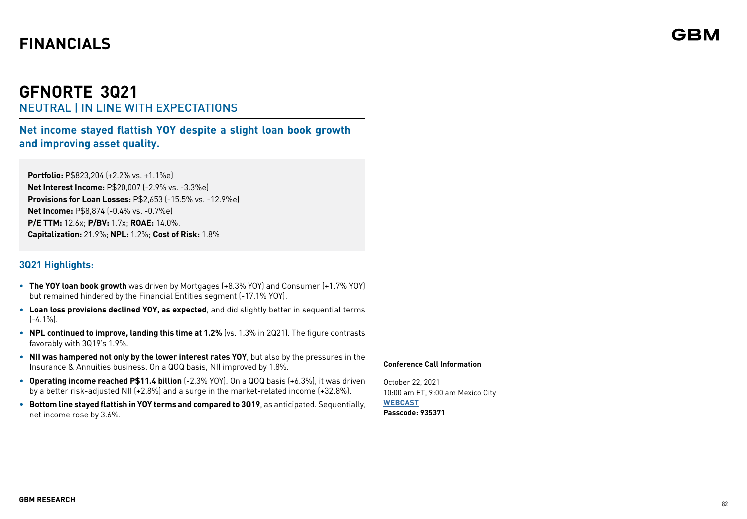# FINANCIALS

## GFNORTE 3Q21

NEUTRAL | IN LINE WITH EXPECTATIONS

### Net income stayed flattish YOY despite a slight loan book growth and improving asset quality.

**Portfolio:** P$823,204 (+2.2% vs. +1.1%e)
**Net Interest Income:** P$20,007 (-2.9% vs. -3.3%e)
**Provisions for Loan Losses:** P$2,653 (-15.5% vs. -12.9%e)
**Net Income:** P$8,874 (-0.4% vs. -0.7%e)
**P/E TTM:** 12.6x; **P/BV:** 1.7x; **ROAE:** 14.0%.
**Capitalization:** 21.9%; **NPL:** 1.2%; **Cost of Risk:** 1.8%

### 3Q21 Highlights:

- **The YOY loan book growth** was driven by Mortgages (+8.3% YOY) and Consumer (+1.7% YOY) but remained hindered by the Financial Entities segment (-17.1% YOY).
- **Loan loss provisions declined YOY, as expected**, and did slightly better in sequential terms (-4.1%).
- **NPL continued to improve, landing this time at 1.2%** (vs. 1.3% in 2Q21). The figure contrasts favorably with 3Q19's 1.9%.
- **NII was hampered not only by the lower interest rates YOY**, but also by the pressures in the Insurance & Annuities business. On a QOQ basis, NII improved by 1.8%.
- **Operating income reached P$11.4 billion** (-2.3% YOY). On a QOQ basis (+6.3%), it was driven by a better risk-adjusted NII (+2.8%) and a surge in the market-related income (+32.8%).
- **Bottom line stayed flattish in YOY terms and compared to 3Q19**, as anticipated. Sequentially, net income rose by 3.6%.

**Conference Call Information**

October 22, 2021
10:00 am ET, 9:00 am Mexico City
**WEBCAST**
**Passcode: 935371**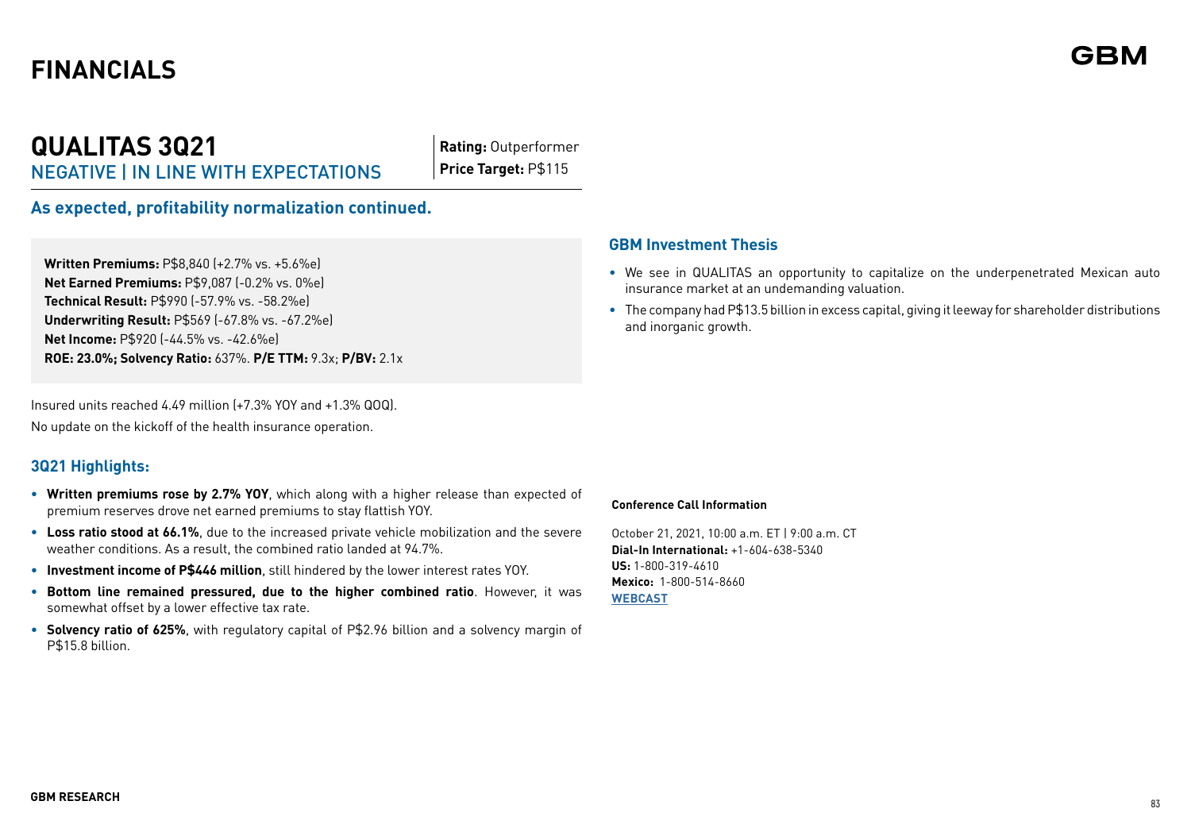# FINANCIALS

## QUALITAS 3Q21

NEGATIVE | IN LINE WITH EXPECTATIONS

**Rating:** Outperformer
**Price Target:** P$115

### As expected, profitability normalization continued.

**Written Premiums:** P$8,840 (+2.7% vs. +5.6%e)
**Net Earned Premiums:** P$9,087 (-0.2% vs. 0%e)
**Technical Result:** P$990 (-57.9% vs. -58.2%e)
**Underwriting Result:** P$569 (-67.8% vs. -67.2%e)
**Net Income:** P$920 (-44.5% vs. -42.6%e)
**ROE: 23.0%; Solvency Ratio:** 637%. **P/E TTM:** 9.3x; **P/BV:** 2.1x

Insured units reached 4.49 million (+7.3% YOY and +1.3% QOQ).

No update on the kickoff of the health insurance operation.

### 3Q21 Highlights:

- **Written premiums rose by 2.7% YOY**, which along with a higher release than expected of premium reserves drove net earned premiums to stay flattish YOY.
- **Loss ratio stood at 66.1%**, due to the increased private vehicle mobilization and the severe weather conditions. As a result, the combined ratio landed at 94.7%.
- **Investment income of P$446 million**, still hindered by the lower interest rates YOY.
- **Bottom line remained pressured, due to the higher combined ratio**. However, it was somewhat offset by a lower effective tax rate.
- **Solvency ratio of 625%**, with regulatory capital of P$2.96 billion and a solvency margin of P$15.8 billion.

### GBM Investment Thesis

- We see in QUALITAS an opportunity to capitalize on the underpenetrated Mexican auto insurance market at an undemanding valuation.
- The company had P$13.5 billion in excess capital, giving it leeway for shareholder distributions and inorganic growth.

**Conference Call Information**

October 21, 2021, 10:00 a.m. ET | 9:00 a.m. CT
**Dial-In International:** +1-604-638-5340
**US:** 1-800-319-4610
**Mexico:** 1-800-514-8660
**WEBCAST**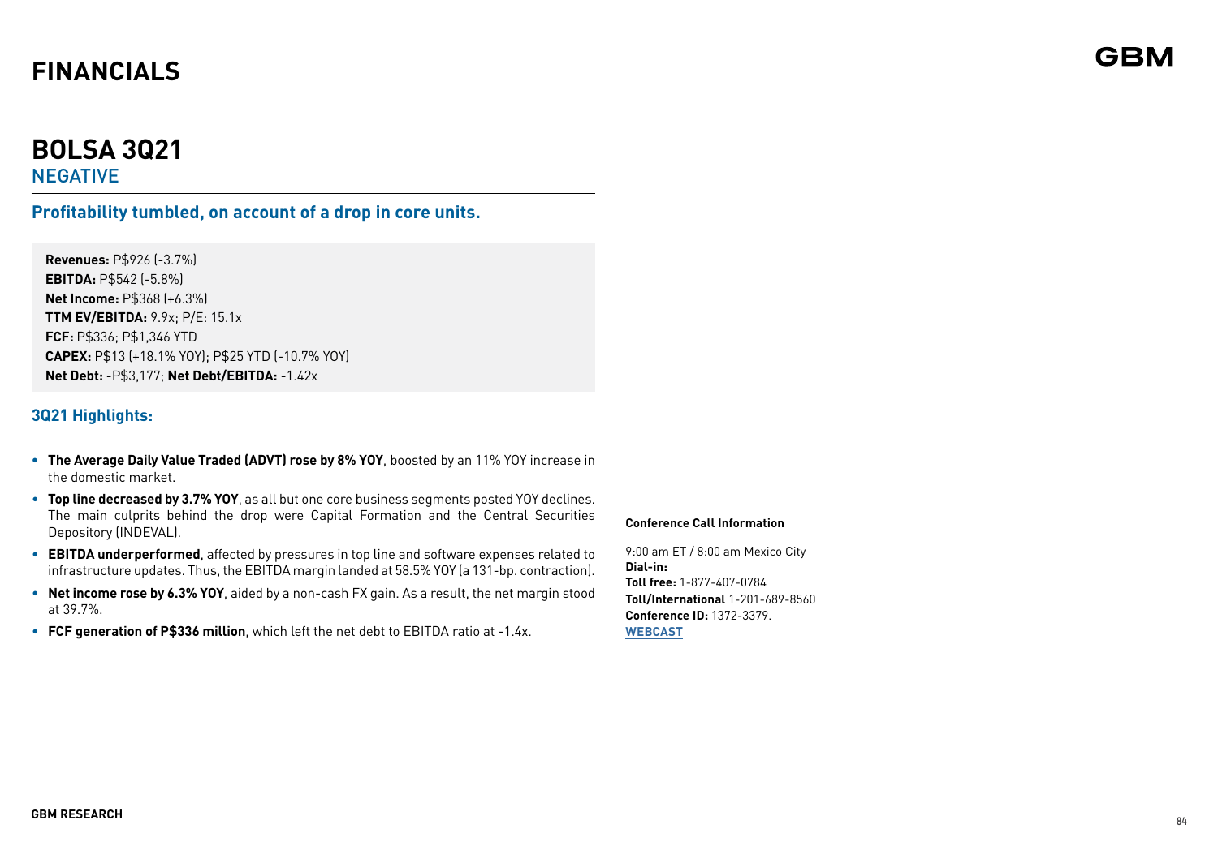# FINANCIALS

## BOLSA 3Q21

NEGATIVE

### Profitability tumbled, on account of a drop in core units.

**Revenues:** P$926 (-3.7%)
**EBITDA:** P$542 (-5.8%)
**Net Income:** P$368 (+6.3%)
**TTM EV/EBITDA:** 9.9x; P/E: 15.1x
**FCF:** P$336; P$1,346 YTD
**CAPEX:** P$13 (+18.1% YOY); P$25 YTD (-10.7% YOY)
**Net Debt:** -P$3,177; **Net Debt/EBITDA:** -1.42x

### 3Q21 Highlights:

- **The Average Daily Value Traded (ADVT) rose by 8% YOY**, boosted by an 11% YOY increase in the domestic market.
- **Top line decreased by 3.7% YOY**, as all but one core business segments posted YOY declines. The main culprits behind the drop were Capital Formation and the Central Securities Depository (INDEVAL).
- **EBITDA underperformed**, affected by pressures in top line and software expenses related to infrastructure updates. Thus, the EBITDA margin landed at 58.5% YOY (a 131-bp. contraction).
- **Net income rose by 6.3% YOY**, aided by a non-cash FX gain. As a result, the net margin stood at 39.7%.
- **FCF generation of P$336 million**, which left the net debt to EBITDA ratio at -1.4x.

**Conference Call Information**

9:00 am ET / 8:00 am Mexico City
**Dial-in:**
**Toll free:** 1-877-407-0784
**Toll/International** 1-201-689-8560
**Conference ID:** 1372-3379.
**WEBCAST**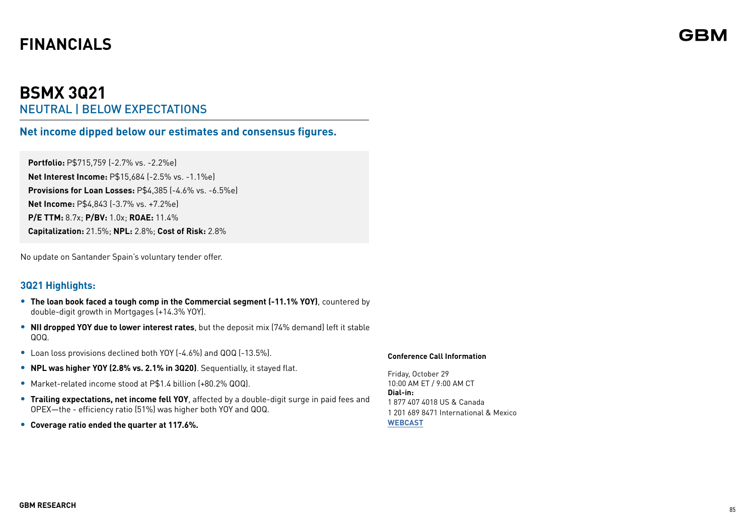# FINANCIALS

## BSMX 3Q21

NEUTRAL | BELOW EXPECTATIONS

### Net income dipped below our estimates and consensus figures.

**Portfolio:** P$715,759 (-2.7% vs. -2.2%e)
**Net Interest Income:** P$15,684 (-2.5% vs. -1.1%e)
**Provisions for Loan Losses:** P$4,385 (-4.6% vs. -6.5%e)
**Net Income:** P$4,843 (-3.7% vs. +7.2%e)
**P/E TTM:** 8.7x; **P/BV:** 1.0x; **ROAE:** 11.4%
**Capitalization:** 21.5%; **NPL:** 2.8%; **Cost of Risk:** 2.8%

No update on Santander Spain's voluntary tender offer.

### 3Q21 Highlights:

- **The loan book faced a tough comp in the Commercial segment (-11.1% YOY)**, countered by double-digit growth in Mortgages (+14.3% YOY).
- **NII dropped YOY due to lower interest rates**, but the deposit mix (74% demand) left it stable QOQ.
- Loan loss provisions declined both YOY (-4.6%) and QOQ (-13.5%).
- **NPL was higher YOY (2.8% vs. 2.1% in 3Q20)**. Sequentially, it stayed flat.
- Market-related income stood at P$1.4 billion (+80.2% QOQ).
- **Trailing expectations, net income fell YOY**, affected by a double-digit surge in paid fees and OPEX—the - efficiency ratio (51%) was higher both YOY and QOQ.
- **Coverage ratio ended the quarter at 117.6%.**

**Conference Call Information**

Friday, October 29
10:00 AM ET / 9:00 AM CT
**Dial-in:**
1 877 407 4018 US & Canada
1 201 689 8471 International & Mexico
**WEBCAST**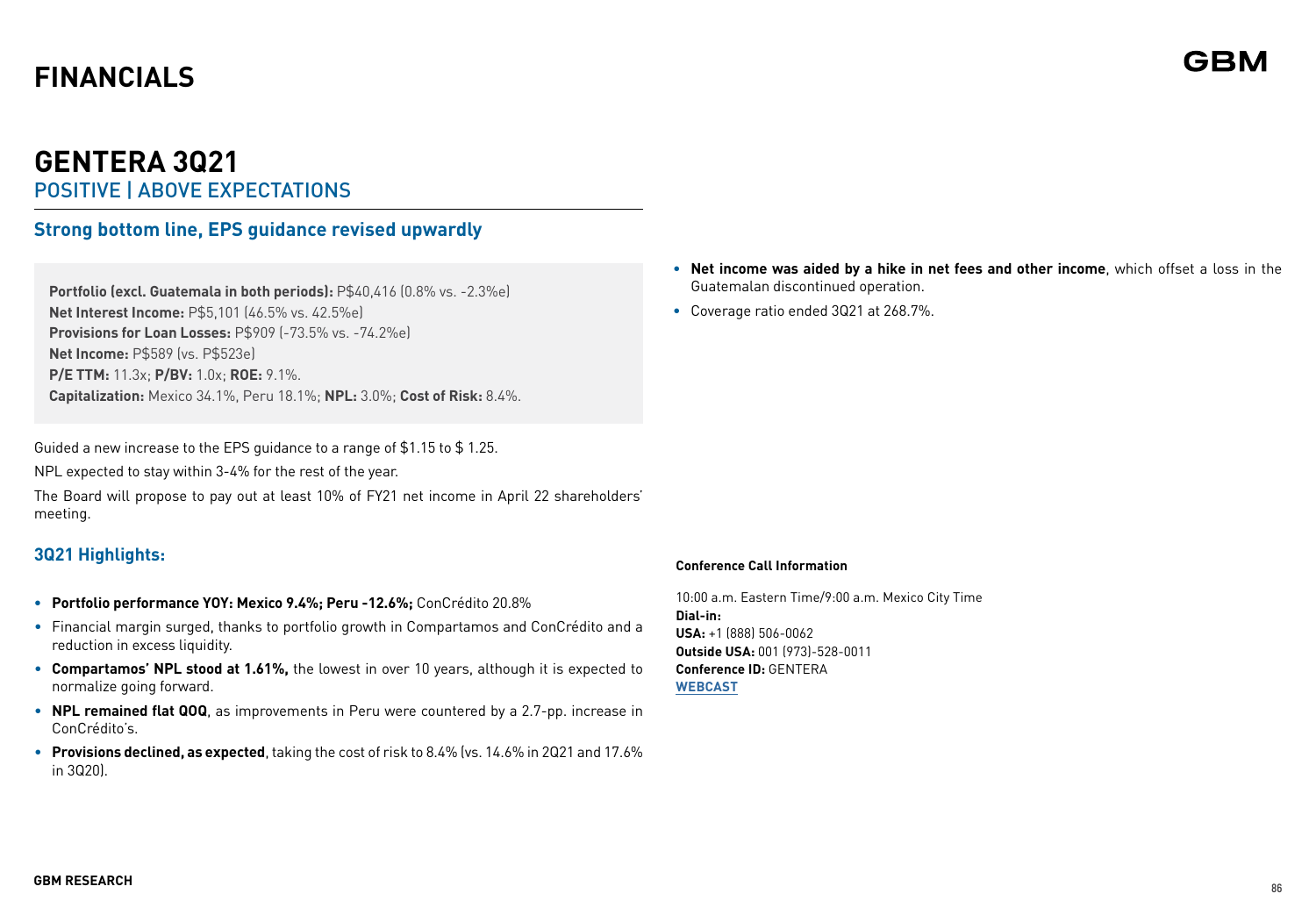# FINANCIALS

## GENTERA 3Q21

POSITIVE | ABOVE EXPECTATIONS

### Strong bottom line, EPS guidance revised upwardly

**Portfolio (excl. Guatemala in both periods):** P$40,416 (0.8% vs. -2.3%e)
**Net Interest Income:** P$5,101 (46.5% vs. 42.5%e)
**Provisions for Loan Losses:** P$909 (-73.5% vs. -74.2%e)
**Net Income:** P$589 (vs. P$523e)
**P/E TTM:** 11.3x; **P/BV:** 1.0x; **ROE:** 9.1%.
**Capitalization:** Mexico 34.1%, Peru 18.1%; **NPL:** 3.0%; **Cost of Risk:** 8.4%.

Guided a new increase to the EPS guidance to a range of $1.15 to $ 1.25.

NPL expected to stay within 3-4% for the rest of the year.

The Board will propose to pay out at least 10% of FY21 net income in April 22 shareholders' meeting.

### 3Q21 Highlights:

- **Portfolio performance YOY: Mexico 9.4%; Peru -12.6%;** ConCrédito 20.8%
- Financial margin surged, thanks to portfolio growth in Compartamos and ConCrédito and a reduction in excess liquidity.
- **Compartamos' NPL stood at 1.61%,** the lowest in over 10 years, although it is expected to normalize going forward.
- **NPL remained flat QOQ**, as improvements in Peru were countered by a 2.7-pp. increase in ConCrédito's.
- **Provisions declined, as expected**, taking the cost of risk to 8.4% (vs. 14.6% in 2Q21 and 17.6% in 3Q20).
- **Net income was aided by a hike in net fees and other income**, which offset a loss in the Guatemalan discontinued operation.
- Coverage ratio ended 3Q21 at 268.7%.

**Conference Call Information**

10:00 a.m. Eastern Time/9:00 a.m. Mexico City Time
**Dial-in:**
**USA:** +1 (888) 506-0062
**Outside USA:** 001 (973)-528-0011
**Conference ID:** GENTERA
**WEBCAST**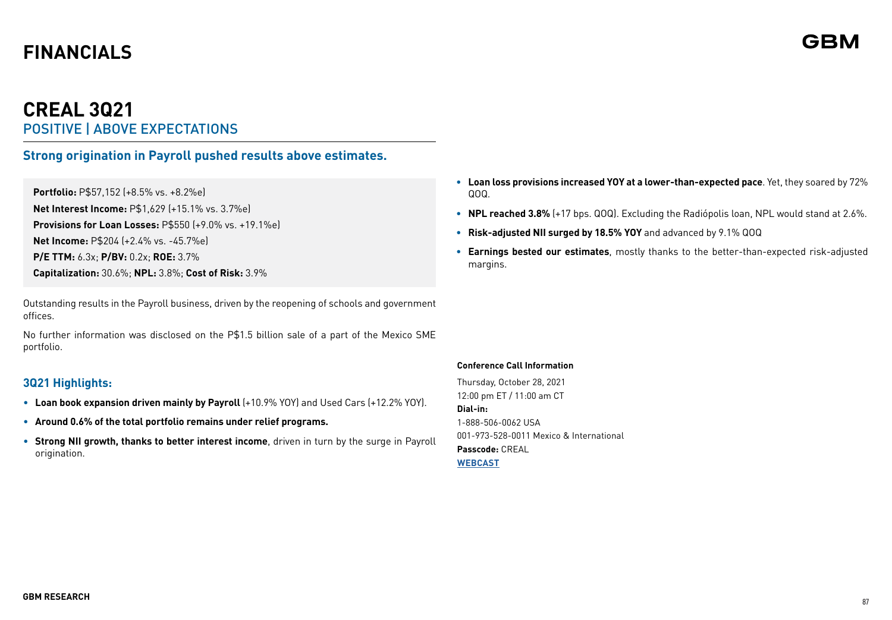# FINANCIALS

## CREAL 3Q21

POSITIVE | ABOVE EXPECTATIONS

### Strong origination in Payroll pushed results above estimates.

**Portfolio:** P$57,152 (+8.5% vs. +8.2%e)
**Net Interest Income:** P$1,629 (+15.1% vs. 3.7%e)
**Provisions for Loan Losses:** P$550 (+9.0% vs. +19.1%e)
**Net Income:** P$204 (+2.4% vs. -45.7%e)
**P/E TTM:** 6.3x; **P/BV:** 0.2x; **ROE:** 3.7%
**Capitalization:** 30.6%; **NPL:** 3.8%; **Cost of Risk:** 3.9%

Outstanding results in the Payroll business, driven by the reopening of schools and government offices.

No further information was disclosed on the P$1.5 billion sale of a part of the Mexico SME portfolio.

### 3Q21 Highlights:

- **Loan book expansion driven mainly by Payroll** (+10.9% YOY) and Used Cars (+12.2% YOY).
- **Around 0.6% of the total portfolio remains under relief programs.**
- **Strong NII growth, thanks to better interest income**, driven in turn by the surge in Payroll origination.
- **Loan loss provisions increased YOY at a lower-than-expected pace**. Yet, they soared by 72% QOQ.
- **NPL reached 3.8%** (+17 bps. QOQ). Excluding the Radiópolis loan, NPL would stand at 2.6%.
- **Risk-adjusted NII surged by 18.5% YOY** and advanced by 9.1% QOQ
- **Earnings bested our estimates**, mostly thanks to the better-than-expected risk-adjusted margins.

**Conference Call Information**

Thursday, October 28, 2021
12:00 pm ET / 11:00 am CT
**Dial-in:**
1-888-506-0062 USA
001-973-528-0011 Mexico & International
**Passcode:** CREAL
**WEBCAST**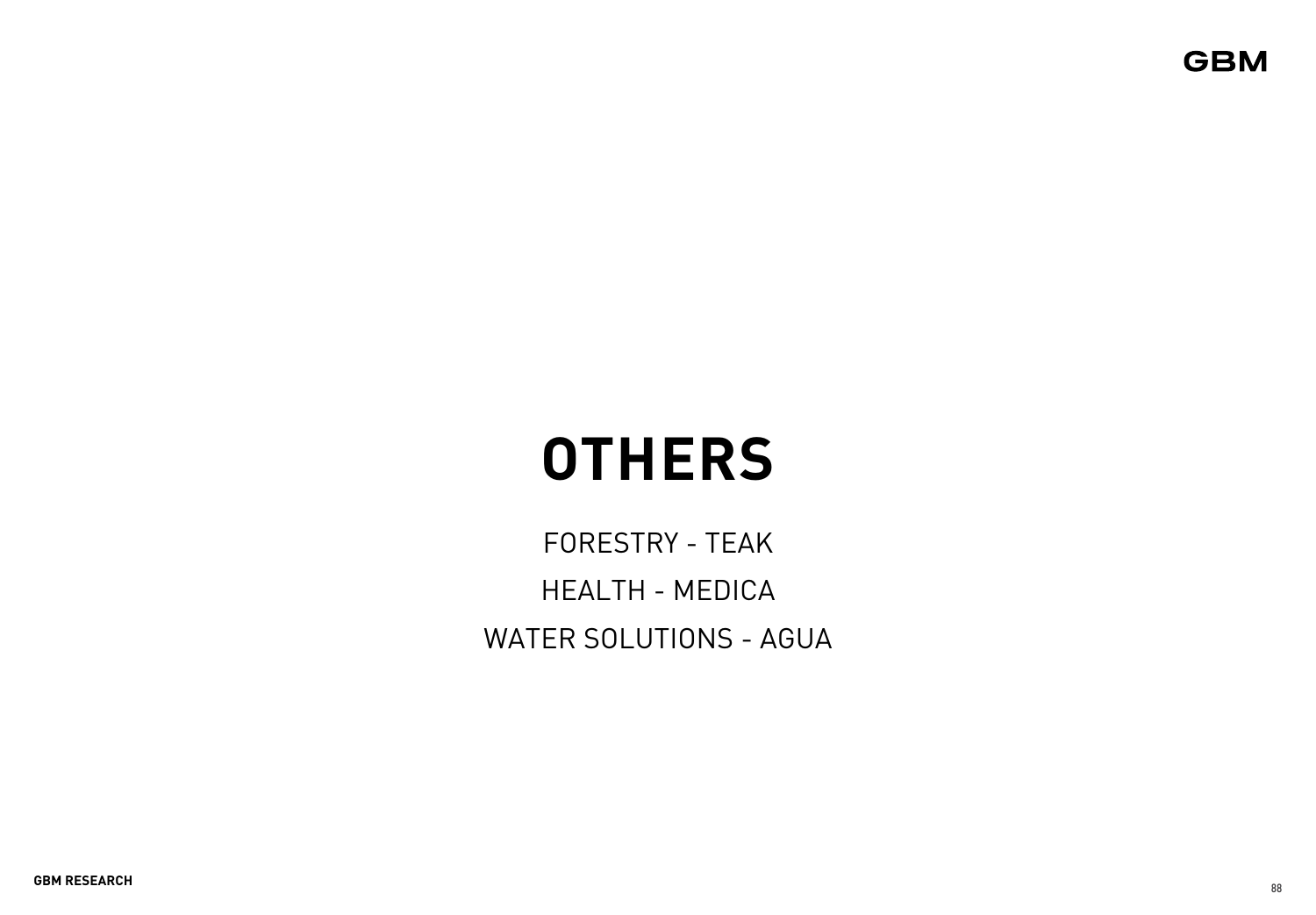# OTHERS

FORESTRY - TEAK

HEALTH - MEDICA

WATER SOLUTIONS - AGUA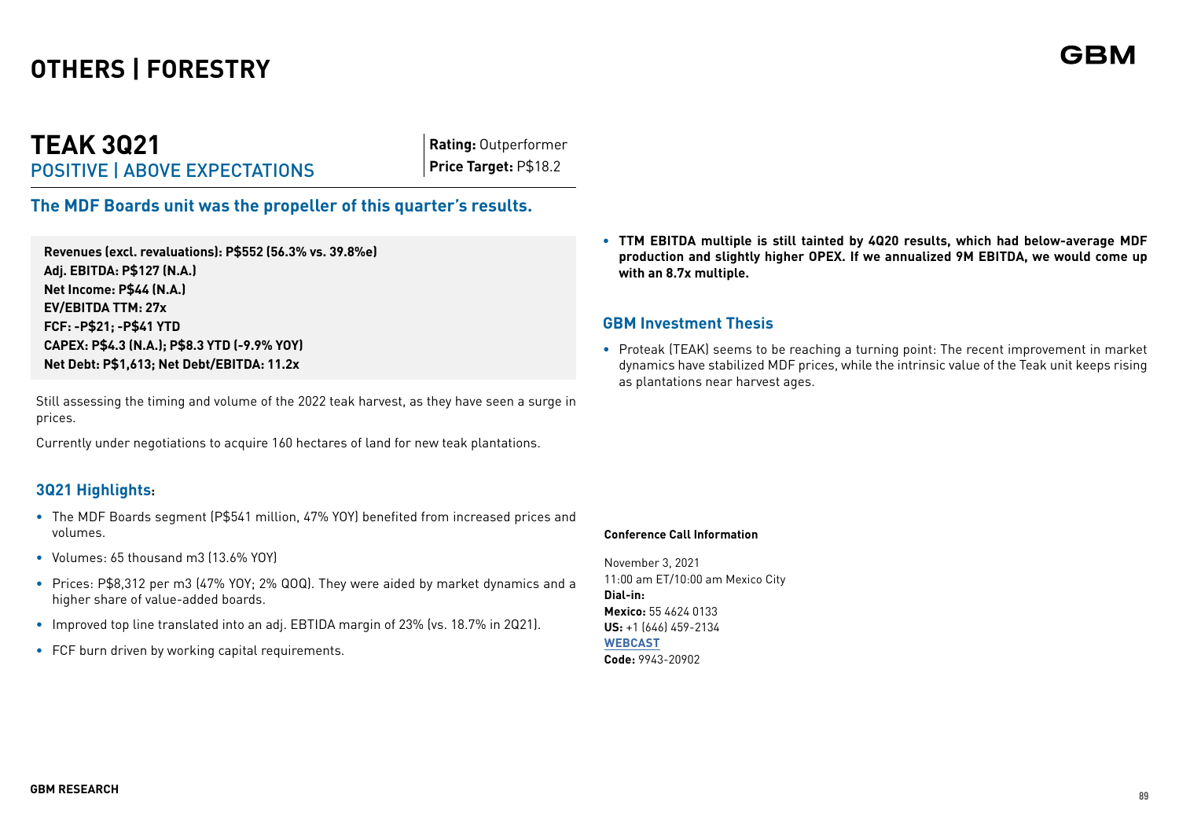# OTHERS | FORESTRY

## TEAK 3Q21

POSITIVE | ABOVE EXPECTATIONS

**Rating:** Outperformer
**Price Target:** P$18.2

### The MDF Boards unit was the propeller of this quarter's results.

**Revenues (excl. revaluations): P$552 (56.3% vs. 39.8%e)**
**Adj. EBITDA: P$127 (N.A.)**
**Net Income: P$44 (N.A.)**
**EV/EBITDA TTM: 27x**
**FCF: -P$21; -P$41 YTD**
**CAPEX: P$4.3 (N.A.); P$8.3 YTD (-9.9% YOY)**
**Net Debt: P$1,613; Net Debt/EBITDA: 11.2x**

Still assessing the timing and volume of the 2022 teak harvest, as they have seen a surge in prices.

Currently under negotiations to acquire 160 hectares of land for new teak plantations.

### 3Q21 Highlights:

- The MDF Boards segment (P$541 million, 47% YOY) benefited from increased prices and volumes.
- Volumes: 65 thousand m3 (13.6% YOY)
- Prices: P$8,312 per m3 (47% YOY; 2% QOQ). They were aided by market dynamics and a higher share of value-added boards.
- Improved top line translated into an adj. EBTIDA margin of 23% (vs. 18.7% in 2Q21).
- FCF burn driven by working capital requirements.

- **TTM EBITDA multiple is still tainted by 4Q20 results, which had below-average MDF production and slightly higher OPEX. If we annualized 9M EBITDA, we would come up with an 8.7x multiple.**

### GBM Investment Thesis

- Proteak (TEAK) seems to be reaching a turning point: The recent improvement in market dynamics have stabilized MDF prices, while the intrinsic value of the Teak unit keeps rising as plantations near harvest ages.

**Conference Call Information**

November 3, 2021
11:00 am ET/10:00 am Mexico City
**Dial-in:**
**Mexico:** 55 4624 0133
**US:** +1 (646) 459-2134
**WEBCAST**
**Code:** 9943-20902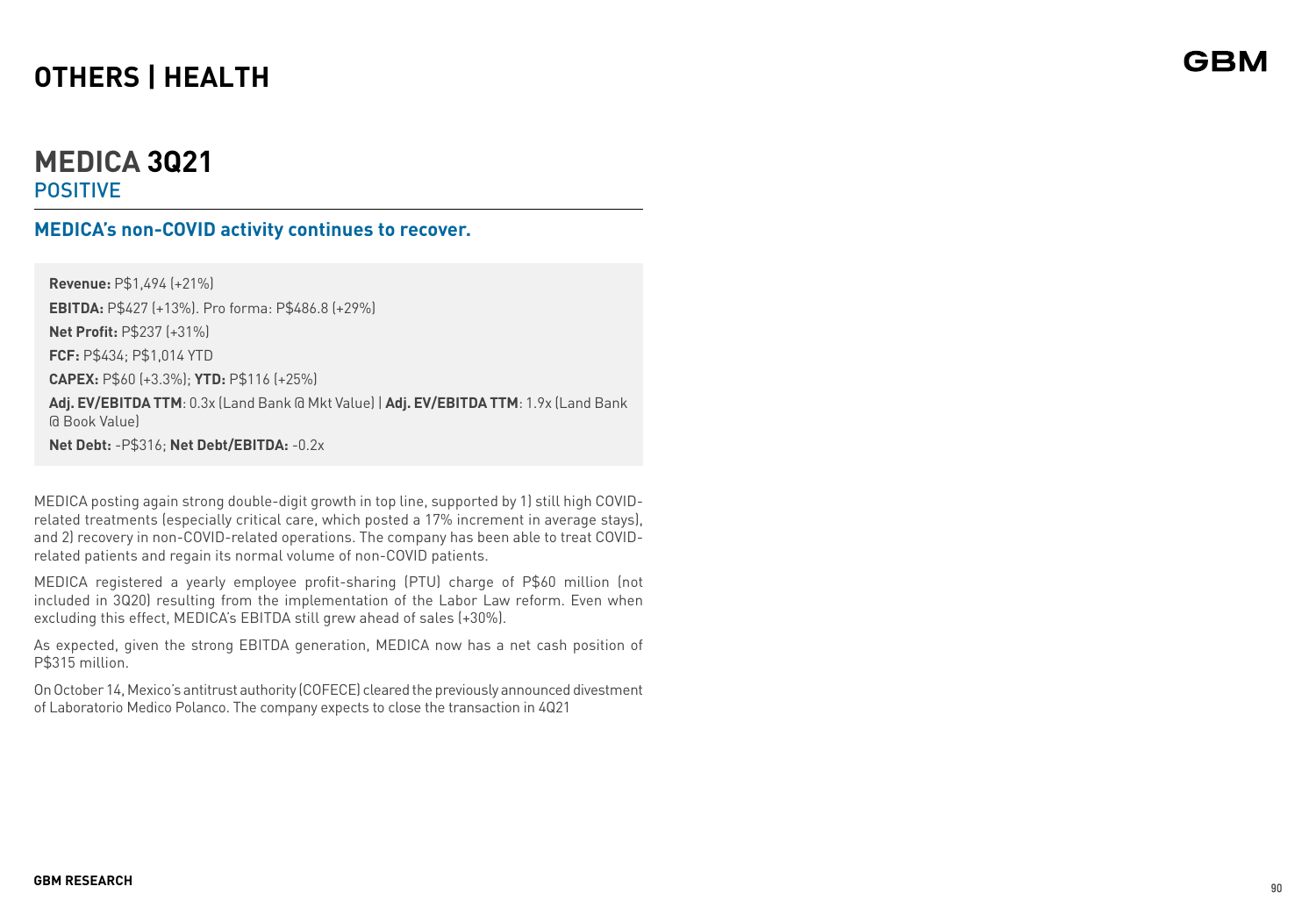# OTHERS | HEALTH

## MEDICA 3Q21

POSITIVE

### MEDICA's non-COVID activity continues to recover.

**Revenue:** P$1,494 (+21%)

**EBITDA:** P$427 (+13%). Pro forma: P$486.8 (+29%)

**Net Profit:** P$237 (+31%)

**FCF:** P$434; P$1,014 YTD

**CAPEX:** P$60 (+3.3%); **YTD:** P$116 (+25%)

**Adj. EV/EBITDA TTM**: 0.3x (Land Bank @ Mkt Value) | **Adj. EV/EBITDA TTM**: 1.9x (Land Bank @ Book Value)

**Net Debt:** -P$316; **Net Debt/EBITDA:** -0.2x

MEDICA posting again strong double-digit growth in top line, supported by 1) still high COVID-related treatments (especially critical care, which posted a 17% increment in average stays), and 2) recovery in non-COVID-related operations. The company has been able to treat COVID-related patients and regain its normal volume of non-COVID patients.

MEDICA registered a yearly employee profit-sharing (PTU) charge of P$60 million (not included in 3Q20) resulting from the implementation of the Labor Law reform. Even when excluding this effect, MEDICA's EBITDA still grew ahead of sales (+30%).

As expected, given the strong EBITDA generation, MEDICA now has a net cash position of P$315 million.

On October 14, Mexico's antitrust authority (COFECE) cleared the previously announced divestment of Laboratorio Medico Polanco. The company expects to close the transaction in 4Q21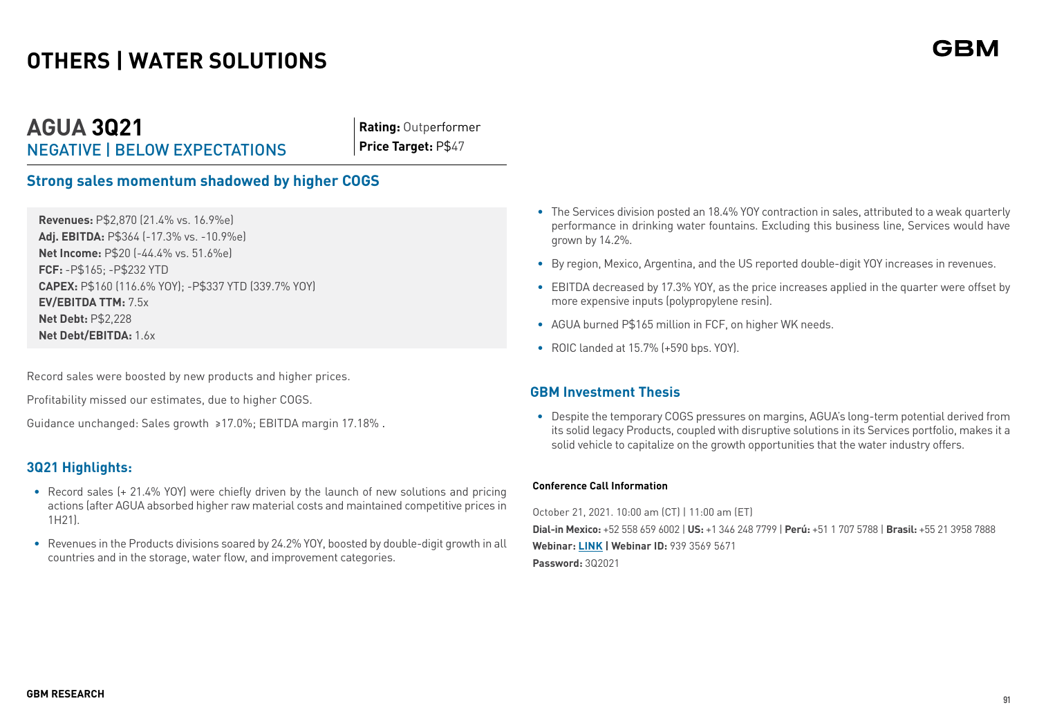# OTHERS | WATER SOLUTIONS

## AGUA 3Q21
NEGATIVE | BELOW EXPECTATIONS

**Rating:** Outperformer
**Price Target:** P$47

### Strong sales momentum shadowed by higher COGS

**Revenues:** P$2,870 (21.4% vs. 16.9%e)
**Adj. EBITDA:** P$364 (-17.3% vs. -10.9%e)
**Net Income:** P$20 (-44.4% vs. 51.6%e)
**FCF:** -P$165; -P$232 YTD
**CAPEX:** P$160 (116.6% YOY); -P$337 YTD (339.7% YOY)
**EV/EBITDA TTM:** 7.5x
**Net Debt:** P$2,228
**Net Debt/EBITDA:** 1.6x

Record sales were boosted by new products and higher prices.

Profitability missed our estimates, due to higher COGS.

Guidance unchanged: Sales growth ≥17.0%; EBITDA margin 17.18% .

### 3Q21 Highlights:

- Record sales (+ 21.4% YOY) were chiefly driven by the launch of new solutions and pricing actions (after AGUA absorbed higher raw material costs and maintained competitive prices in 1H21).
- Revenues in the Products divisions soared by 24.2% YOY, boosted by double-digit growth in all countries and in the storage, water flow, and improvement categories.
- The Services division posted an 18.4% YOY contraction in sales, attributed to a weak quarterly performance in drinking water fountains. Excluding this business line, Services would have grown by 14.2%.
- By region, Mexico, Argentina, and the US reported double-digit YOY increases in revenues.
- EBITDA decreased by 17.3% YOY, as the price increases applied in the quarter were offset by more expensive inputs (polypropylene resin).
- AGUA burned P$165 million in FCF, on higher WK needs.
- ROIC landed at 15.7% (+590 bps. YOY).

### GBM Investment Thesis

- Despite the temporary COGS pressures on margins, AGUA's long-term potential derived from its solid legacy Products, coupled with disruptive solutions in its Services portfolio, makes it a solid vehicle to capitalize on the growth opportunities that the water industry offers.

**Conference Call Information**

October 21, 2021. 10:00 am (CT) | 11:00 am (ET)
**Dial-in Mexico:** +52 558 659 6002 | **US:** +1 346 248 7799 | **Perú:** +51 1 707 5788 | **Brasil:** +55 21 3958 7888
**Webinar:** LINK | **Webinar ID:** 939 3569 5671
**Password:** 3Q2021